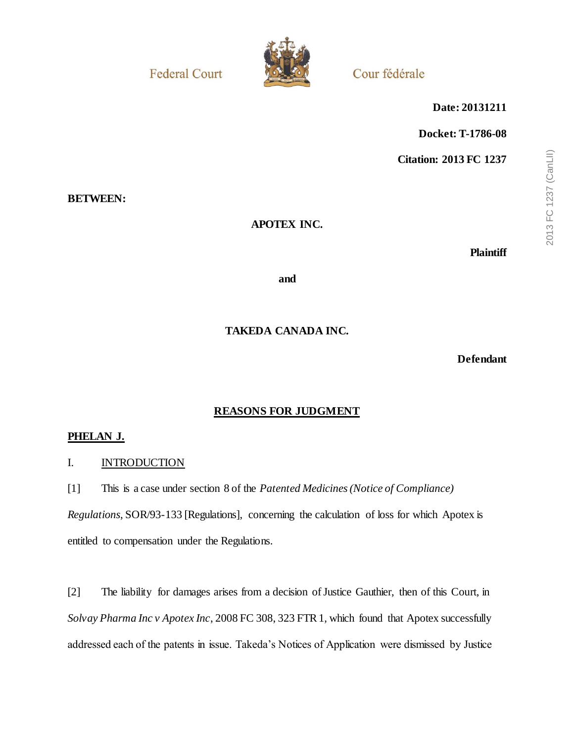Federal Court | Cour fédérale

**Date: 20131211**

**Docket: T-1786-08**

**Citation: 2013 FC 1237**

**BETWEEN:**

**APOTEX INC.**

**Plaintiff**

**and**

**TAKEDA CANADA INC.**

**Defendant**

## REASONS FOR JUDGMENT

**PHELAN J.**

### I. INTRODUCTION

[1] This is a case under section 8 of the *Patented Medicines (Notice of Compliance) Regulations*, SOR/93-133 [Regulations], concerning the calculation of loss for which Apotex is entitled to compensation under the Regulations.

[2] The liability for damages arises from a decision of Justice Gauthier, then of this Court, in *Solvay Pharma Inc v Apotex Inc*, 2008 FC 308, 323 FTR 1, which found that Apotex successfully addressed each of the patents in issue. Takeda's Notices of Application were dismissed by Justice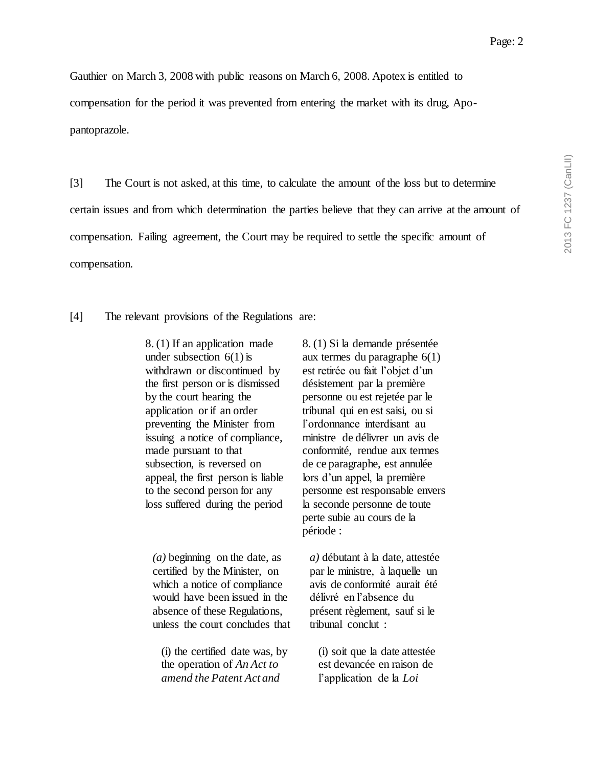Gauthier on March 3, 2008 with public reasons on March 6, 2008. Apotex is entitled to compensation for the period it was prevented from entering the market with its drug, Apo-pantoprazole.

[3] The Court is not asked, at this time, to calculate the amount of the loss but to determine certain issues and from which determination the parties believe that they can arrive at the amount of compensation. Failing agreement, the Court may be required to settle the specific amount of compensation.

[4] The relevant provisions of the Regulations are:

| | |
|---|---|
| 8. (1) If an application made under subsection 6(1) is withdrawn or discontinued by the first person or is dismissed by the court hearing the application or if an order preventing the Minister from issuing a notice of compliance, made pursuant to that subsection, is reversed on appeal, the first person is liable to the second person for any loss suffered during the period | 8. (1) Si la demande présentée aux termes du paragraphe 6(1) est retirée ou fait l'objet d'un désistement par la première personne ou est rejetée par le tribunal qui en est saisi, ou si l'ordonnance interdisant au ministre de délivrer un avis de conformité, rendue aux termes de ce paragraphe, est annulée lors d'un appel, la première personne est responsable envers la seconde personne de toute perte subie au cours de la période : |
| *(a)* beginning on the date, as certified by the Minister, on which a notice of compliance would have been issued in the absence of these Regulations, unless the court concludes that | *a)* débutant à la date, attestée par le ministre, à laquelle un avis de conformité aurait été délivré en l'absence du présent règlement, sauf si le tribunal conclut : |
| (i) the certified date was, by the operation of *An Act to amend the Patent Act and* | (i) soit que la date attestée est devancée en raison de l'application de la *Loi* |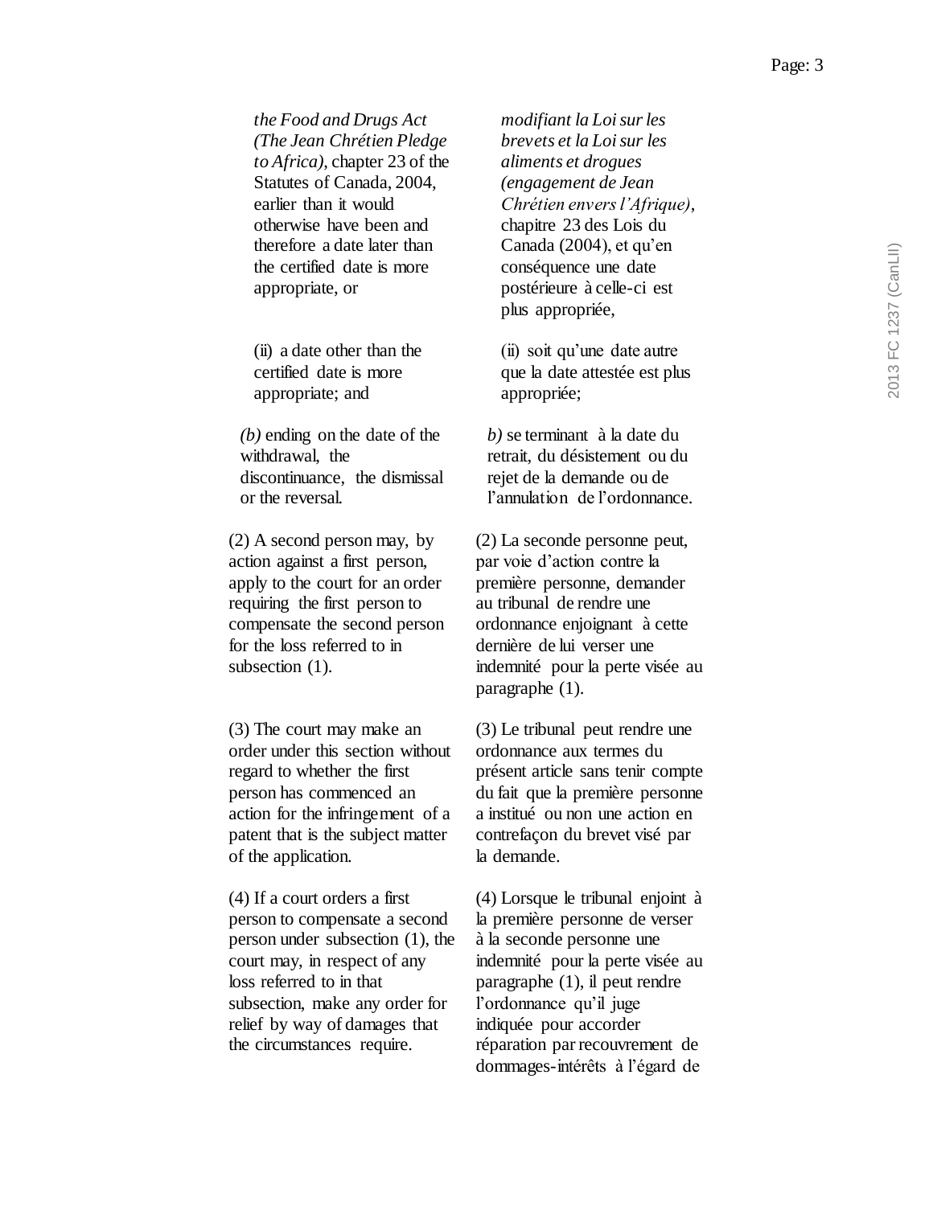| | |
|---|---|
| *the Food and Drugs Act (The Jean Chrétien Pledge to Africa)*, chapter 23 of the Statutes of Canada, 2004, earlier than it would otherwise have been and therefore a date later than the certified date is more appropriate, or | *modifiant la Loi sur les brevets et la Loi sur les aliments et drogues (engagement de Jean Chrétien envers l'Afrique)*, chapitre 23 des Lois du Canada (2004), et qu'en conséquence une date postérieure à celle-ci est plus appropriée, |
| (ii) a date other than the certified date is more appropriate; and | (ii) soit qu'une date autre que la date attestée est plus appropriée; |
| *(b)* ending on the date of the withdrawal, the discontinuance, the dismissal or the reversal. | *b)* se terminant à la date du retrait, du désistement ou du rejet de la demande ou de l'annulation de l'ordonnance. |
| (2) A second person may, by action against a first person, apply to the court for an order requiring the first person to compensate the second person for the loss referred to in subsection (1). | (2) La seconde personne peut, par voie d'action contre la première personne, demander au tribunal de rendre une ordonnance enjoignant à cette dernière de lui verser une indemnité pour la perte visée au paragraphe (1). |
| (3) The court may make an order under this section without regard to whether the first person has commenced an action for the infringement of a patent that is the subject matter of the application. | (3) Le tribunal peut rendre une ordonnance aux termes du présent article sans tenir compte du fait que la première personne a institué ou non une action en contrefaçon du brevet visé par la demande. |
| (4) If a court orders a first person to compensate a second person under subsection (1), the court may, in respect of any loss referred to in that subsection, make any order for relief by way of damages that the circumstances require. | (4) Lorsque le tribunal enjoint à la première personne de verser à la seconde personne une indemnité pour la perte visée au paragraphe (1), il peut rendre l'ordonnance qu'il juge indiquée pour accorder réparation par recouvrement de dommages-intérêts à l'égard de |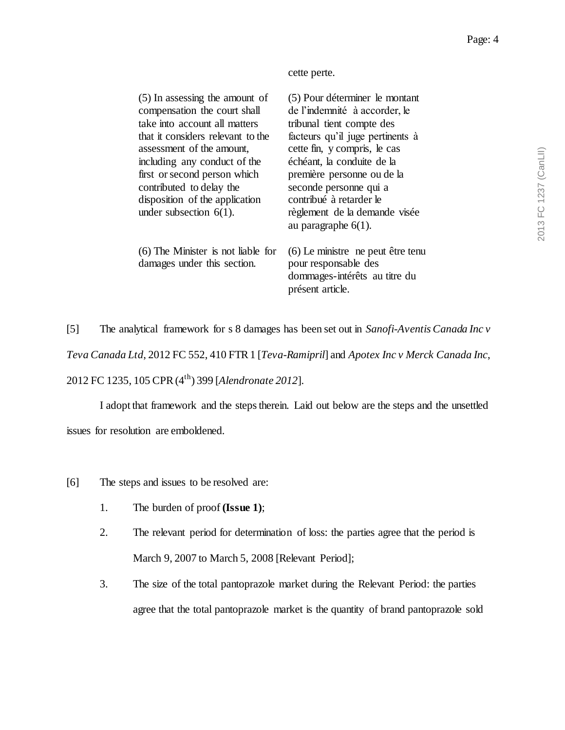| | cette perte. |
|---|---|
| (5) In assessing the amount of compensation the court shall take into account all matters that it considers relevant to the assessment of the amount, including any conduct of the first or second person which contributed to delay the disposition of the application under subsection 6(1). | (5) Pour déterminer le montant de l'indemnité à accorder, le tribunal tient compte des facteurs qu'il juge pertinents à cette fin, y compris, le cas échéant, la conduite de la première personne ou de la seconde personne qui a contribué à retarder le règlement de la demande visée au paragraphe 6(1). |
| (6) The Minister is not liable for damages under this section. | (6) Le ministre ne peut être tenu pour responsable des dommages-intérêts au titre du présent article. |

[5] The analytical framework for s 8 damages has been set out in *Sanofi-Aventis Canada Inc v Teva Canada Ltd*, 2012 FC 552, 410 FTR 1 [*Teva-Ramipril*] and *Apotex Inc v Merck Canada Inc*, 2012 FC 1235, 105 CPR (4th) 399 [*Alendronate 2012*].

I adopt that framework and the steps therein. Laid out below are the steps and the unsettled issues for resolution are emboldened.

[6] The steps and issues to be resolved are:

1. The burden of proof **(Issue 1)**;
2. The relevant period for determination of loss: the parties agree that the period is March 9, 2007 to March 5, 2008 [Relevant Period];
3. The size of the total pantoprazole market during the Relevant Period: the parties agree that the total pantoprazole market is the quantity of brand pantoprazole sold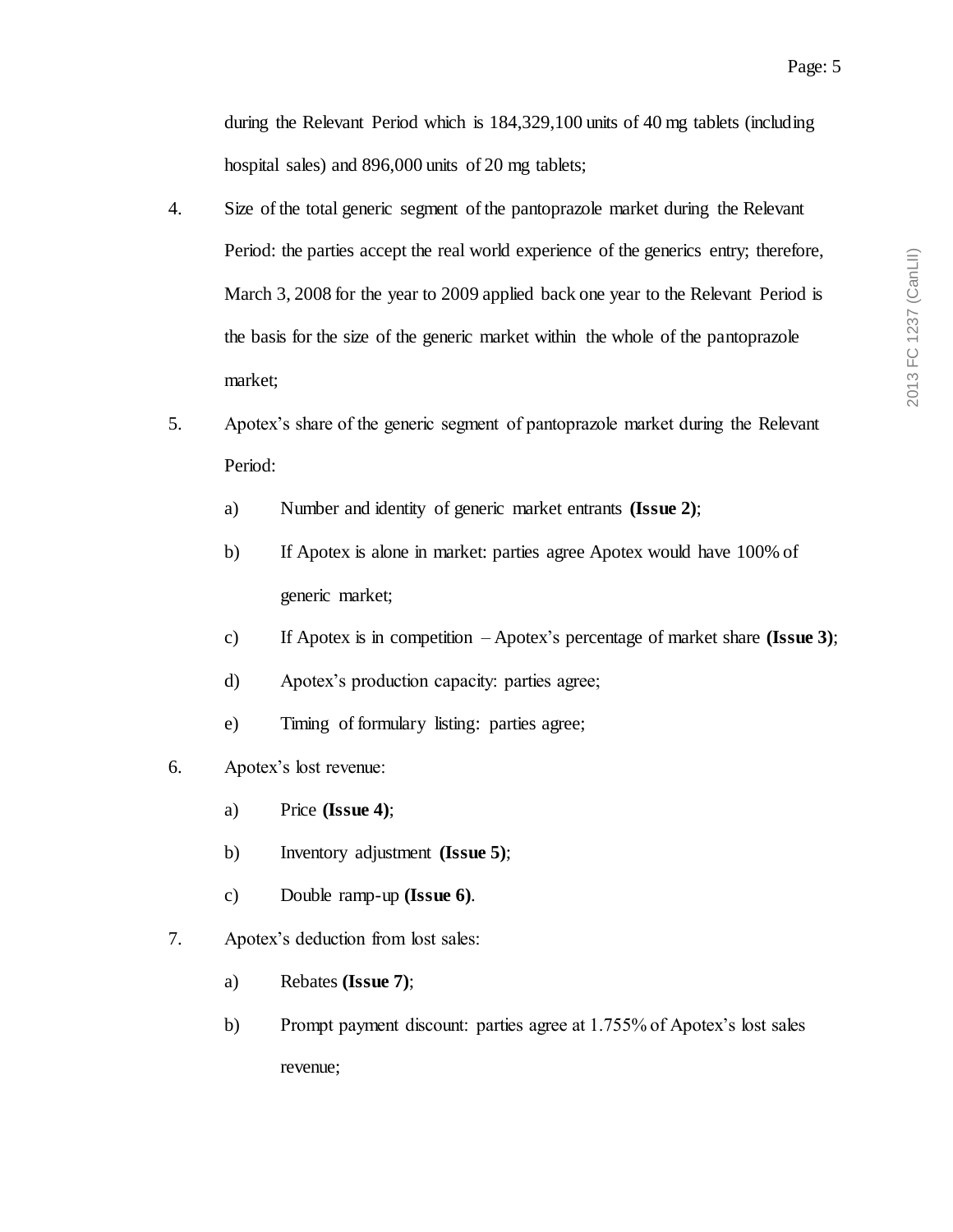during the Relevant Period which is 184,329,100 units of 40 mg tablets (including hospital sales) and 896,000 units of 20 mg tablets;

4. Size of the total generic segment of the pantoprazole market during the Relevant Period: the parties accept the real world experience of the generics entry; therefore, March 3, 2008 for the year to 2009 applied back one year to the Relevant Period is the basis for the size of the generic market within the whole of the pantoprazole market;

5. Apotex's share of the generic segment of pantoprazole market during the Relevant Period:

    a) Number and identity of generic market entrants **(Issue 2)**;

    b) If Apotex is alone in market: parties agree Apotex would have 100% of generic market;

    c) If Apotex is in competition – Apotex's percentage of market share **(Issue 3)**;

    d) Apotex's production capacity: parties agree;

    e) Timing of formulary listing: parties agree;

6. Apotex's lost revenue:

    a) Price **(Issue 4)**;

    b) Inventory adjustment **(Issue 5)**;

    c) Double ramp-up **(Issue 6)**.

7. Apotex's deduction from lost sales:

    a) Rebates **(Issue 7)**;

    b) Prompt payment discount: parties agree at 1.755% of Apotex's lost sales revenue;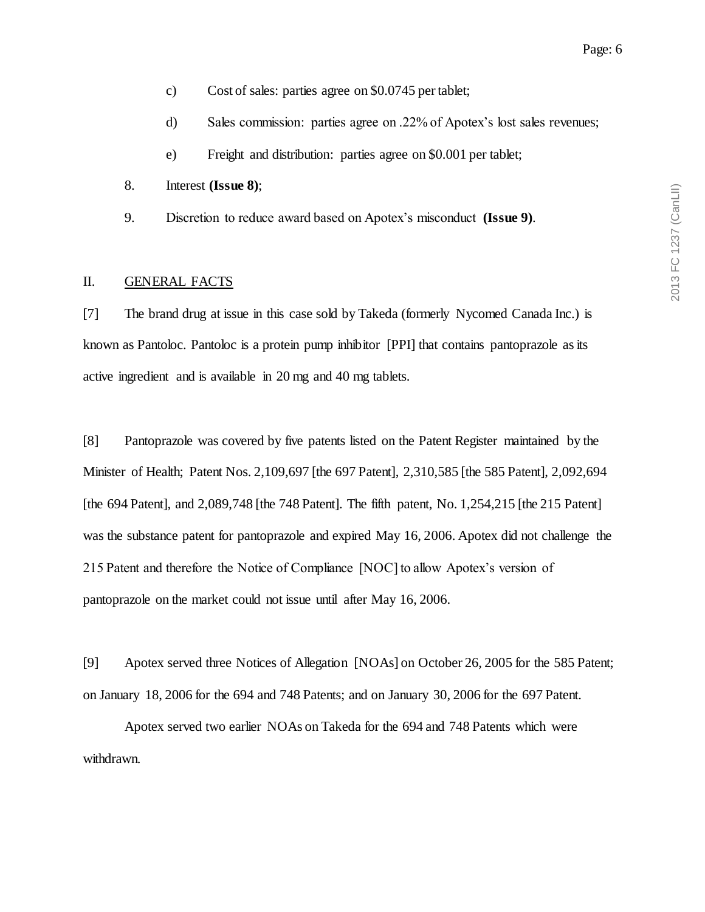c) Cost of sales: parties agree on $0.0745 per tablet;

d) Sales commission: parties agree on .22% of Apotex's lost sales revenues;

e) Freight and distribution: parties agree on $0.001 per tablet;

8. Interest **(Issue 8)**;

9. Discretion to reduce award based on Apotex's misconduct **(Issue 9)**.

## II. GENERAL FACTS

[7] The brand drug at issue in this case sold by Takeda (formerly Nycomed Canada Inc.) is known as Pantoloc. Pantoloc is a protein pump inhibitor [PPI] that contains pantoprazole as its active ingredient and is available in 20 mg and 40 mg tablets.

[8] Pantoprazole was covered by five patents listed on the Patent Register maintained by the Minister of Health; Patent Nos. 2,109,697 [the 697 Patent], 2,310,585 [the 585 Patent], 2,092,694 [the 694 Patent], and 2,089,748 [the 748 Patent]. The fifth patent, No. 1,254,215 [the 215 Patent] was the substance patent for pantoprazole and expired May 16, 2006. Apotex did not challenge the 215 Patent and therefore the Notice of Compliance [NOC] to allow Apotex's version of pantoprazole on the market could not issue until after May 16, 2006.

[9] Apotex served three Notices of Allegation [NOAs] on October 26, 2005 for the 585 Patent; on January 18, 2006 for the 694 and 748 Patents; and on January 30, 2006 for the 697 Patent.

Apotex served two earlier NOAs on Takeda for the 694 and 748 Patents which were withdrawn.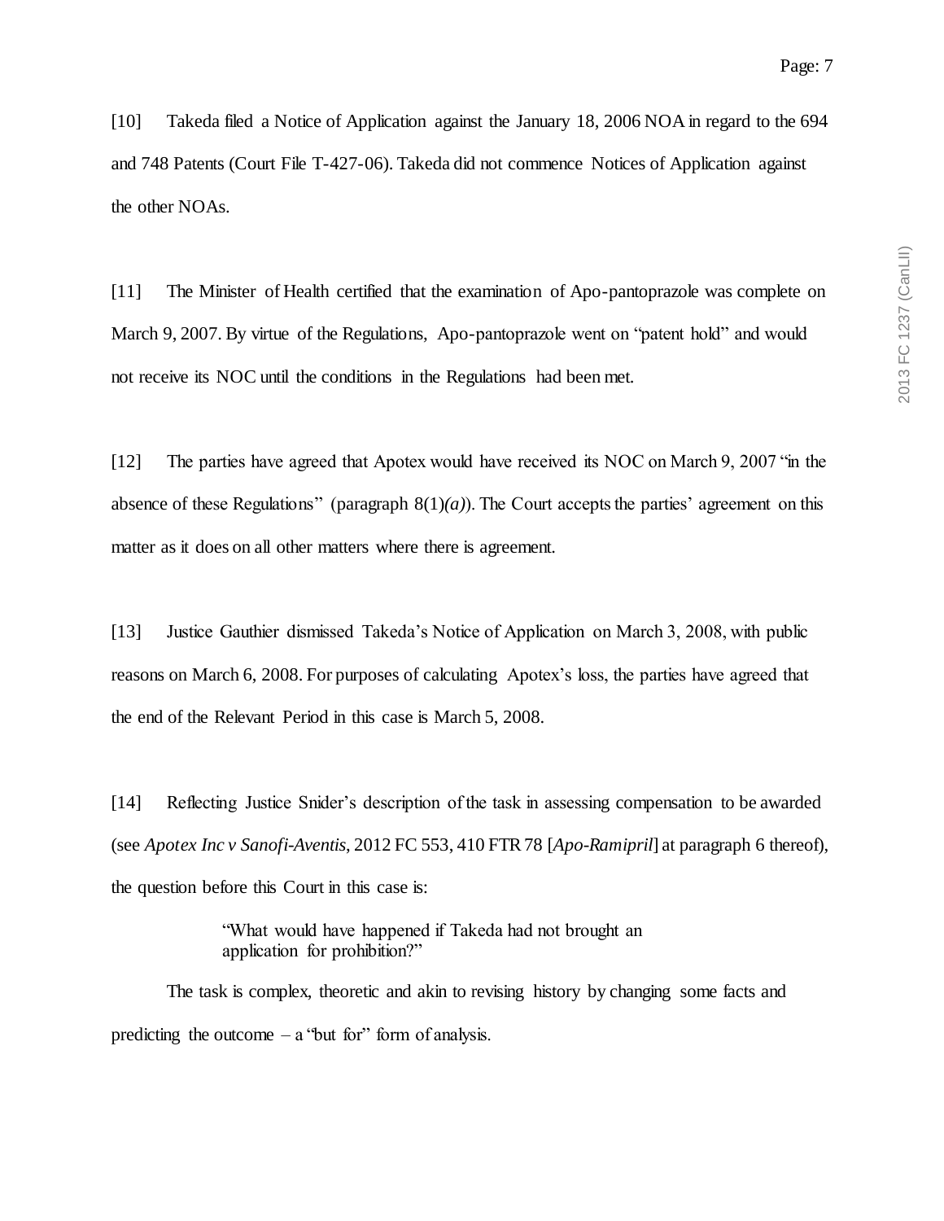[10] Takeda filed a Notice of Application against the January 18, 2006 NOA in regard to the 694 and 748 Patents (Court File T-427-06). Takeda did not commence Notices of Application against the other NOAs.

[11] The Minister of Health certified that the examination of Apo-pantoprazole was complete on March 9, 2007. By virtue of the Regulations, Apo-pantoprazole went on "patent hold" and would not receive its NOC until the conditions in the Regulations had been met.

[12] The parties have agreed that Apotex would have received its NOC on March 9, 2007 "in the absence of these Regulations" (paragraph 8(1)*(a)*). The Court accepts the parties' agreement on this matter as it does on all other matters where there is agreement.

[13] Justice Gauthier dismissed Takeda's Notice of Application on March 3, 2008, with public reasons on March 6, 2008. For purposes of calculating Apotex's loss, the parties have agreed that the end of the Relevant Period in this case is March 5, 2008.

[14] Reflecting Justice Snider's description of the task in assessing compensation to be awarded (see *Apotex Inc v Sanofi-Aventis*, 2012 FC 553, 410 FTR 78 [*Apo-Ramipril*] at paragraph 6 thereof), the question before this Court in this case is:

> "What would have happened if Takeda had not brought an application for prohibition?"

The task is complex, theoretic and akin to revising history by changing some facts and predicting the outcome – a "but for" form of analysis.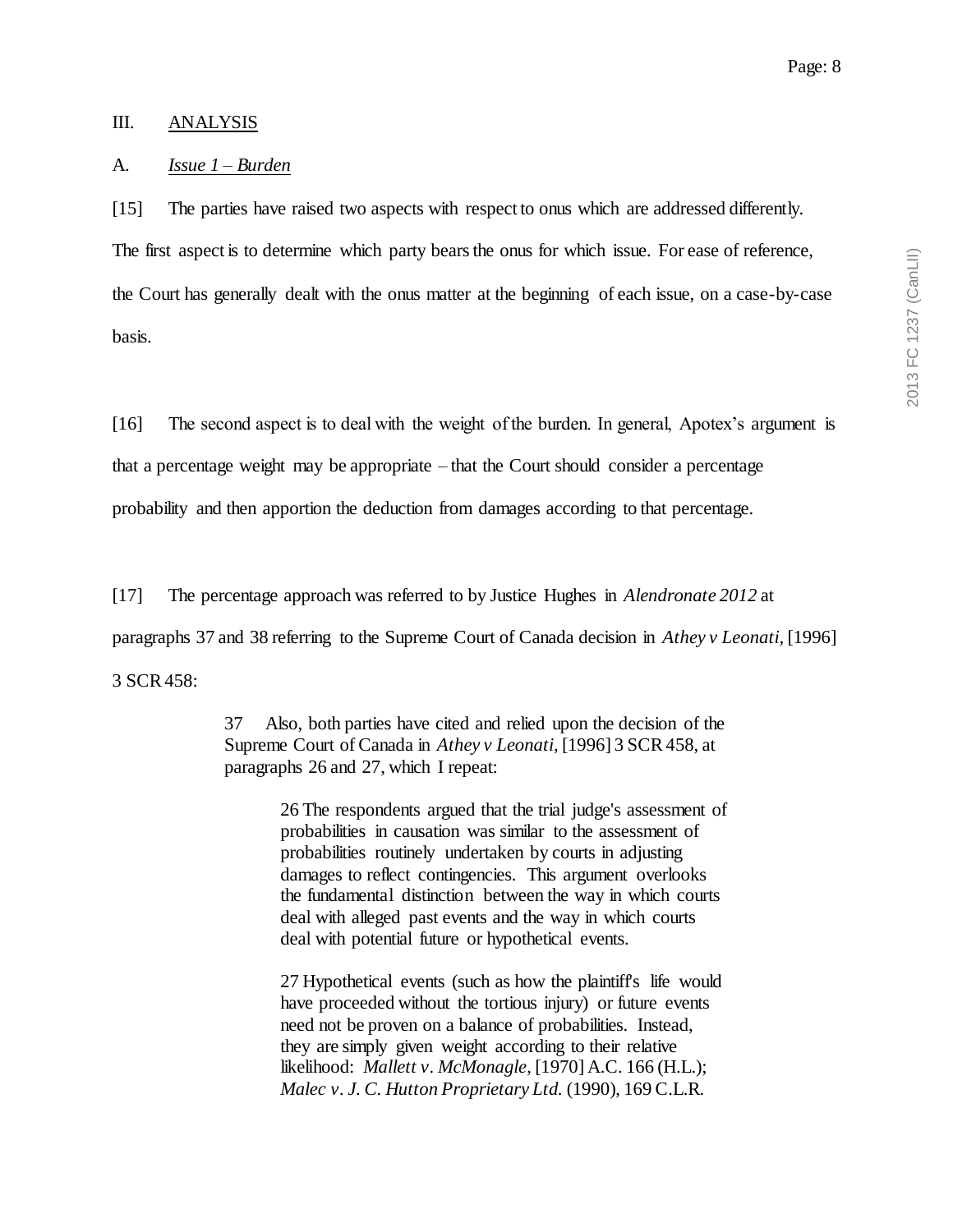## III. ANALYSIS

### A. *Issue 1 – Burden*

[15] The parties have raised two aspects with respect to onus which are addressed differently. The first aspect is to determine which party bears the onus for which issue. For ease of reference, the Court has generally dealt with the onus matter at the beginning of each issue, on a case-by-case basis.

[16] The second aspect is to deal with the weight of the burden. In general, Apotex's argument is that a percentage weight may be appropriate – that the Court should consider a percentage probability and then apportion the deduction from damages according to that percentage.

[17] The percentage approach was referred to by Justice Hughes in *Alendronate 2012* at paragraphs 37 and 38 referring to the Supreme Court of Canada decision in *Athey v Leonati*, [1996] 3 SCR 458:

> 37 Also, both parties have cited and relied upon the decision of the Supreme Court of Canada in *Athey v Leonati*, [1996] 3 SCR 458, at paragraphs 26 and 27, which I repeat:
>
> > 26 The respondents argued that the trial judge's assessment of probabilities in causation was similar to the assessment of probabilities routinely undertaken by courts in adjusting damages to reflect contingencies. This argument overlooks the fundamental distinction between the way in which courts deal with alleged past events and the way in which courts deal with potential future or hypothetical events.
> >
> > 27 Hypothetical events (such as how the plaintiff's life would have proceeded without the tortious injury) or future events need not be proven on a balance of probabilities. Instead, they are simply given weight according to their relative likelihood: *Mallett v. McMonagle*, [1970] A.C. 166 (H.L.); *Malec v. J. C. Hutton Proprietary Ltd.* (1990), 169 C.L.R.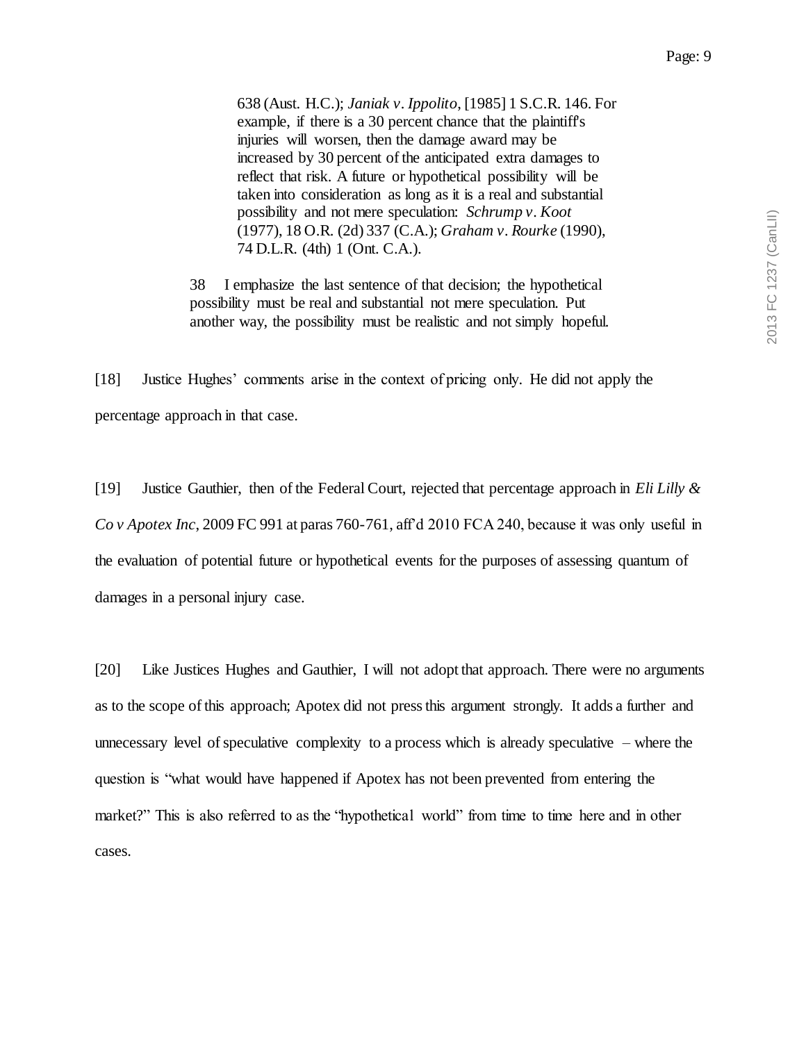> 638 (Aust. H.C.); *Janiak v. Ippolito*, [1985] 1 S.C.R. 146. For example, if there is a 30 percent chance that the plaintiff's injuries will worsen, then the damage award may be increased by 30 percent of the anticipated extra damages to reflect that risk. A future or hypothetical possibility will be taken into consideration as long as it is a real and substantial possibility and not mere speculation: *Schrump v. Koot* (1977), 18 O.R. (2d) 337 (C.A.); *Graham v. Rourke* (1990), 74 D.L.R. (4th) 1 (Ont. C.A.).
>
> 38 I emphasize the last sentence of that decision; the hypothetical possibility must be real and substantial not mere speculation. Put another way, the possibility must be realistic and not simply hopeful.

[18] Justice Hughes' comments arise in the context of pricing only. He did not apply the percentage approach in that case.

[19] Justice Gauthier, then of the Federal Court, rejected that percentage approach in *Eli Lilly & Co v Apotex Inc*, 2009 FC 991 at paras 760-761, aff'd 2010 FCA 240, because it was only useful in the evaluation of potential future or hypothetical events for the purposes of assessing quantum of damages in a personal injury case.

[20] Like Justices Hughes and Gauthier, I will not adopt that approach. There were no arguments as to the scope of this approach; Apotex did not press this argument strongly. It adds a further and unnecessary level of speculative complexity to a process which is already speculative – where the question is "what would have happened if Apotex has not been prevented from entering the market?" This is also referred to as the "hypothetical world" from time to time here and in other cases.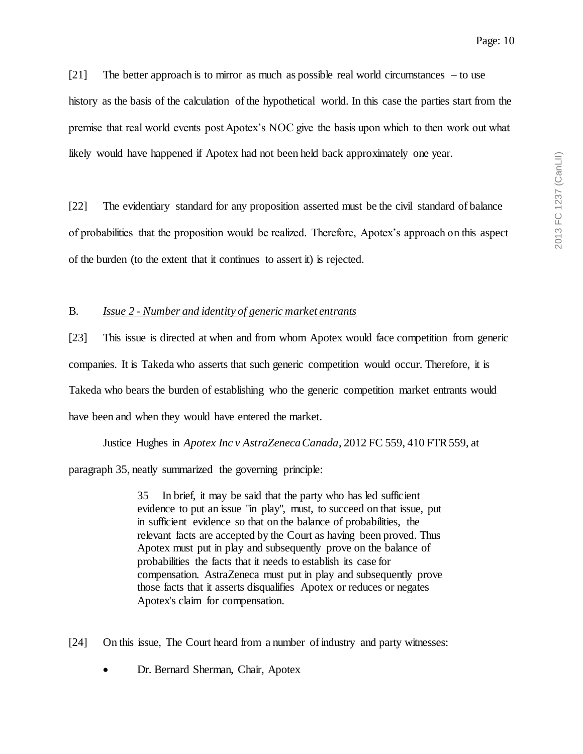[21] The better approach is to mirror as much as possible real world circumstances – to use history as the basis of the calculation of the hypothetical world. In this case the parties start from the premise that real world events post Apotex's NOC give the basis upon which to then work out what likely would have happened if Apotex had not been held back approximately one year.

[22] The evidentiary standard for any proposition asserted must be the civil standard of balance of probabilities that the proposition would be realized. Therefore, Apotex's approach on this aspect of the burden (to the extent that it continues to assert it) is rejected.

B. *Issue 2 - Number and identity of generic market entrants*

[23] This issue is directed at when and from whom Apotex would face competition from generic companies. It is Takeda who asserts that such generic competition would occur. Therefore, it is Takeda who bears the burden of establishing who the generic competition market entrants would have been and when they would have entered the market.

Justice Hughes in *Apotex Inc v AstraZeneca Canada*, 2012 FC 559, 410 FTR 559, at paragraph 35, neatly summarized the governing principle:

> 35 In brief, it may be said that the party who has led sufficient evidence to put an issue "in play", must, to succeed on that issue, put in sufficient evidence so that on the balance of probabilities, the relevant facts are accepted by the Court as having been proved. Thus Apotex must put in play and subsequently prove on the balance of probabilities the facts that it needs to establish its case for compensation. AstraZeneca must put in play and subsequently prove those facts that it asserts disqualifies Apotex or reduces or negates Apotex's claim for compensation.

[24] On this issue, The Court heard from a number of industry and party witnesses:

- Dr. Bernard Sherman, Chair, Apotex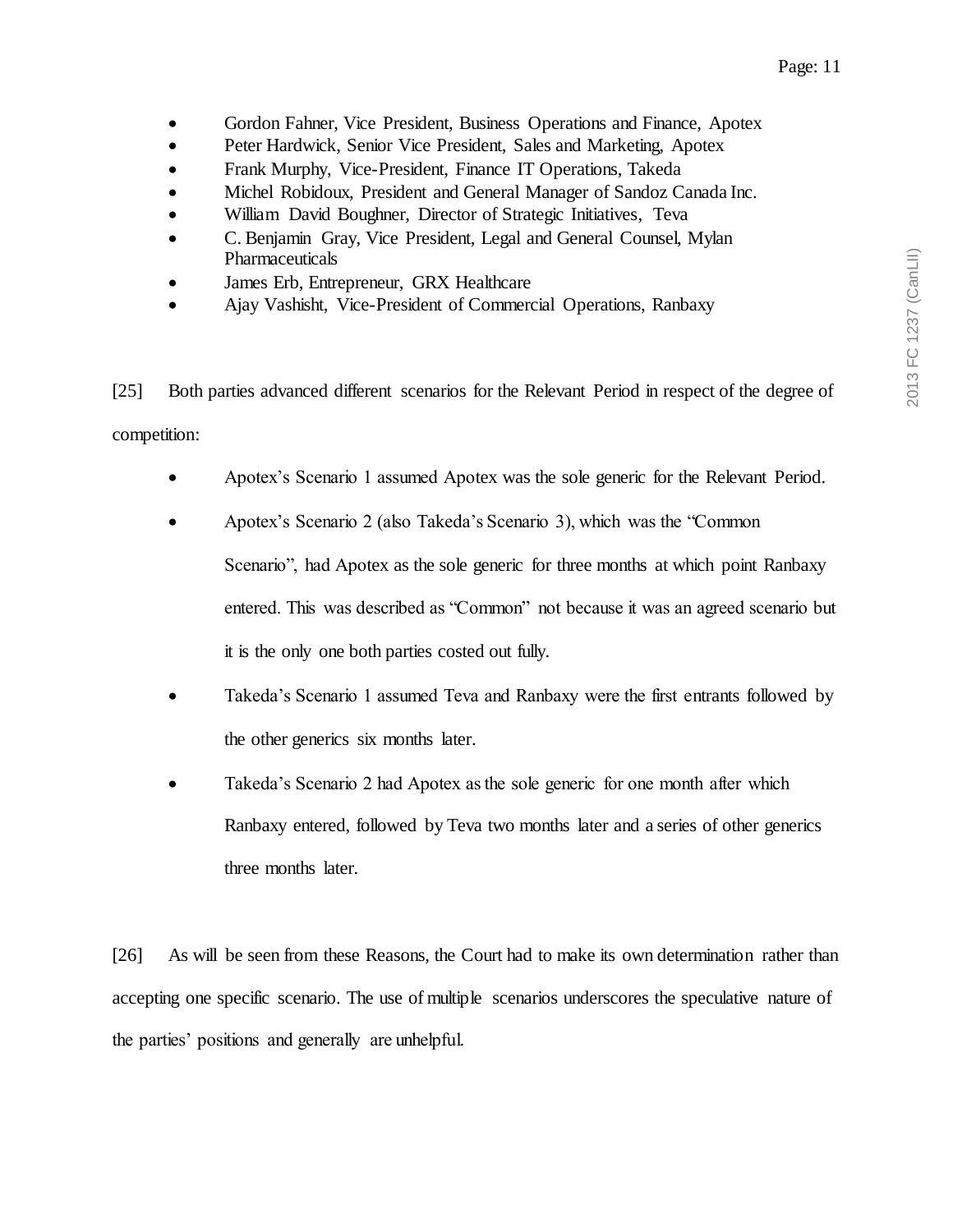- Gordon Fahner, Vice President, Business Operations and Finance, Apotex
- Peter Hardwick, Senior Vice President, Sales and Marketing, Apotex
- Frank Murphy, Vice-President, Finance IT Operations, Takeda
- Michel Robidoux, President and General Manager of Sandoz Canada Inc.
- William David Boughner, Director of Strategic Initiatives, Teva
- C. Benjamin Gray, Vice President, Legal and General Counsel, Mylan Pharmaceuticals
- James Erb, Entrepreneur, GRX Healthcare
- Ajay Vashisht, Vice-President of Commercial Operations, Ranbaxy

[25] Both parties advanced different scenarios for the Relevant Period in respect of the degree of competition:

- Apotex's Scenario 1 assumed Apotex was the sole generic for the Relevant Period.
- Apotex's Scenario 2 (also Takeda's Scenario 3), which was the "Common Scenario", had Apotex as the sole generic for three months at which point Ranbaxy entered. This was described as "Common" not because it was an agreed scenario but it is the only one both parties costed out fully.
- Takeda's Scenario 1 assumed Teva and Ranbaxy were the first entrants followed by the other generics six months later.
- Takeda's Scenario 2 had Apotex as the sole generic for one month after which Ranbaxy entered, followed by Teva two months later and a series of other generics three months later.

[26] As will be seen from these Reasons, the Court had to make its own determination rather than accepting one specific scenario. The use of multiple scenarios underscores the speculative nature of the parties' positions and generally are unhelpful.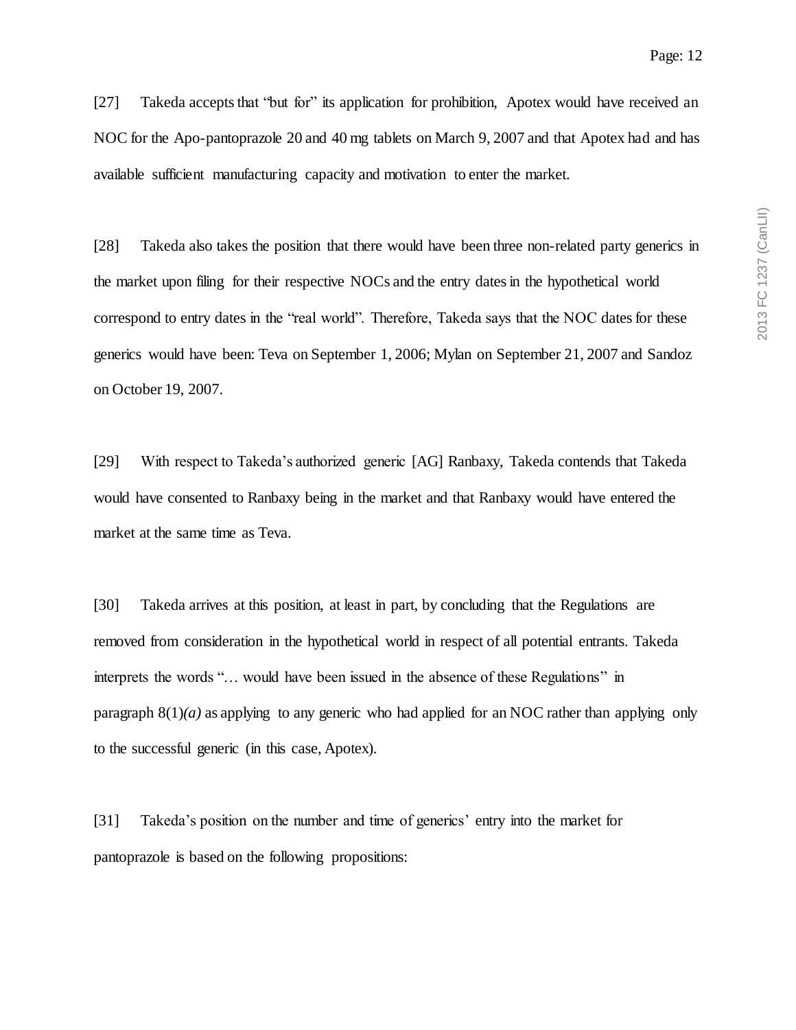[27] Takeda accepts that "but for" its application for prohibition, Apotex would have received an NOC for the Apo-pantoprazole 20 and 40 mg tablets on March 9, 2007 and that Apotex had and has available sufficient manufacturing capacity and motivation to enter the market.

[28] Takeda also takes the position that there would have been three non-related party generics in the market upon filing for their respective NOCs and the entry dates in the hypothetical world correspond to entry dates in the "real world". Therefore, Takeda says that the NOC dates for these generics would have been: Teva on September 1, 2006; Mylan on September 21, 2007 and Sandoz on October 19, 2007.

[29] With respect to Takeda's authorized generic [AG] Ranbaxy, Takeda contends that Takeda would have consented to Ranbaxy being in the market and that Ranbaxy would have entered the market at the same time as Teva.

[30] Takeda arrives at this position, at least in part, by concluding that the Regulations are removed from consideration in the hypothetical world in respect of all potential entrants. Takeda interprets the words "… would have been issued in the absence of these Regulations" in paragraph 8(1)*(a)* as applying to any generic who had applied for an NOC rather than applying only to the successful generic (in this case, Apotex).

[31] Takeda's position on the number and time of generics' entry into the market for pantoprazole is based on the following propositions: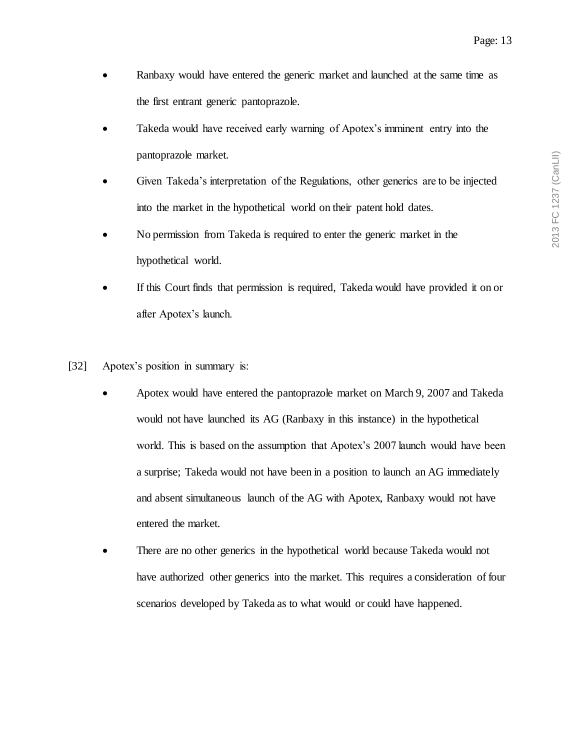- Ranbaxy would have entered the generic market and launched at the same time as the first entrant generic pantoprazole.
- Takeda would have received early warning of Apotex's imminent entry into the pantoprazole market.
- Given Takeda's interpretation of the Regulations, other generics are to be injected into the market in the hypothetical world on their patent hold dates.
- No permission from Takeda is required to enter the generic market in the hypothetical world.
- If this Court finds that permission is required, Takeda would have provided it on or after Apotex's launch.

[32] Apotex's position in summary is:

- Apotex would have entered the pantoprazole market on March 9, 2007 and Takeda would not have launched its AG (Ranbaxy in this instance) in the hypothetical world. This is based on the assumption that Apotex's 2007 launch would have been a surprise; Takeda would not have been in a position to launch an AG immediately and absent simultaneous launch of the AG with Apotex, Ranbaxy would not have entered the market.
- There are no other generics in the hypothetical world because Takeda would not have authorized other generics into the market. This requires a consideration of four scenarios developed by Takeda as to what would or could have happened.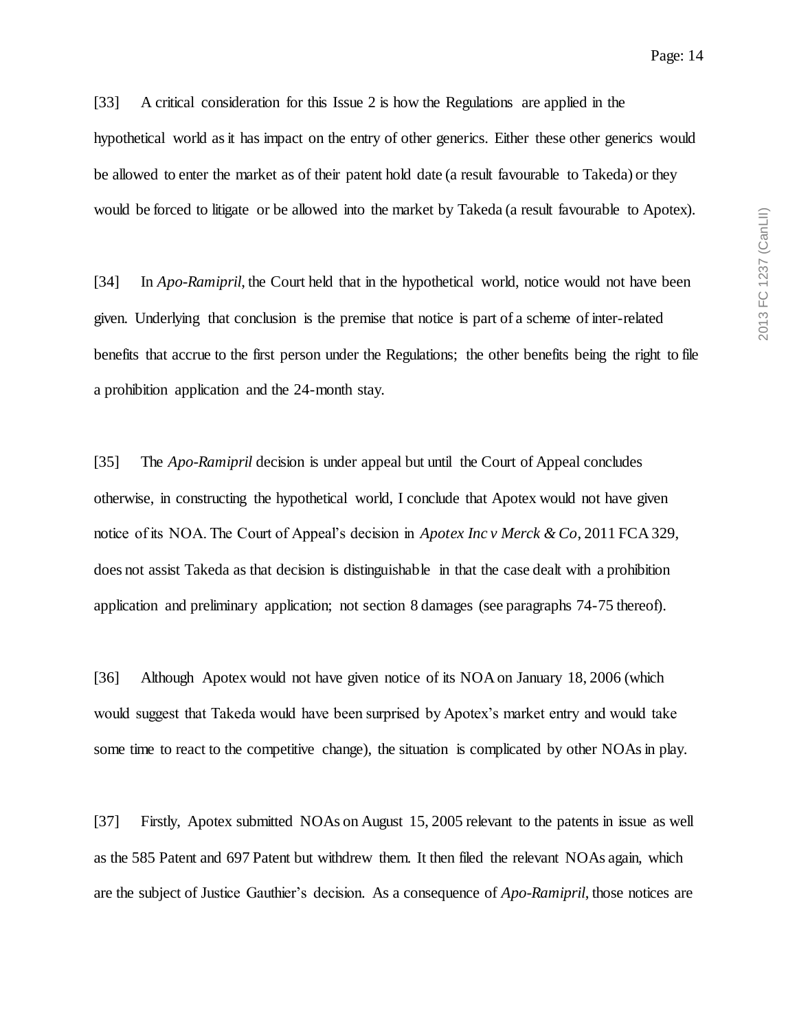[33] A critical consideration for this Issue 2 is how the Regulations are applied in the hypothetical world as it has impact on the entry of other generics. Either these other generics would be allowed to enter the market as of their patent hold date (a result favourable to Takeda) or they would be forced to litigate or be allowed into the market by Takeda (a result favourable to Apotex).

[34] In *Apo-Ramipril*, the Court held that in the hypothetical world, notice would not have been given. Underlying that conclusion is the premise that notice is part of a scheme of inter-related benefits that accrue to the first person under the Regulations; the other benefits being the right to file a prohibition application and the 24-month stay.

[35] The *Apo-Ramipril* decision is under appeal but until the Court of Appeal concludes otherwise, in constructing the hypothetical world, I conclude that Apotex would not have given notice of its NOA. The Court of Appeal's decision in *Apotex Inc v Merck & Co*, 2011 FCA 329, does not assist Takeda as that decision is distinguishable in that the case dealt with a prohibition application and preliminary application; not section 8 damages (see paragraphs 74-75 thereof).

[36] Although Apotex would not have given notice of its NOA on January 18, 2006 (which would suggest that Takeda would have been surprised by Apotex's market entry and would take some time to react to the competitive change), the situation is complicated by other NOAs in play.

[37] Firstly, Apotex submitted NOAs on August 15, 2005 relevant to the patents in issue as well as the 585 Patent and 697 Patent but withdrew them. It then filed the relevant NOAs again, which are the subject of Justice Gauthier's decision. As a consequence of *Apo-Ramipril*, those notices are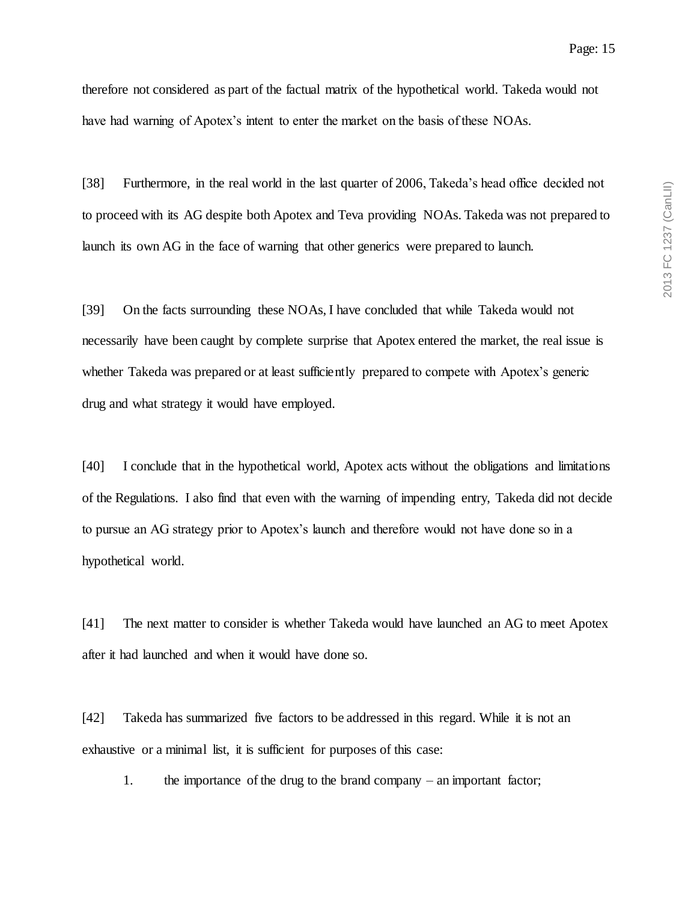therefore not considered as part of the factual matrix of the hypothetical world. Takeda would not have had warning of Apotex's intent to enter the market on the basis of these NOAs.

[38] Furthermore, in the real world in the last quarter of 2006, Takeda's head office decided not to proceed with its AG despite both Apotex and Teva providing NOAs. Takeda was not prepared to launch its own AG in the face of warning that other generics were prepared to launch.

[39] On the facts surrounding these NOAs, I have concluded that while Takeda would not necessarily have been caught by complete surprise that Apotex entered the market, the real issue is whether Takeda was prepared or at least sufficiently prepared to compete with Apotex's generic drug and what strategy it would have employed.

[40] I conclude that in the hypothetical world, Apotex acts without the obligations and limitations of the Regulations. I also find that even with the warning of impending entry, Takeda did not decide to pursue an AG strategy prior to Apotex's launch and therefore would not have done so in a hypothetical world.

[41] The next matter to consider is whether Takeda would have launched an AG to meet Apotex after it had launched and when it would have done so.

[42] Takeda has summarized five factors to be addressed in this regard. While it is not an exhaustive or a minimal list, it is sufficient for purposes of this case:

1. the importance of the drug to the brand company – an important factor;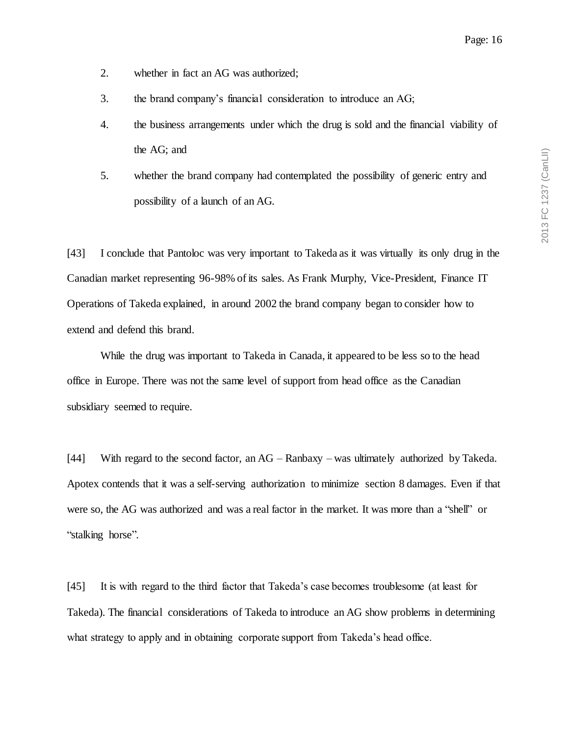2. whether in fact an AG was authorized;

3. the brand company's financial consideration to introduce an AG;

4. the business arrangements under which the drug is sold and the financial viability of the AG; and

5. whether the brand company had contemplated the possibility of generic entry and possibility of a launch of an AG.

[43] I conclude that Pantoloc was very important to Takeda as it was virtually its only drug in the Canadian market representing 96-98% of its sales. As Frank Murphy, Vice-President, Finance IT Operations of Takeda explained, in around 2002 the brand company began to consider how to extend and defend this brand.

While the drug was important to Takeda in Canada, it appeared to be less so to the head office in Europe. There was not the same level of support from head office as the Canadian subsidiary seemed to require.

[44] With regard to the second factor, an AG – Ranbaxy – was ultimately authorized by Takeda. Apotex contends that it was a self-serving authorization to minimize section 8 damages. Even if that were so, the AG was authorized and was a real factor in the market. It was more than a "shell" or "stalking horse".

[45] It is with regard to the third factor that Takeda's case becomes troublesome (at least for Takeda). The financial considerations of Takeda to introduce an AG show problems in determining what strategy to apply and in obtaining corporate support from Takeda's head office.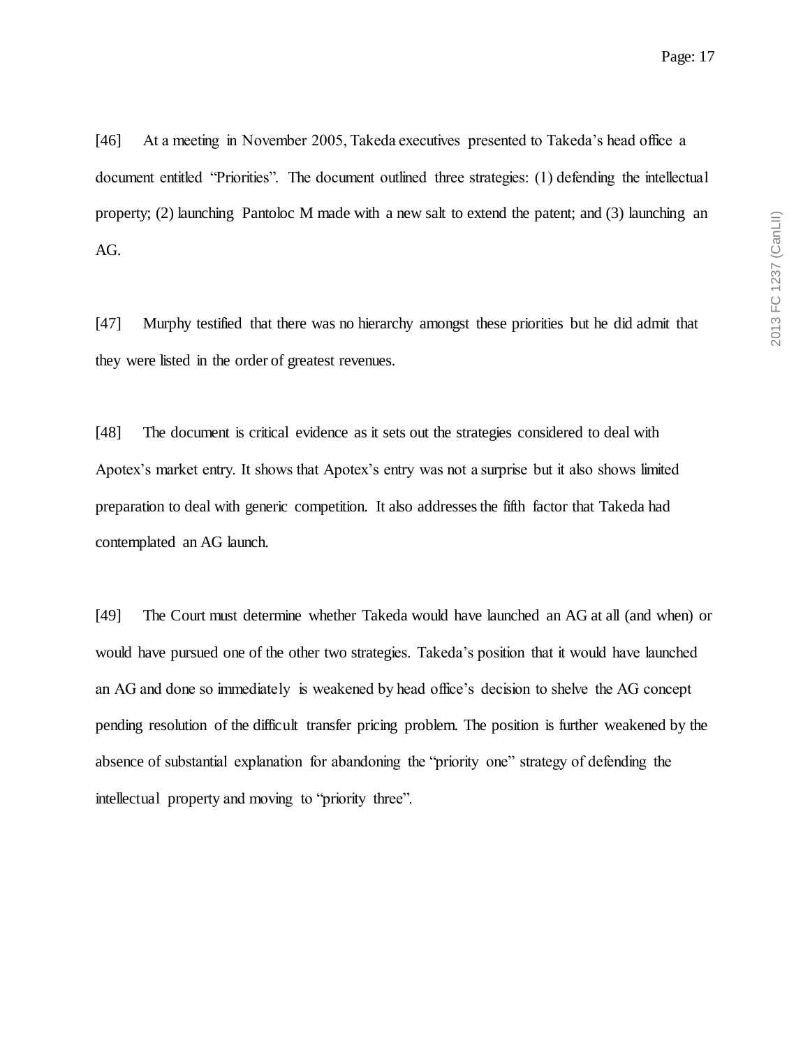[46] At a meeting in November 2005, Takeda executives presented to Takeda's head office a document entitled "Priorities". The document outlined three strategies: (1) defending the intellectual property; (2) launching Pantoloc M made with a new salt to extend the patent; and (3) launching an AG.

[47] Murphy testified that there was no hierarchy amongst these priorities but he did admit that they were listed in the order of greatest revenues.

[48] The document is critical evidence as it sets out the strategies considered to deal with Apotex's market entry. It shows that Apotex's entry was not a surprise but it also shows limited preparation to deal with generic competition. It also addresses the fifth factor that Takeda had contemplated an AG launch.

[49] The Court must determine whether Takeda would have launched an AG at all (and when) or would have pursued one of the other two strategies. Takeda's position that it would have launched an AG and done so immediately is weakened by head office's decision to shelve the AG concept pending resolution of the difficult transfer pricing problem. The position is further weakened by the absence of substantial explanation for abandoning the "priority one" strategy of defending the intellectual property and moving to "priority three".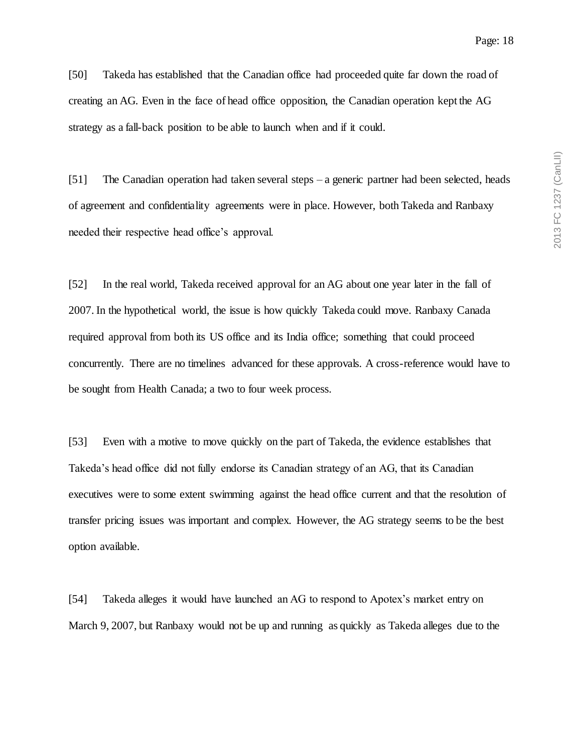[50] Takeda has established that the Canadian office had proceeded quite far down the road of creating an AG. Even in the face of head office opposition, the Canadian operation kept the AG strategy as a fall-back position to be able to launch when and if it could.

[51] The Canadian operation had taken several steps – a generic partner had been selected, heads of agreement and confidentiality agreements were in place. However, both Takeda and Ranbaxy needed their respective head office's approval.

[52] In the real world, Takeda received approval for an AG about one year later in the fall of 2007. In the hypothetical world, the issue is how quickly Takeda could move. Ranbaxy Canada required approval from both its US office and its India office; something that could proceed concurrently. There are no timelines advanced for these approvals. A cross-reference would have to be sought from Health Canada; a two to four week process.

[53] Even with a motive to move quickly on the part of Takeda, the evidence establishes that Takeda's head office did not fully endorse its Canadian strategy of an AG, that its Canadian executives were to some extent swimming against the head office current and that the resolution of transfer pricing issues was important and complex. However, the AG strategy seems to be the best option available.

[54] Takeda alleges it would have launched an AG to respond to Apotex's market entry on March 9, 2007, but Ranbaxy would not be up and running as quickly as Takeda alleges due to the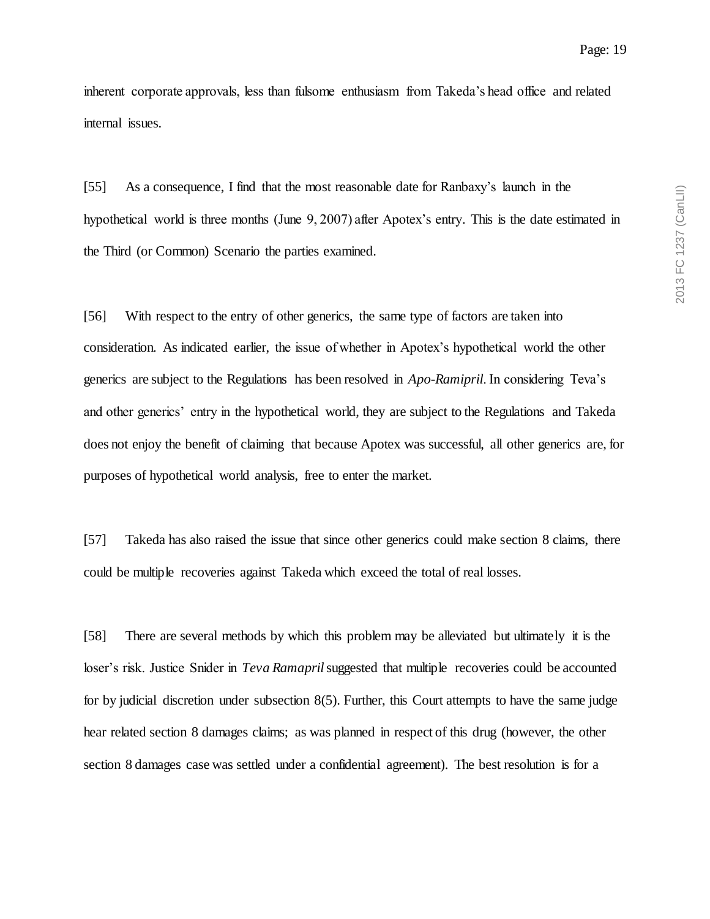inherent corporate approvals, less than fulsome enthusiasm from Takeda's head office and related internal issues.

[55] As a consequence, I find that the most reasonable date for Ranbaxy's launch in the hypothetical world is three months (June 9, 2007) after Apotex's entry. This is the date estimated in the Third (or Common) Scenario the parties examined.

[56] With respect to the entry of other generics, the same type of factors are taken into consideration. As indicated earlier, the issue of whether in Apotex's hypothetical world the other generics are subject to the Regulations has been resolved in *Apo-Ramipril*. In considering Teva's and other generics' entry in the hypothetical world, they are subject to the Regulations and Takeda does not enjoy the benefit of claiming that because Apotex was successful, all other generics are, for purposes of hypothetical world analysis, free to enter the market.

[57] Takeda has also raised the issue that since other generics could make section 8 claims, there could be multiple recoveries against Takeda which exceed the total of real losses.

[58] There are several methods by which this problem may be alleviated but ultimately it is the loser's risk. Justice Snider in *Teva Ramapril* suggested that multiple recoveries could be accounted for by judicial discretion under subsection 8(5). Further, this Court attempts to have the same judge hear related section 8 damages claims; as was planned in respect of this drug (however, the other section 8 damages case was settled under a confidential agreement). The best resolution is for a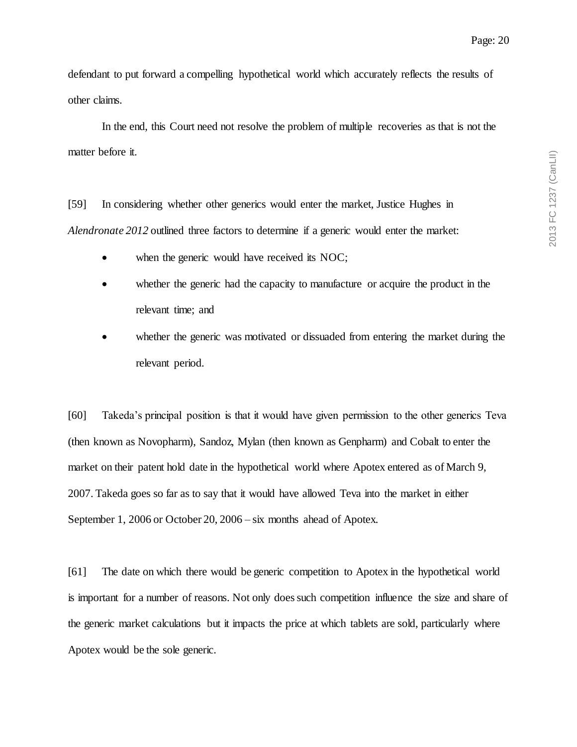defendant to put forward a compelling hypothetical world which accurately reflects the results of other claims.

In the end, this Court need not resolve the problem of multiple recoveries as that is not the matter before it.

[59] In considering whether other generics would enter the market, Justice Hughes in *Alendronate 2012* outlined three factors to determine if a generic would enter the market:

- when the generic would have received its NOC;
- whether the generic had the capacity to manufacture or acquire the product in the relevant time; and
- whether the generic was motivated or dissuaded from entering the market during the relevant period.

[60] Takeda's principal position is that it would have given permission to the other generics Teva (then known as Novopharm), Sandoz, Mylan (then known as Genpharm) and Cobalt to enter the market on their patent hold date in the hypothetical world where Apotex entered as of March 9, 2007. Takeda goes so far as to say that it would have allowed Teva into the market in either September 1, 2006 or October 20, 2006 – six months ahead of Apotex.

[61] The date on which there would be generic competition to Apotex in the hypothetical world is important for a number of reasons. Not only does such competition influence the size and share of the generic market calculations but it impacts the price at which tablets are sold, particularly where Apotex would be the sole generic.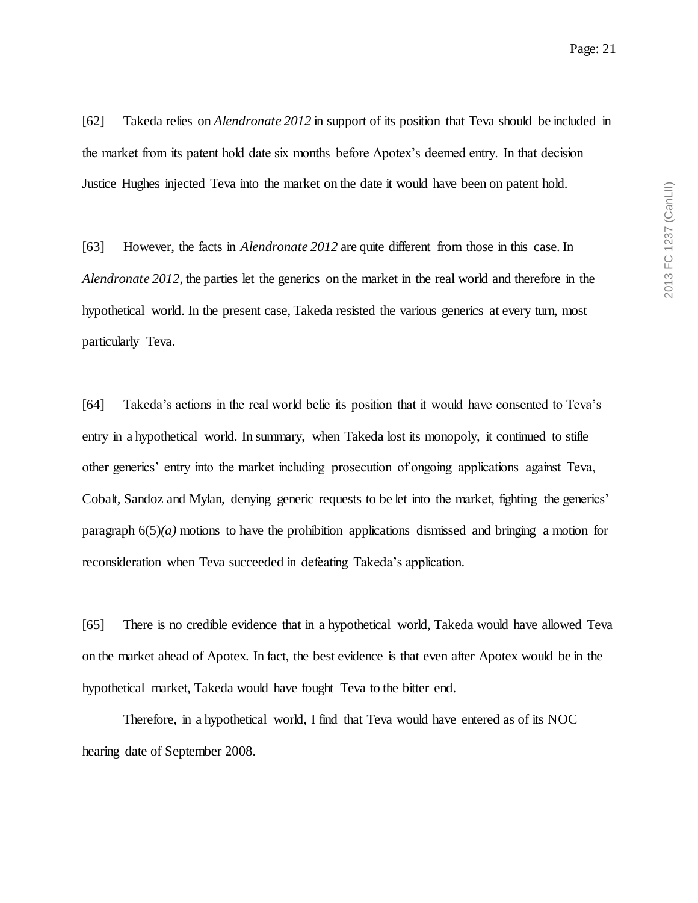[62] Takeda relies on *Alendronate 2012* in support of its position that Teva should be included in the market from its patent hold date six months before Apotex's deemed entry. In that decision Justice Hughes injected Teva into the market on the date it would have been on patent hold.

[63] However, the facts in *Alendronate 2012* are quite different from those in this case. In *Alendronate 2012*, the parties let the generics on the market in the real world and therefore in the hypothetical world. In the present case, Takeda resisted the various generics at every turn, most particularly Teva.

[64] Takeda's actions in the real world belie its position that it would have consented to Teva's entry in a hypothetical world. In summary, when Takeda lost its monopoly, it continued to stifle other generics' entry into the market including prosecution of ongoing applications against Teva, Cobalt, Sandoz and Mylan, denying generic requests to be let into the market, fighting the generics' paragraph 6(5)*(a)* motions to have the prohibition applications dismissed and bringing a motion for reconsideration when Teva succeeded in defeating Takeda's application.

[65] There is no credible evidence that in a hypothetical world, Takeda would have allowed Teva on the market ahead of Apotex. In fact, the best evidence is that even after Apotex would be in the hypothetical market, Takeda would have fought Teva to the bitter end.

Therefore, in a hypothetical world, I find that Teva would have entered as of its NOC hearing date of September 2008.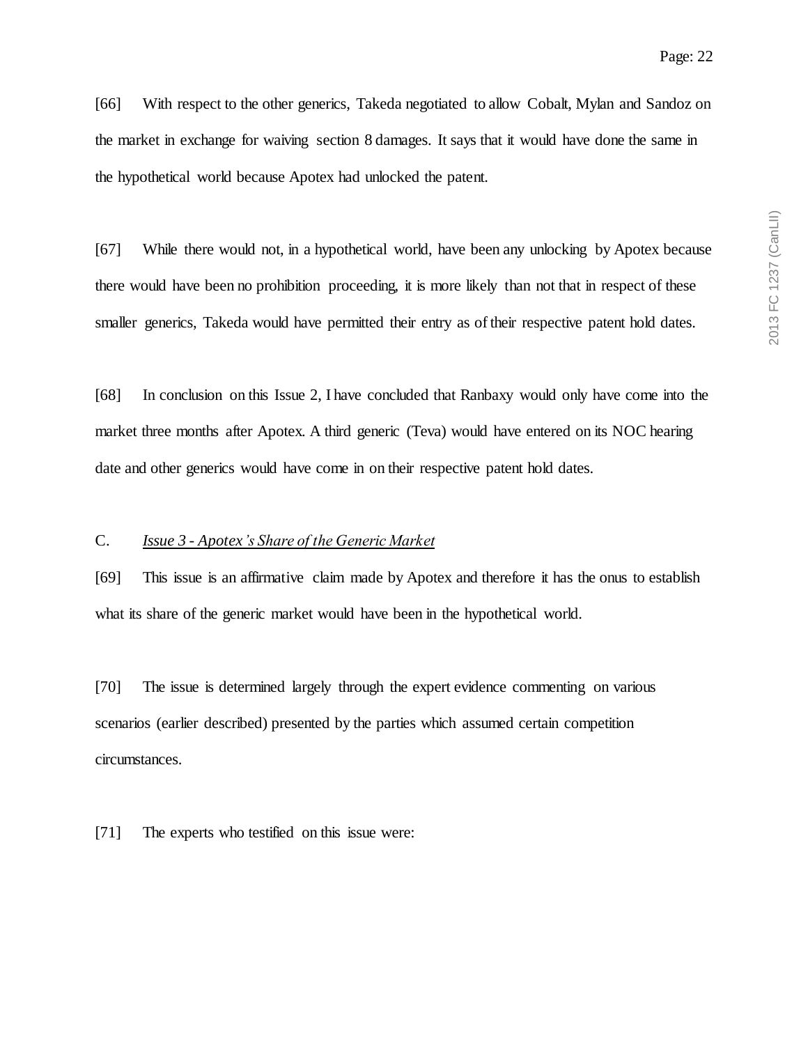[66] With respect to the other generics, Takeda negotiated to allow Cobalt, Mylan and Sandoz on the market in exchange for waiving section 8 damages. It says that it would have done the same in the hypothetical world because Apotex had unlocked the patent.

[67] While there would not, in a hypothetical world, have been any unlocking by Apotex because there would have been no prohibition proceeding, it is more likely than not that in respect of these smaller generics, Takeda would have permitted their entry as of their respective patent hold dates.

[68] In conclusion on this Issue 2, I have concluded that Ranbaxy would only have come into the market three months after Apotex. A third generic (Teva) would have entered on its NOC hearing date and other generics would have come in on their respective patent hold dates.

### C. *Issue 3 - Apotex's Share of the Generic Market*

[69] This issue is an affirmative claim made by Apotex and therefore it has the onus to establish what its share of the generic market would have been in the hypothetical world.

[70] The issue is determined largely through the expert evidence commenting on various scenarios (earlier described) presented by the parties which assumed certain competition circumstances.

[71] The experts who testified on this issue were: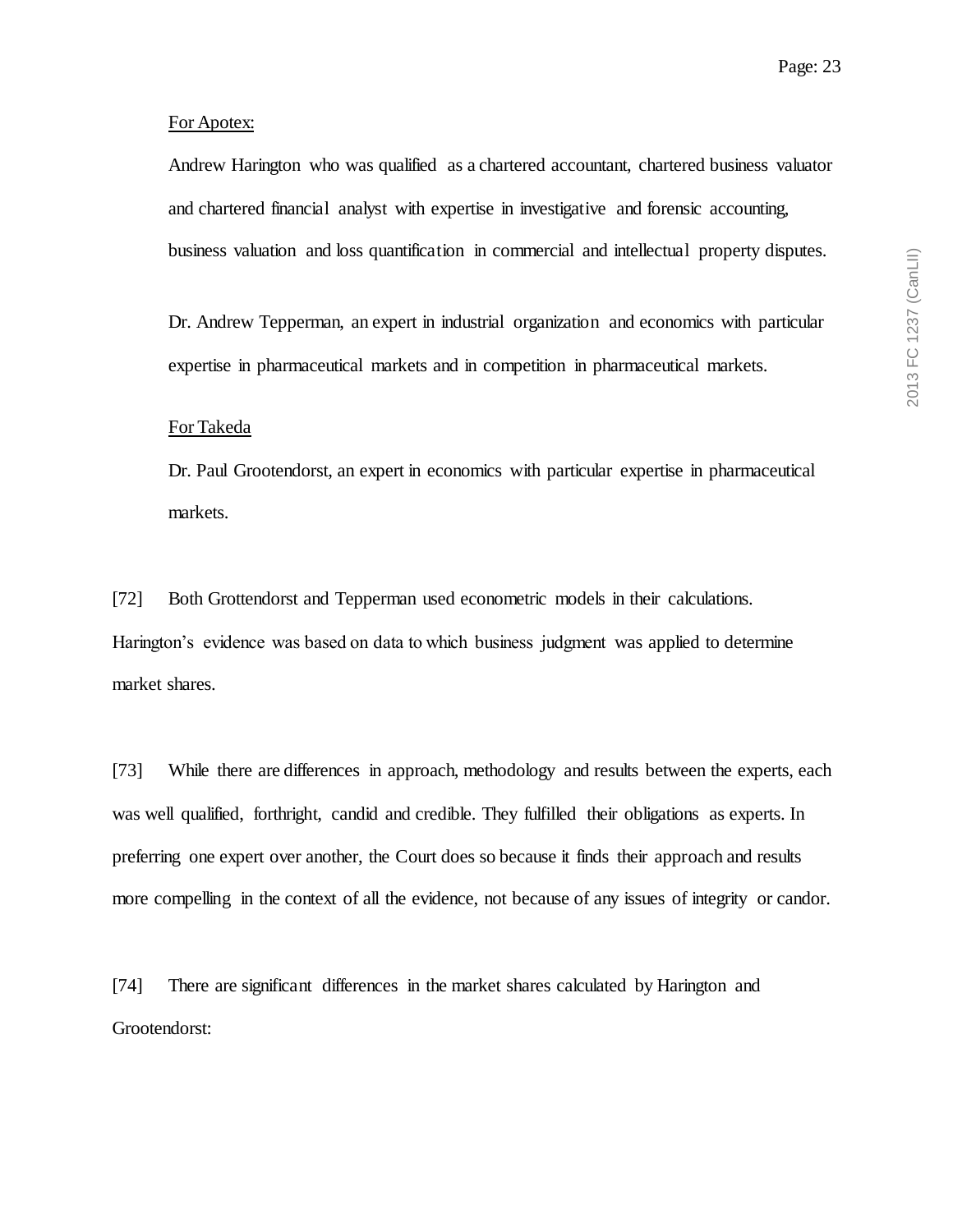<u>For Apotex:</u>

Andrew Harington who was qualified as a chartered accountant, chartered business valuator and chartered financial analyst with expertise in investigative and forensic accounting, business valuation and loss quantification in commercial and intellectual property disputes.

Dr. Andrew Tepperman, an expert in industrial organization and economics with particular expertise in pharmaceutical markets and in competition in pharmaceutical markets.

<u>For Takeda</u>

Dr. Paul Grootendorst, an expert in economics with particular expertise in pharmaceutical markets.

[72] Both Grottendorst and Tepperman used econometric models in their calculations. Harington's evidence was based on data to which business judgment was applied to determine market shares.

[73] While there are differences in approach, methodology and results between the experts, each was well qualified, forthright, candid and credible. They fulfilled their obligations as experts. In preferring one expert over another, the Court does so because it finds their approach and results more compelling in the context of all the evidence, not because of any issues of integrity or candor.

[74] There are significant differences in the market shares calculated by Harington and Grootendorst: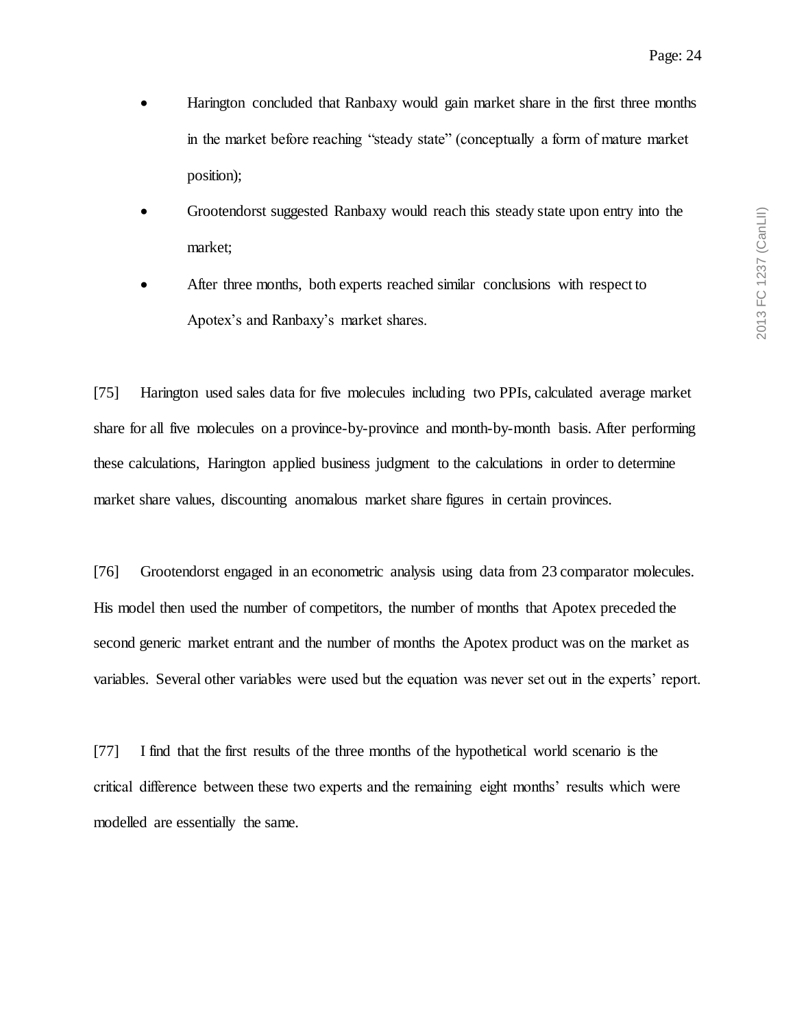- Harington concluded that Ranbaxy would gain market share in the first three months in the market before reaching "steady state" (conceptually a form of mature market position);
- Grootendorst suggested Ranbaxy would reach this steady state upon entry into the market;
- After three months, both experts reached similar conclusions with respect to Apotex's and Ranbaxy's market shares.

[75] Harington used sales data for five molecules including two PPIs, calculated average market share for all five molecules on a province-by-province and month-by-month basis. After performing these calculations, Harington applied business judgment to the calculations in order to determine market share values, discounting anomalous market share figures in certain provinces.

[76] Grootendorst engaged in an econometric analysis using data from 23 comparator molecules. His model then used the number of competitors, the number of months that Apotex preceded the second generic market entrant and the number of months the Apotex product was on the market as variables. Several other variables were used but the equation was never set out in the experts' report.

[77] I find that the first results of the three months of the hypothetical world scenario is the critical difference between these two experts and the remaining eight months' results which were modelled are essentially the same.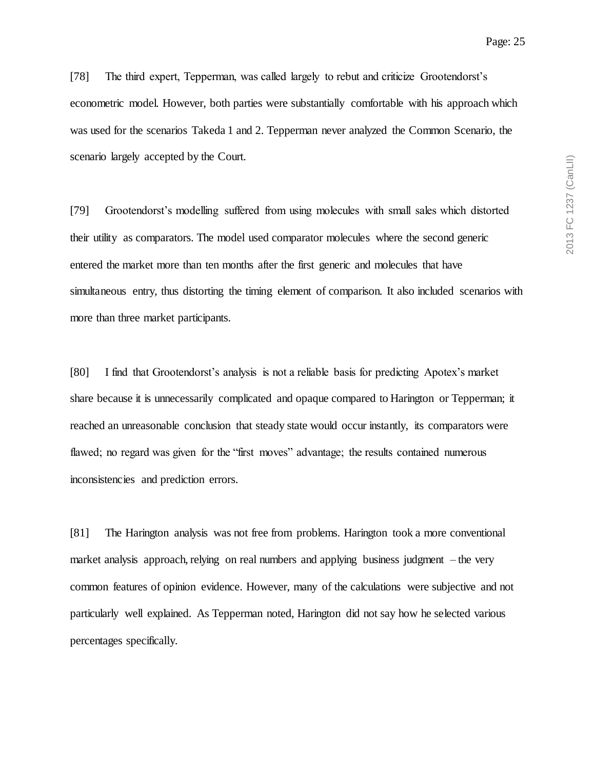[78] The third expert, Tepperman, was called largely to rebut and criticize Grootendorst's econometric model. However, both parties were substantially comfortable with his approach which was used for the scenarios Takeda 1 and 2. Tepperman never analyzed the Common Scenario, the scenario largely accepted by the Court.

[79] Grootendorst's modelling suffered from using molecules with small sales which distorted their utility as comparators. The model used comparator molecules where the second generic entered the market more than ten months after the first generic and molecules that have simultaneous entry, thus distorting the timing element of comparison. It also included scenarios with more than three market participants.

[80] I find that Grootendorst's analysis is not a reliable basis for predicting Apotex's market share because it is unnecessarily complicated and opaque compared to Harington or Tepperman; it reached an unreasonable conclusion that steady state would occur instantly, its comparators were flawed; no regard was given for the "first moves" advantage; the results contained numerous inconsistencies and prediction errors.

[81] The Harington analysis was not free from problems. Harington took a more conventional market analysis approach, relying on real numbers and applying business judgment – the very common features of opinion evidence. However, many of the calculations were subjective and not particularly well explained. As Tepperman noted, Harington did not say how he selected various percentages specifically.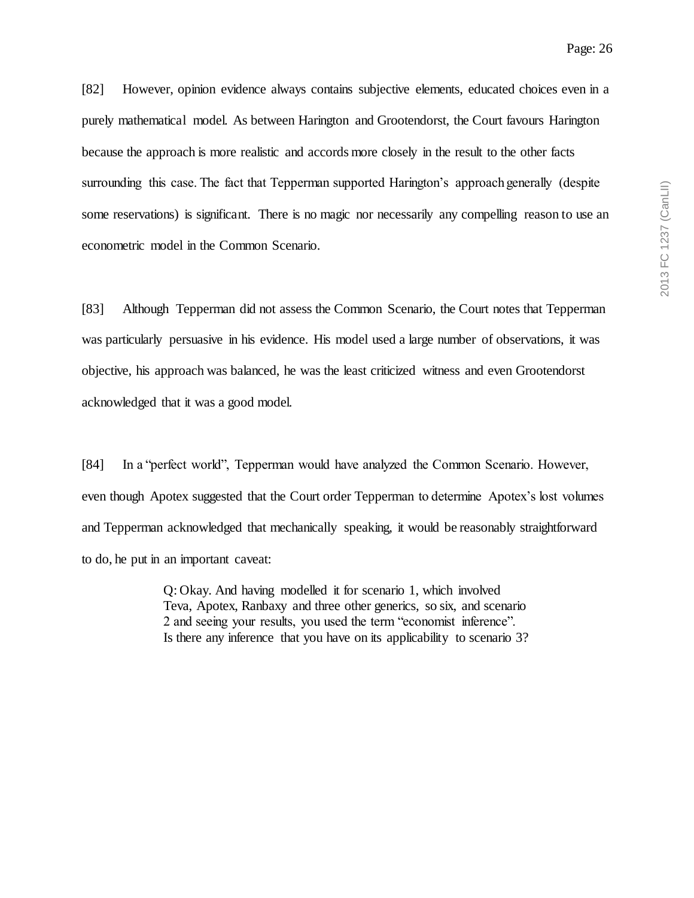[82] However, opinion evidence always contains subjective elements, educated choices even in a purely mathematical model. As between Harington and Grootendorst, the Court favours Harington because the approach is more realistic and accords more closely in the result to the other facts surrounding this case. The fact that Tepperman supported Harington's approach generally (despite some reservations) is significant. There is no magic nor necessarily any compelling reason to use an econometric model in the Common Scenario.

[83] Although Tepperman did not assess the Common Scenario, the Court notes that Tepperman was particularly persuasive in his evidence. His model used a large number of observations, it was objective, his approach was balanced, he was the least criticized witness and even Grootendorst acknowledged that it was a good model.

[84] In a "perfect world", Tepperman would have analyzed the Common Scenario. However, even though Apotex suggested that the Court order Tepperman to determine Apotex's lost volumes and Tepperman acknowledged that mechanically speaking, it would be reasonably straightforward to do, he put in an important caveat:

> Q: Okay. And having modelled it for scenario 1, which involved Teva, Apotex, Ranbaxy and three other generics, so six, and scenario 2 and seeing your results, you used the term "economist inference". Is there any inference that you have on its applicability to scenario 3?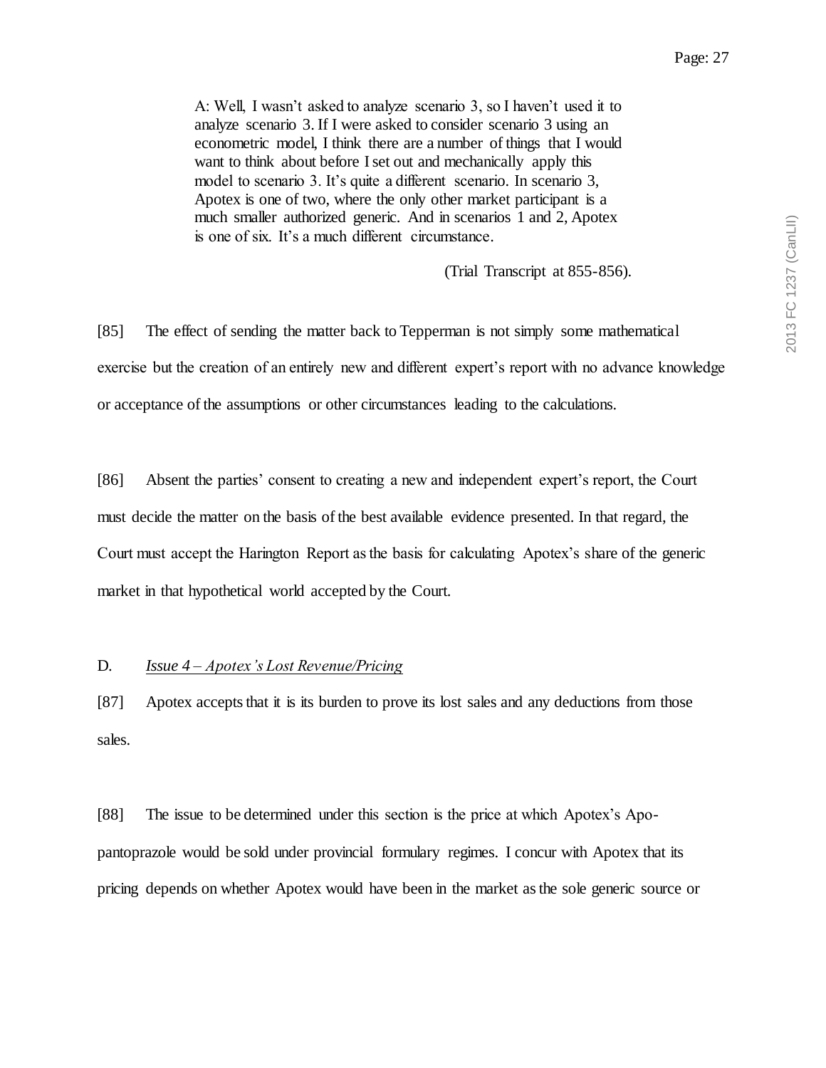> A: Well, I wasn't asked to analyze scenario 3, so I haven't used it to analyze scenario 3. If I were asked to consider scenario 3 using an econometric model, I think there are a number of things that I would want to think about before I set out and mechanically apply this model to scenario 3. It's quite a different scenario. In scenario 3, Apotex is one of two, where the only other market participant is a much smaller authorized generic. And in scenarios 1 and 2, Apotex is one of six. It's a much different circumstance.
>
> (Trial Transcript at 855-856).

[85] The effect of sending the matter back to Tepperman is not simply some mathematical exercise but the creation of an entirely new and different expert's report with no advance knowledge or acceptance of the assumptions or other circumstances leading to the calculations.

[86] Absent the parties' consent to creating a new and independent expert's report, the Court must decide the matter on the basis of the best available evidence presented. In that regard, the Court must accept the Harington Report as the basis for calculating Apotex's share of the generic market in that hypothetical world accepted by the Court.

D. *Issue 4 – Apotex's Lost Revenue/Pricing*

[87] Apotex accepts that it is its burden to prove its lost sales and any deductions from those sales.

[88] The issue to be determined under this section is the price at which Apotex's Apo-pantoprazole would be sold under provincial formulary regimes. I concur with Apotex that its pricing depends on whether Apotex would have been in the market as the sole generic source or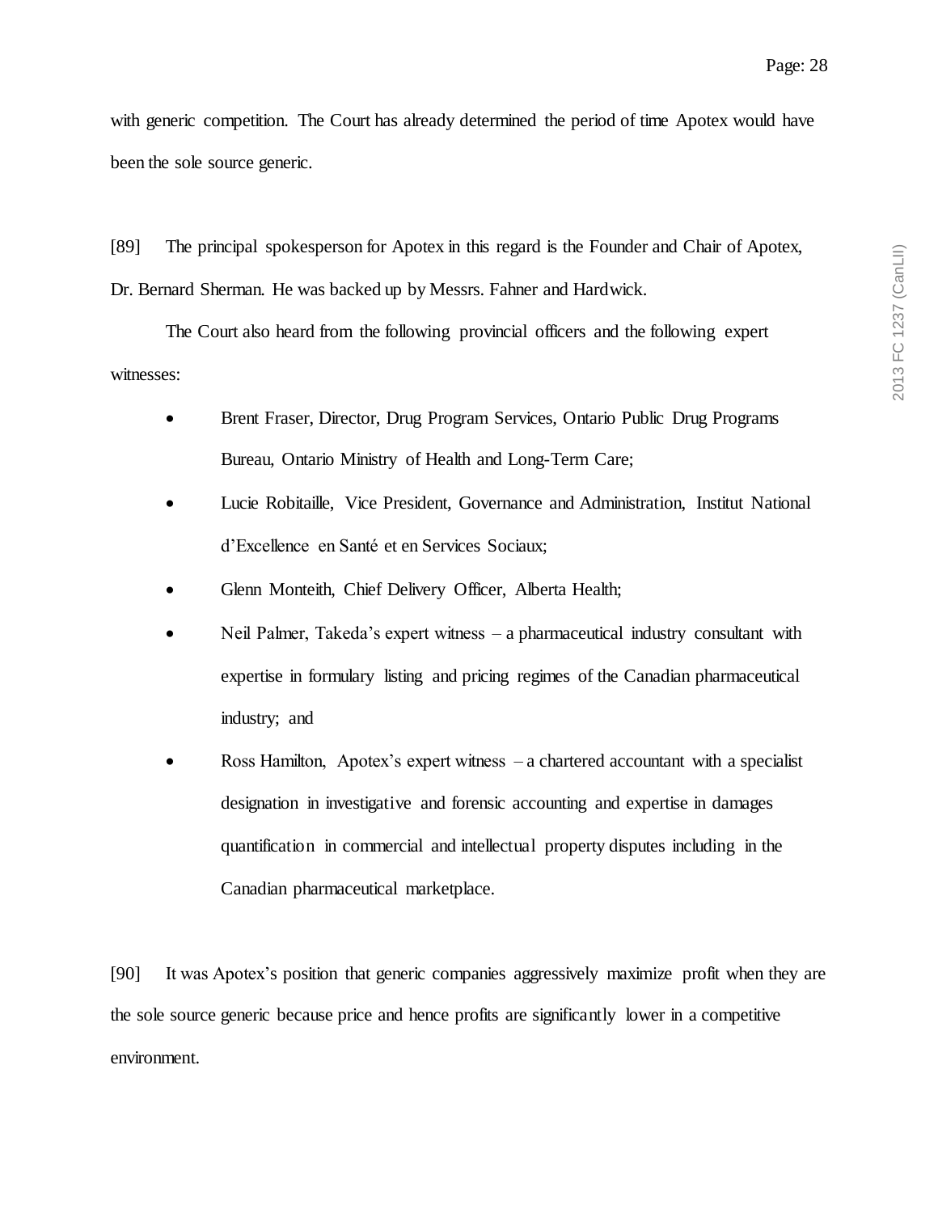with generic competition. The Court has already determined the period of time Apotex would have been the sole source generic.

[89] The principal spokesperson for Apotex in this regard is the Founder and Chair of Apotex, Dr. Bernard Sherman. He was backed up by Messrs. Fahner and Hardwick.

The Court also heard from the following provincial officers and the following expert witnesses:

- Brent Fraser, Director, Drug Program Services, Ontario Public Drug Programs Bureau, Ontario Ministry of Health and Long-Term Care;
- Lucie Robitaille, Vice President, Governance and Administration, Institut National d'Excellence en Santé et en Services Sociaux;
- Glenn Monteith, Chief Delivery Officer, Alberta Health;
- Neil Palmer, Takeda's expert witness – a pharmaceutical industry consultant with expertise in formulary listing and pricing regimes of the Canadian pharmaceutical industry; and
- Ross Hamilton, Apotex's expert witness – a chartered accountant with a specialist designation in investigative and forensic accounting and expertise in damages quantification in commercial and intellectual property disputes including in the Canadian pharmaceutical marketplace.

[90] It was Apotex's position that generic companies aggressively maximize profit when they are the sole source generic because price and hence profits are significantly lower in a competitive environment.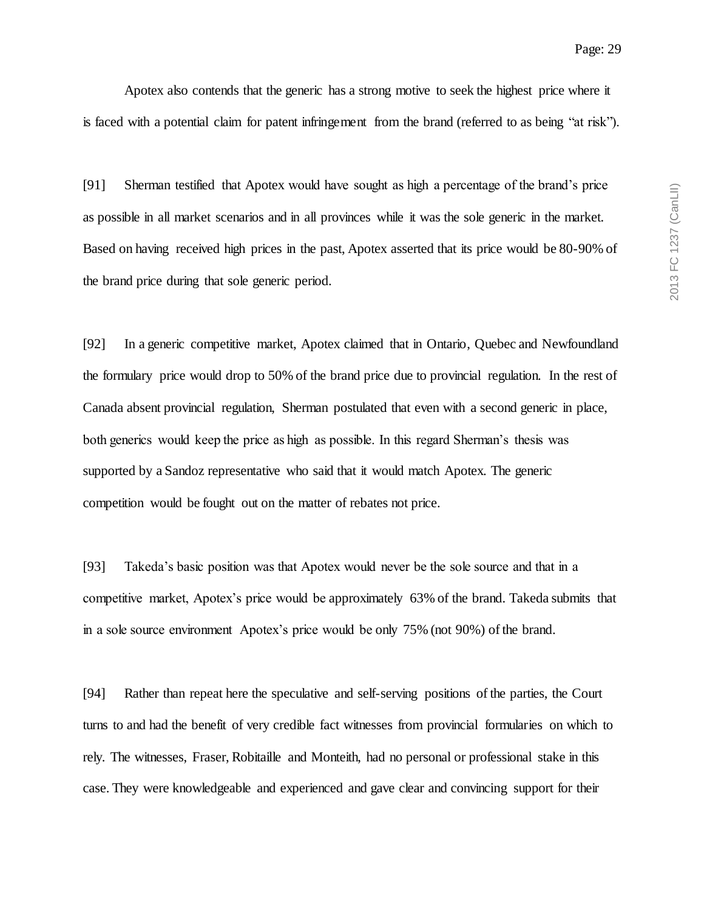Apotex also contends that the generic has a strong motive to seek the highest price where it is faced with a potential claim for patent infringement from the brand (referred to as being "at risk").

[91] Sherman testified that Apotex would have sought as high a percentage of the brand's price as possible in all market scenarios and in all provinces while it was the sole generic in the market. Based on having received high prices in the past, Apotex asserted that its price would be 80-90% of the brand price during that sole generic period.

[92] In a generic competitive market, Apotex claimed that in Ontario, Quebec and Newfoundland the formulary price would drop to 50% of the brand price due to provincial regulation. In the rest of Canada absent provincial regulation, Sherman postulated that even with a second generic in place, both generics would keep the price as high as possible. In this regard Sherman's thesis was supported by a Sandoz representative who said that it would match Apotex. The generic competition would be fought out on the matter of rebates not price.

[93] Takeda's basic position was that Apotex would never be the sole source and that in a competitive market, Apotex's price would be approximately 63% of the brand. Takeda submits that in a sole source environment Apotex's price would be only 75% (not 90%) of the brand.

[94] Rather than repeat here the speculative and self-serving positions of the parties, the Court turns to and had the benefit of very credible fact witnesses from provincial formularies on which to rely. The witnesses, Fraser, Robitaille and Monteith, had no personal or professional stake in this case. They were knowledgeable and experienced and gave clear and convincing support for their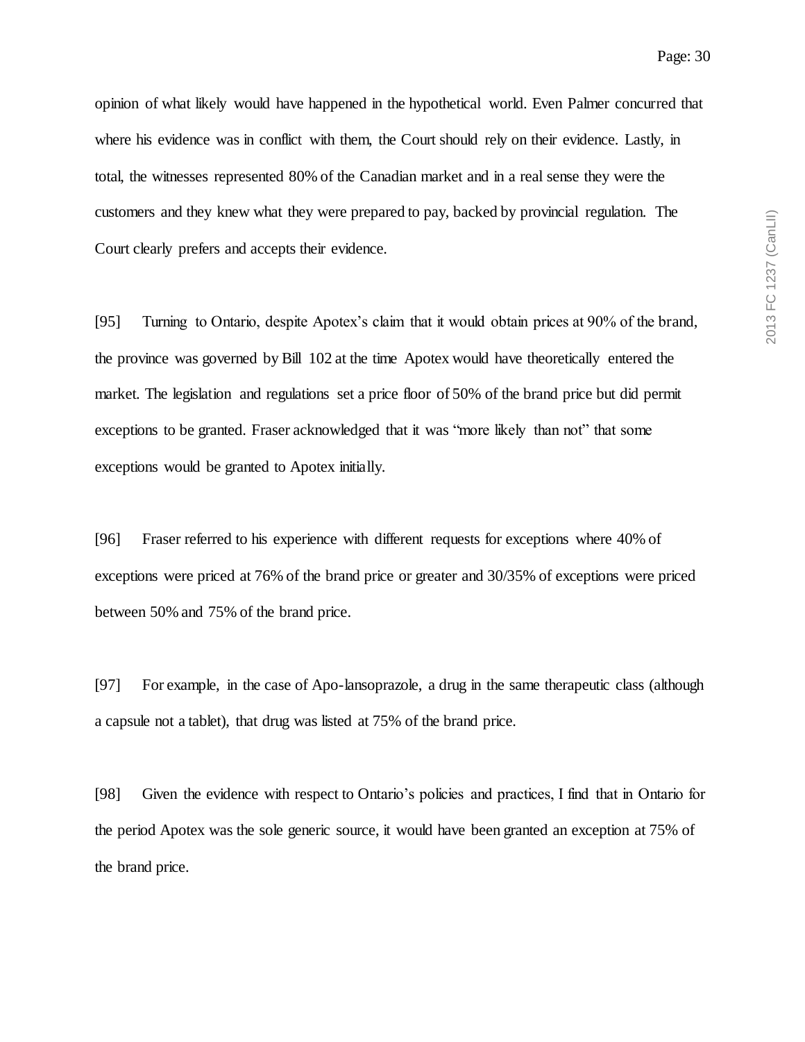opinion of what likely would have happened in the hypothetical world. Even Palmer concurred that where his evidence was in conflict with them, the Court should rely on their evidence. Lastly, in total, the witnesses represented 80% of the Canadian market and in a real sense they were the customers and they knew what they were prepared to pay, backed by provincial regulation. The Court clearly prefers and accepts their evidence.

[95] Turning to Ontario, despite Apotex's claim that it would obtain prices at 90% of the brand, the province was governed by Bill 102 at the time Apotex would have theoretically entered the market. The legislation and regulations set a price floor of 50% of the brand price but did permit exceptions to be granted. Fraser acknowledged that it was "more likely than not" that some exceptions would be granted to Apotex initially.

[96] Fraser referred to his experience with different requests for exceptions where 40% of exceptions were priced at 76% of the brand price or greater and 30/35% of exceptions were priced between 50% and 75% of the brand price.

[97] For example, in the case of Apo-lansoprazole, a drug in the same therapeutic class (although a capsule not a tablet), that drug was listed at 75% of the brand price.

[98] Given the evidence with respect to Ontario's policies and practices, I find that in Ontario for the period Apotex was the sole generic source, it would have been granted an exception at 75% of the brand price.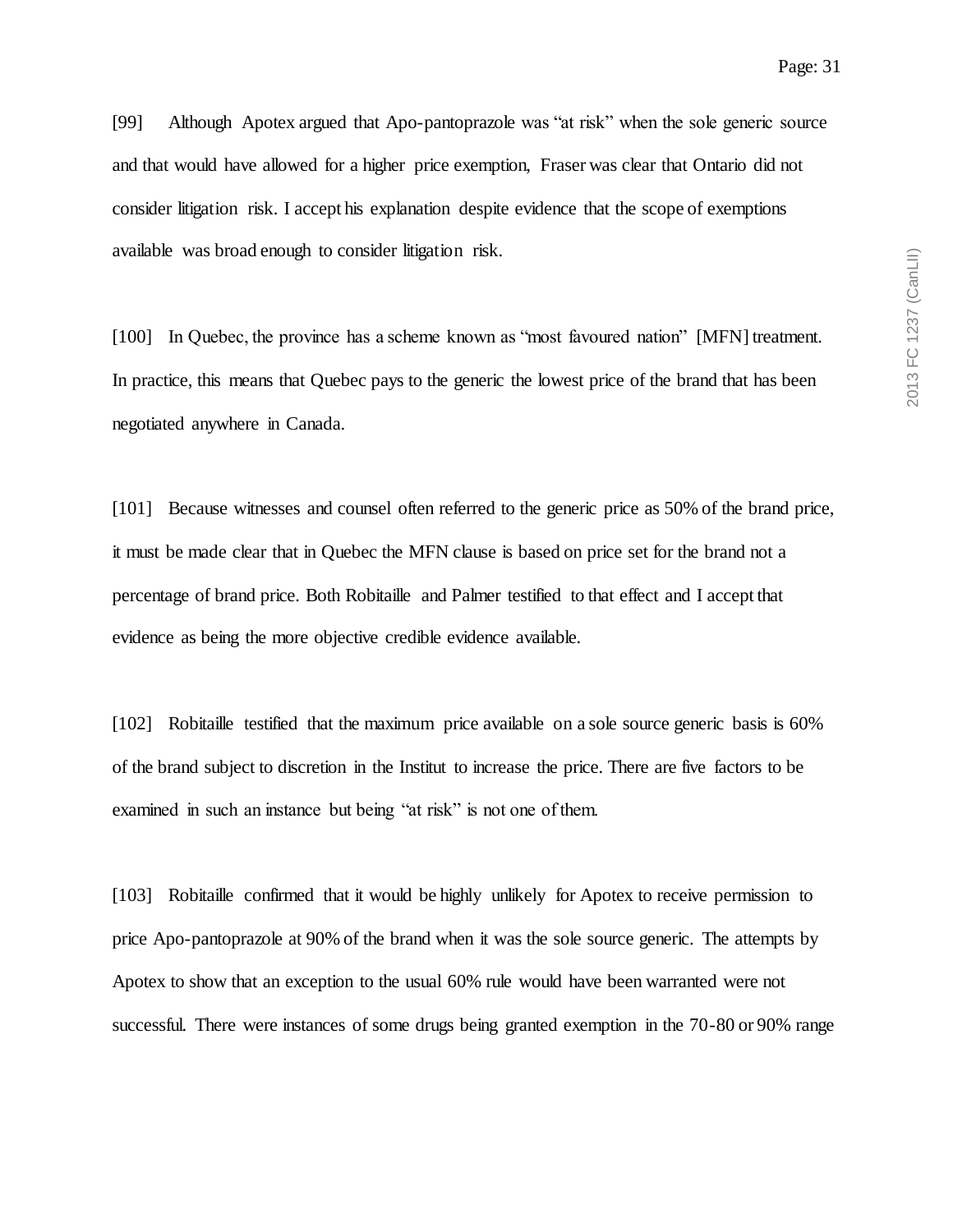[99] Although Apotex argued that Apo-pantoprazole was "at risk" when the sole generic source and that would have allowed for a higher price exemption, Fraser was clear that Ontario did not consider litigation risk. I accept his explanation despite evidence that the scope of exemptions available was broad enough to consider litigation risk.

[100] In Quebec, the province has a scheme known as "most favoured nation" [MFN] treatment. In practice, this means that Quebec pays to the generic the lowest price of the brand that has been negotiated anywhere in Canada.

[101] Because witnesses and counsel often referred to the generic price as 50% of the brand price, it must be made clear that in Quebec the MFN clause is based on price set for the brand not a percentage of brand price. Both Robitaille and Palmer testified to that effect and I accept that evidence as being the more objective credible evidence available.

[102] Robitaille testified that the maximum price available on a sole source generic basis is 60% of the brand subject to discretion in the Institut to increase the price. There are five factors to be examined in such an instance but being "at risk" is not one of them.

[103] Robitaille confirmed that it would be highly unlikely for Apotex to receive permission to price Apo-pantoprazole at 90% of the brand when it was the sole source generic. The attempts by Apotex to show that an exception to the usual 60% rule would have been warranted were not successful. There were instances of some drugs being granted exemption in the 70-80 or 90% range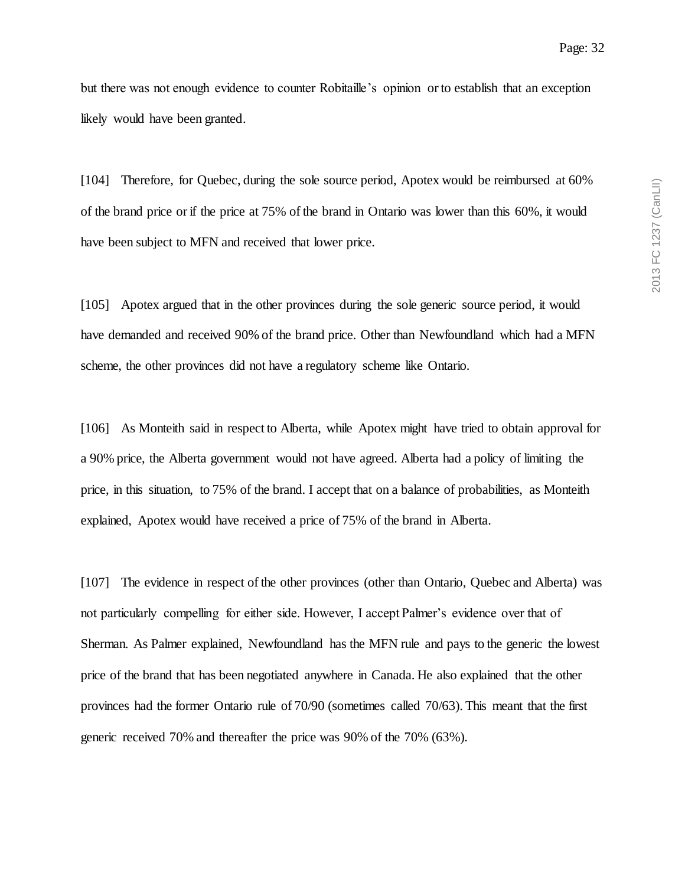but there was not enough evidence to counter Robitaille's opinion or to establish that an exception likely would have been granted.

[104] Therefore, for Quebec, during the sole source period, Apotex would be reimbursed at 60% of the brand price or if the price at 75% of the brand in Ontario was lower than this 60%, it would have been subject to MFN and received that lower price.

[105] Apotex argued that in the other provinces during the sole generic source period, it would have demanded and received 90% of the brand price. Other than Newfoundland which had a MFN scheme, the other provinces did not have a regulatory scheme like Ontario.

[106] As Monteith said in respect to Alberta, while Apotex might have tried to obtain approval for a 90% price, the Alberta government would not have agreed. Alberta had a policy of limiting the price, in this situation, to 75% of the brand. I accept that on a balance of probabilities, as Monteith explained, Apotex would have received a price of 75% of the brand in Alberta.

[107] The evidence in respect of the other provinces (other than Ontario, Quebec and Alberta) was not particularly compelling for either side. However, I accept Palmer's evidence over that of Sherman. As Palmer explained, Newfoundland has the MFN rule and pays to the generic the lowest price of the brand that has been negotiated anywhere in Canada. He also explained that the other provinces had the former Ontario rule of 70/90 (sometimes called 70/63). This meant that the first generic received 70% and thereafter the price was 90% of the 70% (63%).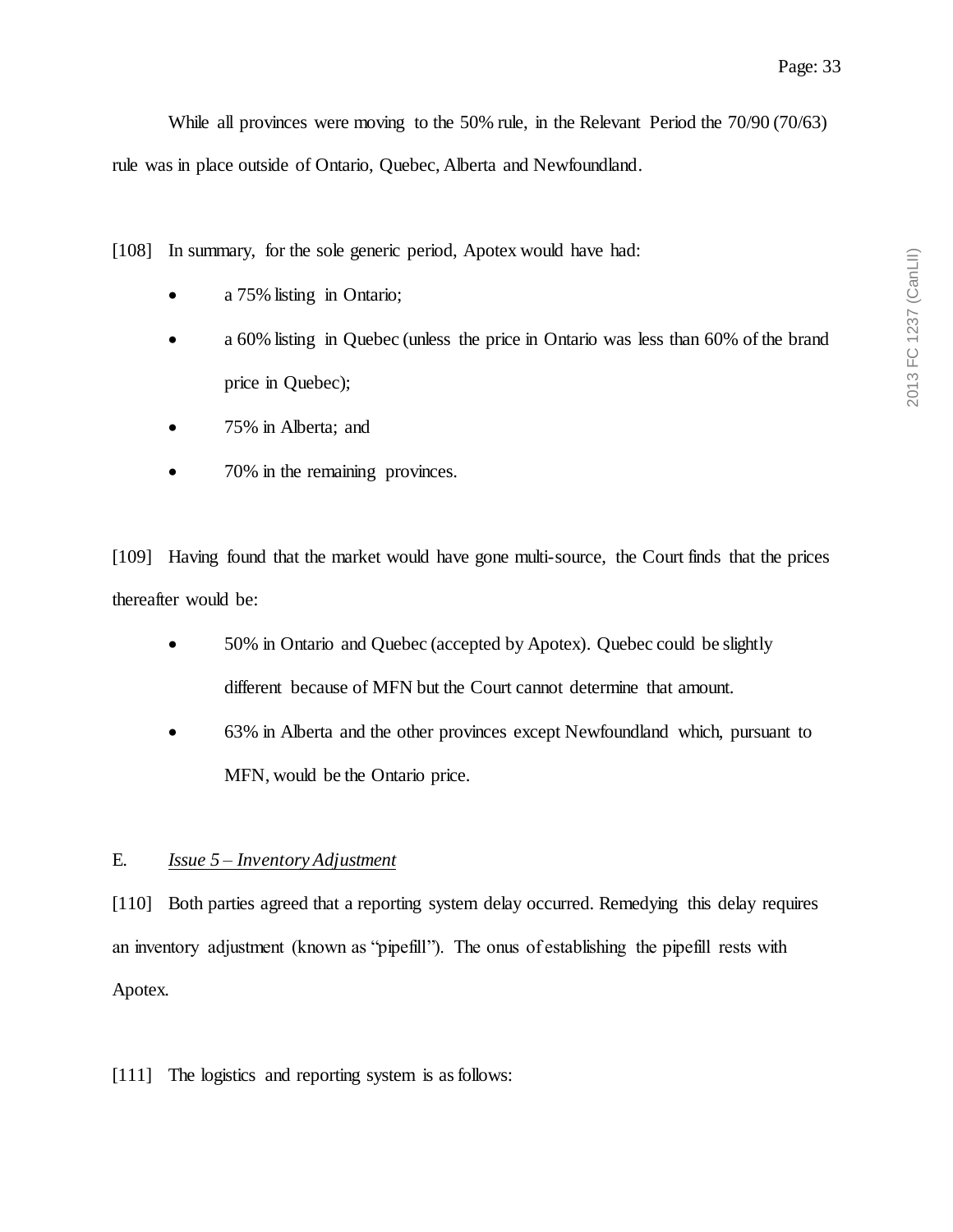While all provinces were moving to the 50% rule, in the Relevant Period the 70/90 (70/63) rule was in place outside of Ontario, Quebec, Alberta and Newfoundland.

[108] In summary, for the sole generic period, Apotex would have had:

- a 75% listing in Ontario;
- a 60% listing in Quebec (unless the price in Ontario was less than 60% of the brand price in Quebec);
- 75% in Alberta; and
- 70% in the remaining provinces.

[109] Having found that the market would have gone multi-source, the Court finds that the prices thereafter would be:

- 50% in Ontario and Quebec (accepted by Apotex). Quebec could be slightly different because of MFN but the Court cannot determine that amount.
- 63% in Alberta and the other provinces except Newfoundland which, pursuant to MFN, would be the Ontario price.

E. *Issue 5 – Inventory Adjustment*

[110] Both parties agreed that a reporting system delay occurred. Remedying this delay requires an inventory adjustment (known as "pipefill"). The onus of establishing the pipefill rests with Apotex.

[111] The logistics and reporting system is as follows: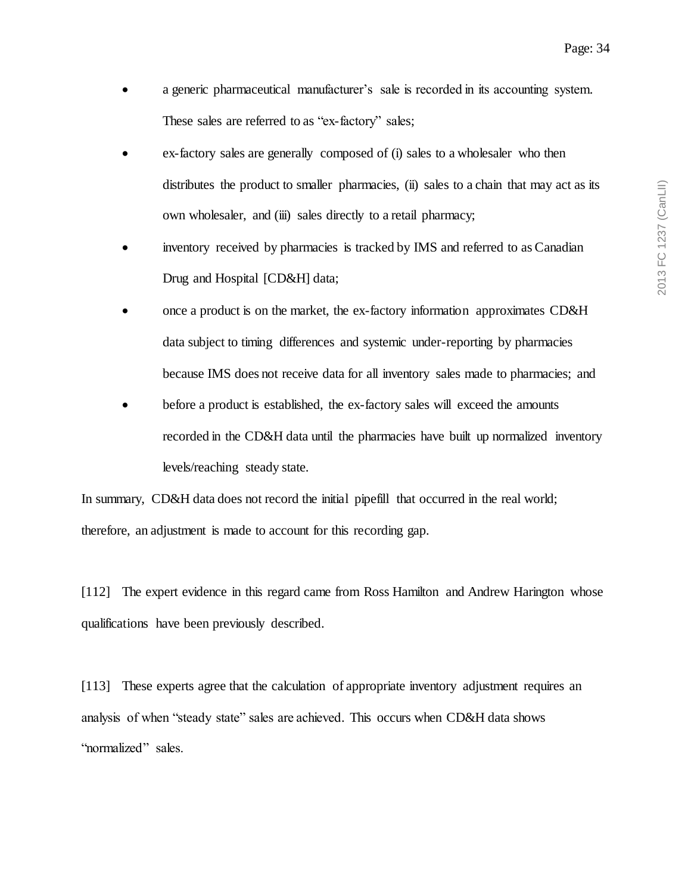- a generic pharmaceutical manufacturer's sale is recorded in its accounting system. These sales are referred to as "ex-factory" sales;
- ex-factory sales are generally composed of (i) sales to a wholesaler who then distributes the product to smaller pharmacies, (ii) sales to a chain that may act as its own wholesaler, and (iii) sales directly to a retail pharmacy;
- inventory received by pharmacies is tracked by IMS and referred to as Canadian Drug and Hospital [CD&H] data;
- once a product is on the market, the ex-factory information approximates CD&H data subject to timing differences and systemic under-reporting by pharmacies because IMS does not receive data for all inventory sales made to pharmacies; and
- before a product is established, the ex-factory sales will exceed the amounts recorded in the CD&H data until the pharmacies have built up normalized inventory levels/reaching steady state.

In summary, CD&H data does not record the initial pipefill that occurred in the real world; therefore, an adjustment is made to account for this recording gap.

[112] The expert evidence in this regard came from Ross Hamilton and Andrew Harington whose qualifications have been previously described.

[113] These experts agree that the calculation of appropriate inventory adjustment requires an analysis of when "steady state" sales are achieved. This occurs when CD&H data shows "normalized" sales.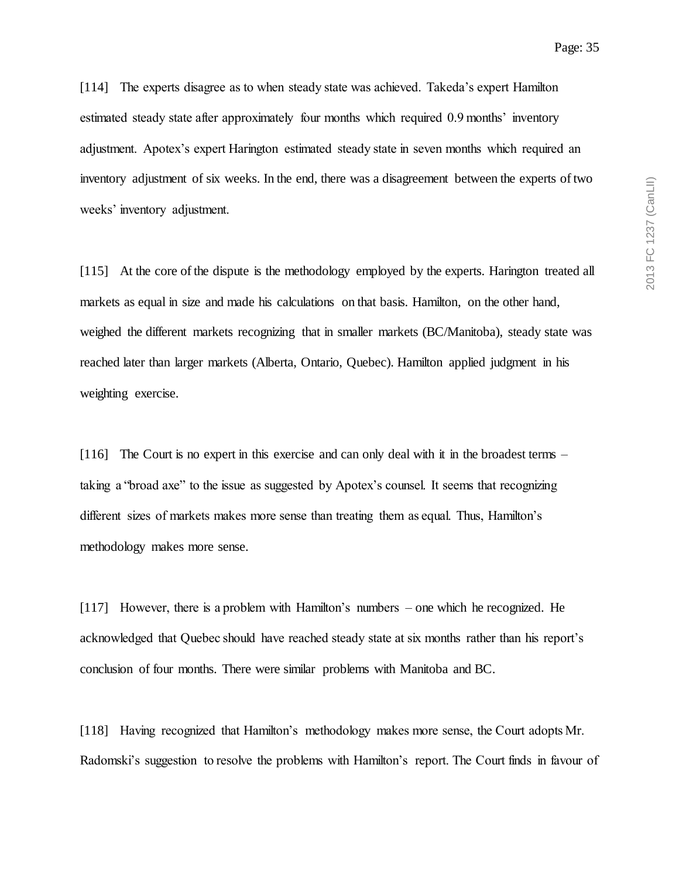[114] The experts disagree as to when steady state was achieved. Takeda's expert Hamilton estimated steady state after approximately four months which required 0.9 months' inventory adjustment. Apotex's expert Harington estimated steady state in seven months which required an inventory adjustment of six weeks. In the end, there was a disagreement between the experts of two weeks' inventory adjustment.

[115] At the core of the dispute is the methodology employed by the experts. Harington treated all markets as equal in size and made his calculations on that basis. Hamilton, on the other hand, weighed the different markets recognizing that in smaller markets (BC/Manitoba), steady state was reached later than larger markets (Alberta, Ontario, Quebec). Hamilton applied judgment in his weighting exercise.

[116] The Court is no expert in this exercise and can only deal with it in the broadest terms – taking a "broad axe" to the issue as suggested by Apotex's counsel. It seems that recognizing different sizes of markets makes more sense than treating them as equal. Thus, Hamilton's methodology makes more sense.

[117] However, there is a problem with Hamilton's numbers – one which he recognized. He acknowledged that Quebec should have reached steady state at six months rather than his report's conclusion of four months. There were similar problems with Manitoba and BC.

[118] Having recognized that Hamilton's methodology makes more sense, the Court adopts Mr. Radomski's suggestion to resolve the problems with Hamilton's report. The Court finds in favour of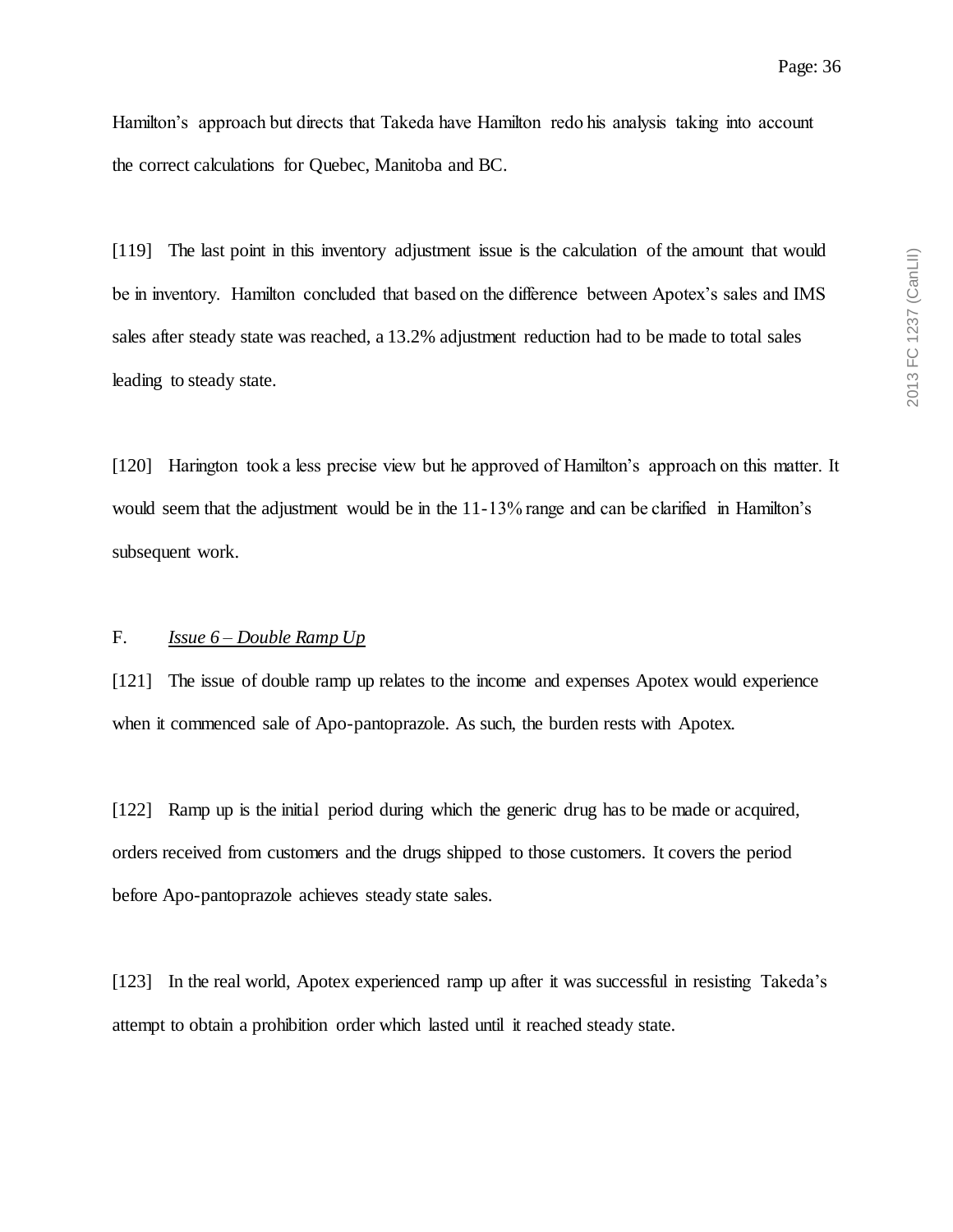Hamilton's approach but directs that Takeda have Hamilton redo his analysis taking into account the correct calculations for Quebec, Manitoba and BC.

[119] The last point in this inventory adjustment issue is the calculation of the amount that would be in inventory. Hamilton concluded that based on the difference between Apotex's sales and IMS sales after steady state was reached, a 13.2% adjustment reduction had to be made to total sales leading to steady state.

[120] Harington took a less precise view but he approved of Hamilton's approach on this matter. It would seem that the adjustment would be in the 11-13% range and can be clarified in Hamilton's subsequent work.

### F. *Issue 6 – Double Ramp Up*

[121] The issue of double ramp up relates to the income and expenses Apotex would experience when it commenced sale of Apo-pantoprazole. As such, the burden rests with Apotex.

[122] Ramp up is the initial period during which the generic drug has to be made or acquired, orders received from customers and the drugs shipped to those customers. It covers the period before Apo-pantoprazole achieves steady state sales.

[123] In the real world, Apotex experienced ramp up after it was successful in resisting Takeda's attempt to obtain a prohibition order which lasted until it reached steady state.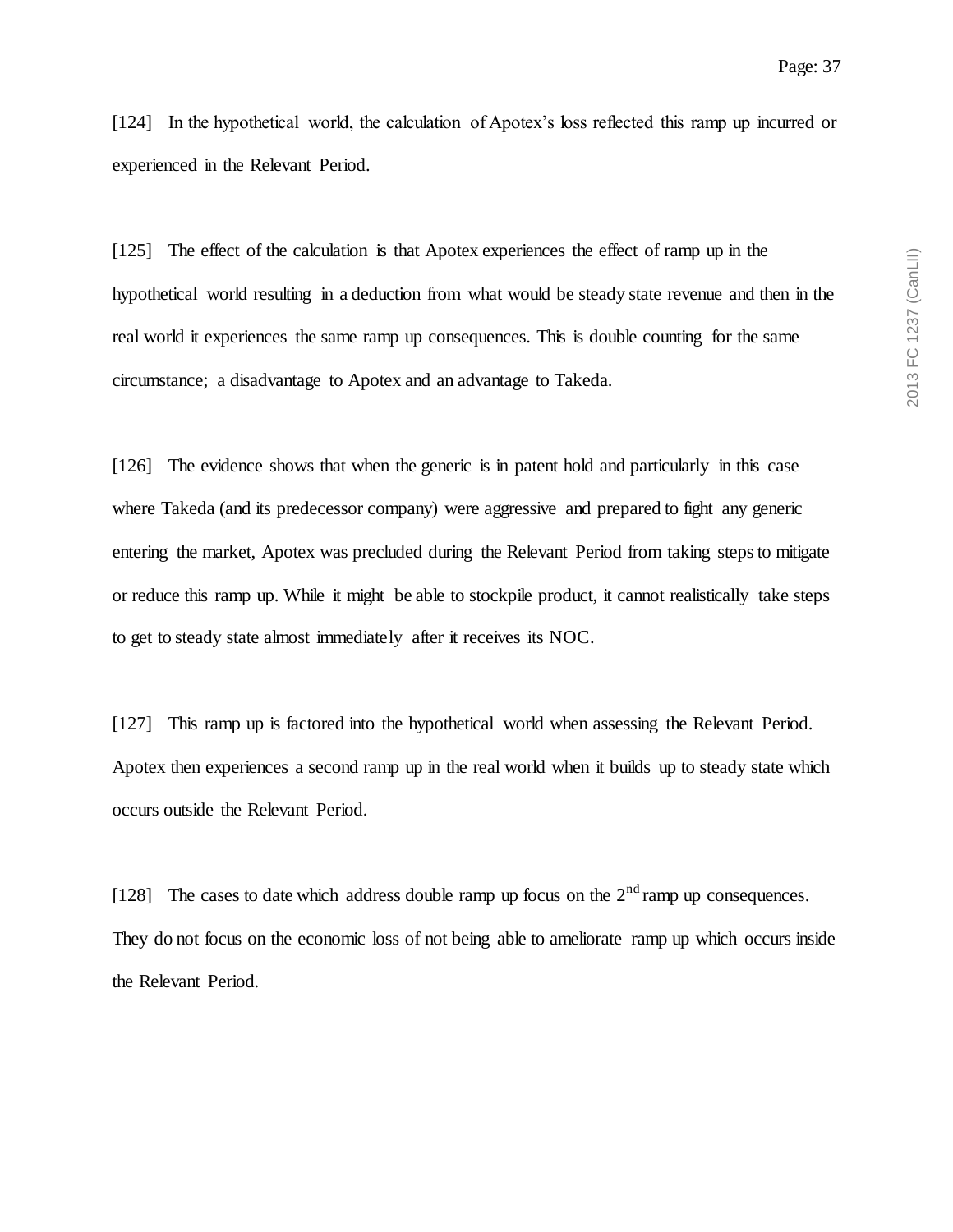[124] In the hypothetical world, the calculation of Apotex's loss reflected this ramp up incurred or experienced in the Relevant Period.

[125] The effect of the calculation is that Apotex experiences the effect of ramp up in the hypothetical world resulting in a deduction from what would be steady state revenue and then in the real world it experiences the same ramp up consequences. This is double counting for the same circumstance; a disadvantage to Apotex and an advantage to Takeda.

[126] The evidence shows that when the generic is in patent hold and particularly in this case where Takeda (and its predecessor company) were aggressive and prepared to fight any generic entering the market, Apotex was precluded during the Relevant Period from taking steps to mitigate or reduce this ramp up. While it might be able to stockpile product, it cannot realistically take steps to get to steady state almost immediately after it receives its NOC.

[127] This ramp up is factored into the hypothetical world when assessing the Relevant Period. Apotex then experiences a second ramp up in the real world when it builds up to steady state which occurs outside the Relevant Period.

[128] The cases to date which address double ramp up focus on the 2nd ramp up consequences. They do not focus on the economic loss of not being able to ameliorate ramp up which occurs inside the Relevant Period.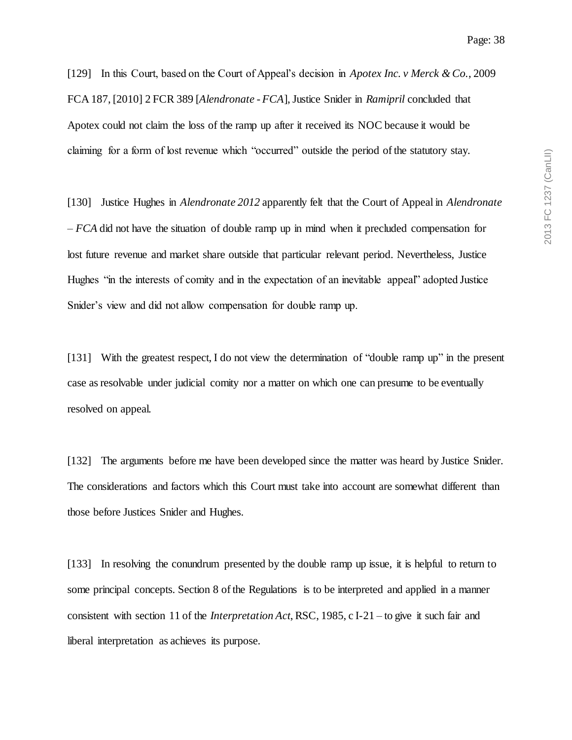[129] In this Court, based on the Court of Appeal's decision in *Apotex Inc. v Merck & Co.*, 2009 FCA 187, [2010] 2 FCR 389 [*Alendronate - FCA*], Justice Snider in *Ramipril* concluded that Apotex could not claim the loss of the ramp up after it received its NOC because it would be claiming for a form of lost revenue which "occurred" outside the period of the statutory stay.

[130] Justice Hughes in *Alendronate 2012* apparently felt that the Court of Appeal in *Alendronate – FCA* did not have the situation of double ramp up in mind when it precluded compensation for lost future revenue and market share outside that particular relevant period. Nevertheless, Justice Hughes "in the interests of comity and in the expectation of an inevitable appeal" adopted Justice Snider's view and did not allow compensation for double ramp up.

[131] With the greatest respect, I do not view the determination of "double ramp up" in the present case as resolvable under judicial comity nor a matter on which one can presume to be eventually resolved on appeal.

[132] The arguments before me have been developed since the matter was heard by Justice Snider. The considerations and factors which this Court must take into account are somewhat different than those before Justices Snider and Hughes.

[133] In resolving the conundrum presented by the double ramp up issue, it is helpful to return to some principal concepts. Section 8 of the Regulations is to be interpreted and applied in a manner consistent with section 11 of the *Interpretation Act*, RSC, 1985, c I-21 – to give it such fair and liberal interpretation as achieves its purpose.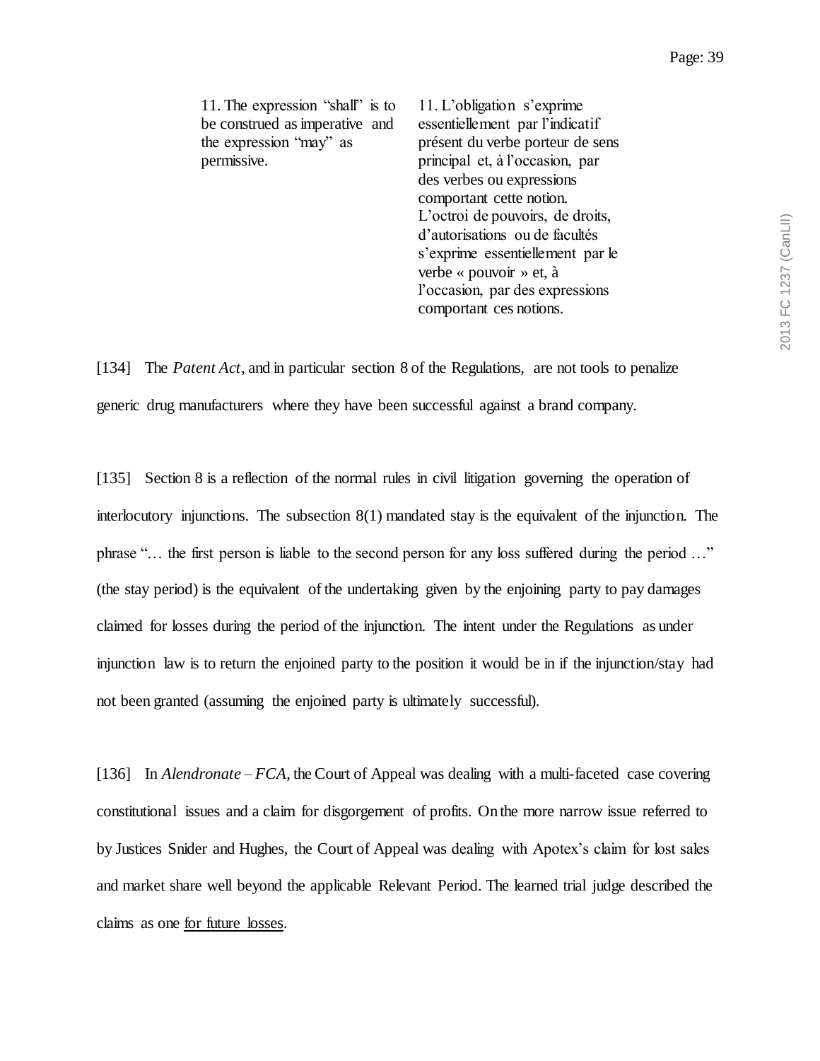| | |
|---|---|
| 11. The expression "shall" is to be construed as imperative and the expression "may" as permissive. | 11. L'obligation s'exprime essentiellement par l'indicatif présent du verbe porteur de sens principal et, à l'occasion, par des verbes ou expressions comportant cette notion. L'octroi de pouvoirs, de droits, d'autorisations ou de facultés s'exprime essentiellement par le verbe « pouvoir » et, à l'occasion, par des expressions comportant ces notions. |

[134] The *Patent Act*, and in particular section 8 of the Regulations, are not tools to penalize generic drug manufacturers where they have been successful against a brand company.

[135] Section 8 is a reflection of the normal rules in civil litigation governing the operation of interlocutory injunctions. The subsection 8(1) mandated stay is the equivalent of the injunction. The phrase "… the first person is liable to the second person for any loss suffered during the period …" (the stay period) is the equivalent of the undertaking given by the enjoining party to pay damages claimed for losses during the period of the injunction. The intent under the Regulations as under injunction law is to return the enjoined party to the position it would be in if the injunction/stay had not been granted (assuming the enjoined party is ultimately successful).

[136] In *Alendronate – FCA*, the Court of Appeal was dealing with a multi-faceted case covering constitutional issues and a claim for disgorgement of profits. On the more narrow issue referred to by Justices Snider and Hughes, the Court of Appeal was dealing with Apotex's claim for lost sales and market share well beyond the applicable Relevant Period. The learned trial judge described the claims as one <u>for future losses</u>.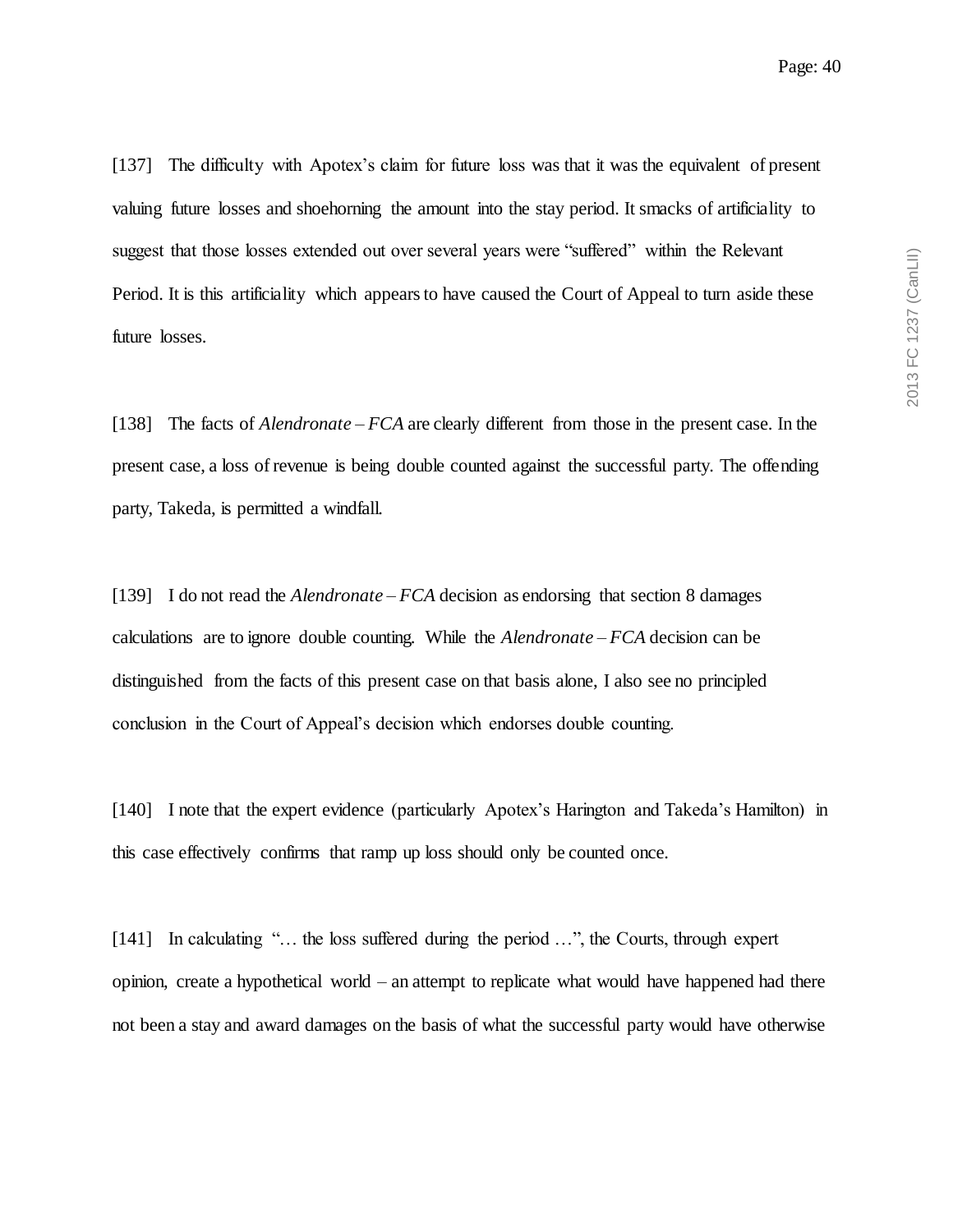[137] The difficulty with Apotex's claim for future loss was that it was the equivalent of present valuing future losses and shoehorning the amount into the stay period. It smacks of artificiality to suggest that those losses extended out over several years were "suffered" within the Relevant Period. It is this artificiality which appears to have caused the Court of Appeal to turn aside these future losses.

[138] The facts of *Alendronate – FCA* are clearly different from those in the present case. In the present case, a loss of revenue is being double counted against the successful party. The offending party, Takeda, is permitted a windfall.

[139] I do not read the *Alendronate – FCA* decision as endorsing that section 8 damages calculations are to ignore double counting. While the *Alendronate – FCA* decision can be distinguished from the facts of this present case on that basis alone, I also see no principled conclusion in the Court of Appeal's decision which endorses double counting.

[140] I note that the expert evidence (particularly Apotex's Harington and Takeda's Hamilton) in this case effectively confirms that ramp up loss should only be counted once.

[141] In calculating "… the loss suffered during the period …", the Courts, through expert opinion, create a hypothetical world – an attempt to replicate what would have happened had there not been a stay and award damages on the basis of what the successful party would have otherwise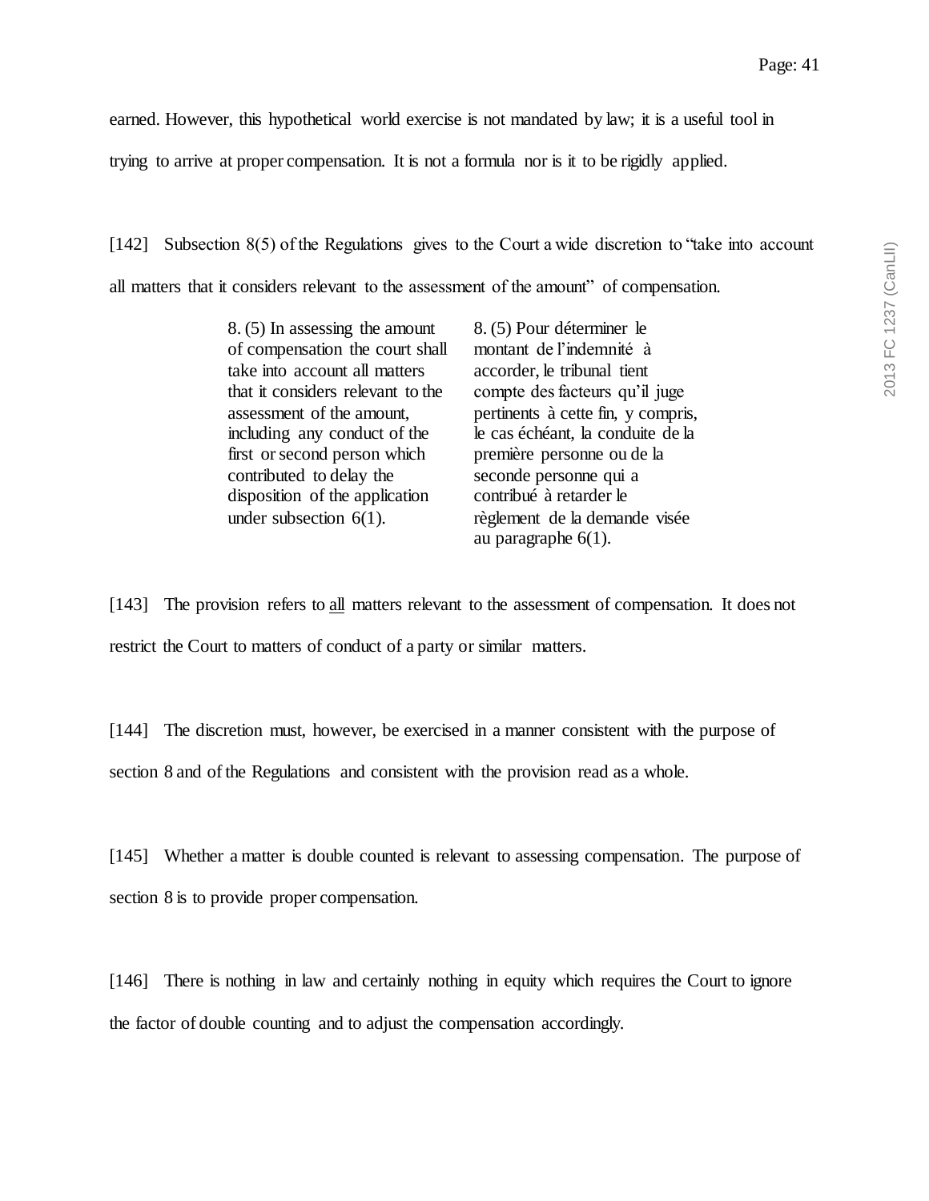earned. However, this hypothetical world exercise is not mandated by law; it is a useful tool in trying to arrive at proper compensation. It is not a formula nor is it to be rigidly applied.

[142] Subsection 8(5) of the Regulations gives to the Court a wide discretion to "take into account all matters that it considers relevant to the assessment of the amount" of compensation.

| | |
|---|---|
| 8. (5) In assessing the amount of compensation the court shall take into account all matters that it considers relevant to the assessment of the amount, including any conduct of the first or second person which contributed to delay the disposition of the application under subsection 6(1). | 8. (5) Pour déterminer le montant de l'indemnité à accorder, le tribunal tient compte des facteurs qu'il juge pertinents à cette fin, y compris, le cas échéant, la conduite de la première personne ou de la seconde personne qui a contribué à retarder le règlement de la demande visée au paragraphe 6(1). |

[143] The provision refers to <u>all</u> matters relevant to the assessment of compensation. It does not restrict the Court to matters of conduct of a party or similar matters.

[144] The discretion must, however, be exercised in a manner consistent with the purpose of section 8 and of the Regulations and consistent with the provision read as a whole.

[145] Whether a matter is double counted is relevant to assessing compensation. The purpose of section 8 is to provide proper compensation.

[146] There is nothing in law and certainly nothing in equity which requires the Court to ignore the factor of double counting and to adjust the compensation accordingly.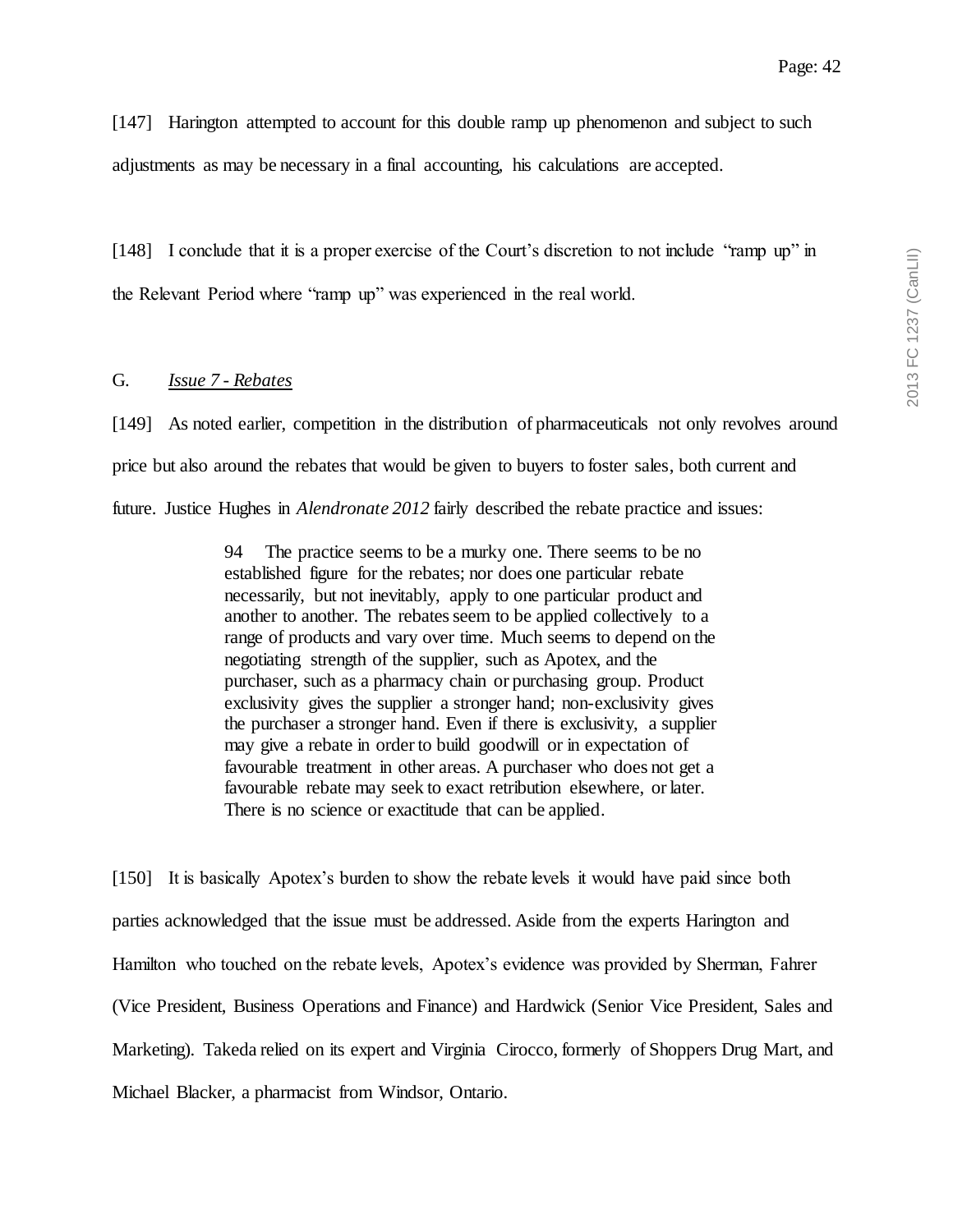[147] Harington attempted to account for this double ramp up phenomenon and subject to such adjustments as may be necessary in a final accounting, his calculations are accepted.

[148] I conclude that it is a proper exercise of the Court's discretion to not include "ramp up" in the Relevant Period where "ramp up" was experienced in the real world.

## G. *Issue 7 - Rebates*

[149] As noted earlier, competition in the distribution of pharmaceuticals not only revolves around price but also around the rebates that would be given to buyers to foster sales, both current and future. Justice Hughes in *Alendronate 2012* fairly described the rebate practice and issues:

> 94 The practice seems to be a murky one. There seems to be no established figure for the rebates; nor does one particular rebate necessarily, but not inevitably, apply to one particular product and another to another. The rebates seem to be applied collectively to a range of products and vary over time. Much seems to depend on the negotiating strength of the supplier, such as Apotex, and the purchaser, such as a pharmacy chain or purchasing group. Product exclusivity gives the supplier a stronger hand; non-exclusivity gives the purchaser a stronger hand. Even if there is exclusivity, a supplier may give a rebate in order to build goodwill or in expectation of favourable treatment in other areas. A purchaser who does not get a favourable rebate may seek to exact retribution elsewhere, or later. There is no science or exactitude that can be applied.

[150] It is basically Apotex's burden to show the rebate levels it would have paid since both parties acknowledged that the issue must be addressed. Aside from the experts Harington and Hamilton who touched on the rebate levels, Apotex's evidence was provided by Sherman, Fahrer (Vice President, Business Operations and Finance) and Hardwick (Senior Vice President, Sales and Marketing). Takeda relied on its expert and Virginia Cirocco, formerly of Shoppers Drug Mart, and Michael Blacker, a pharmacist from Windsor, Ontario.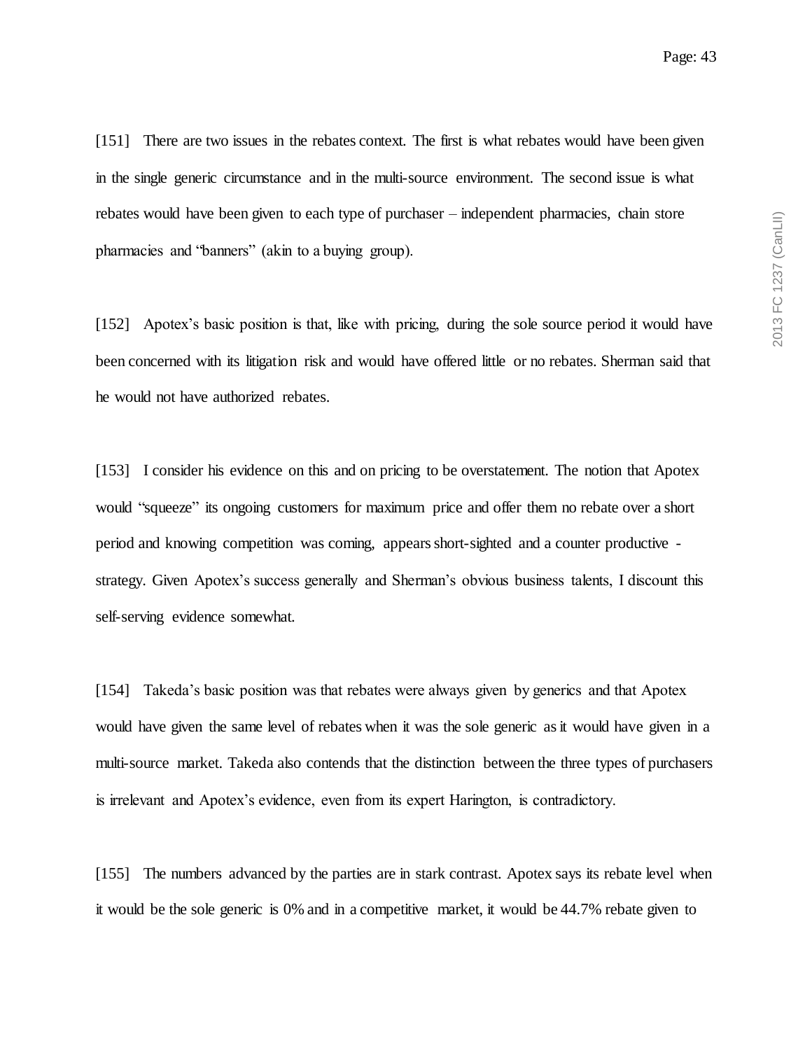[151] There are two issues in the rebates context. The first is what rebates would have been given in the single generic circumstance and in the multi-source environment. The second issue is what rebates would have been given to each type of purchaser – independent pharmacies, chain store pharmacies and "banners" (akin to a buying group).

[152] Apotex's basic position is that, like with pricing, during the sole source period it would have been concerned with its litigation risk and would have offered little or no rebates. Sherman said that he would not have authorized rebates.

[153] I consider his evidence on this and on pricing to be overstatement. The notion that Apotex would "squeeze" its ongoing customers for maximum price and offer them no rebate over a short period and knowing competition was coming, appears short-sighted and a counter productive - strategy. Given Apotex's success generally and Sherman's obvious business talents, I discount this self-serving evidence somewhat.

[154] Takeda's basic position was that rebates were always given by generics and that Apotex would have given the same level of rebates when it was the sole generic as it would have given in a multi-source market. Takeda also contends that the distinction between the three types of purchasers is irrelevant and Apotex's evidence, even from its expert Harington, is contradictory.

[155] The numbers advanced by the parties are in stark contrast. Apotex says its rebate level when it would be the sole generic is 0% and in a competitive market, it would be 44.7% rebate given to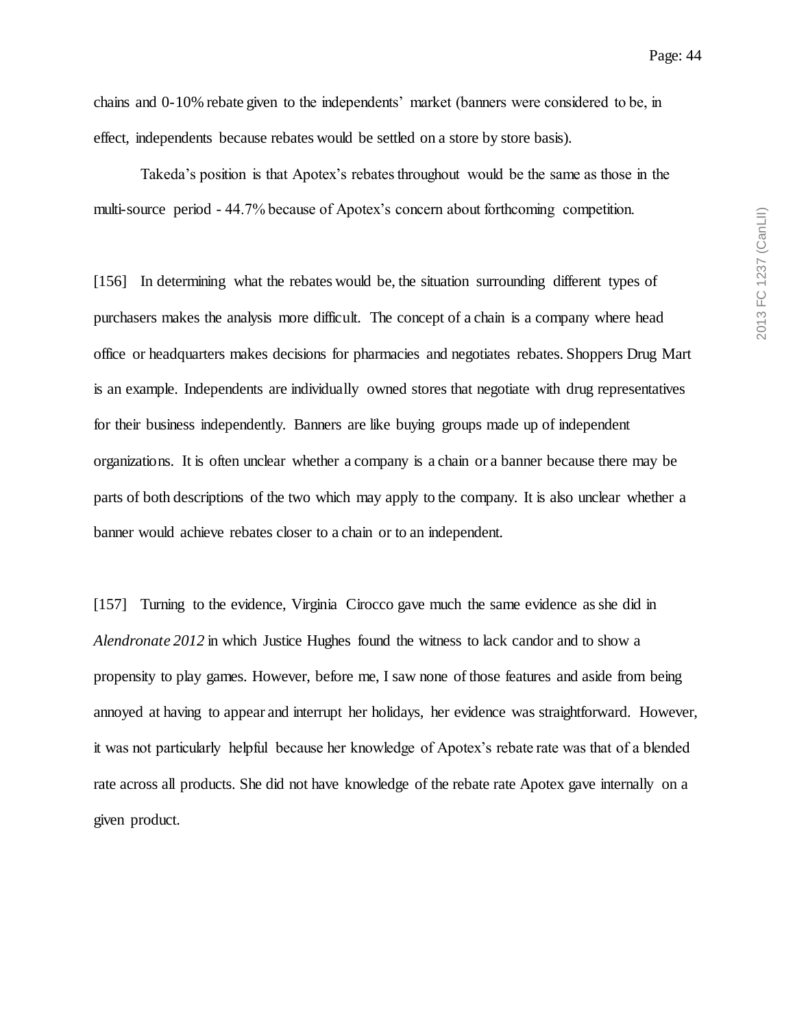chains and 0-10% rebate given to the independents' market (banners were considered to be, in effect, independents because rebates would be settled on a store by store basis).

Takeda's position is that Apotex's rebates throughout would be the same as those in the multi-source period - 44.7% because of Apotex's concern about forthcoming competition.

[156] In determining what the rebates would be, the situation surrounding different types of purchasers makes the analysis more difficult. The concept of a chain is a company where head office or headquarters makes decisions for pharmacies and negotiates rebates. Shoppers Drug Mart is an example. Independents are individually owned stores that negotiate with drug representatives for their business independently. Banners are like buying groups made up of independent organizations. It is often unclear whether a company is a chain or a banner because there may be parts of both descriptions of the two which may apply to the company. It is also unclear whether a banner would achieve rebates closer to a chain or to an independent.

[157] Turning to the evidence, Virginia Cirocco gave much the same evidence as she did in *Alendronate 2012* in which Justice Hughes found the witness to lack candor and to show a propensity to play games. However, before me, I saw none of those features and aside from being annoyed at having to appear and interrupt her holidays, her evidence was straightforward. However, it was not particularly helpful because her knowledge of Apotex's rebate rate was that of a blended rate across all products. She did not have knowledge of the rebate rate Apotex gave internally on a given product.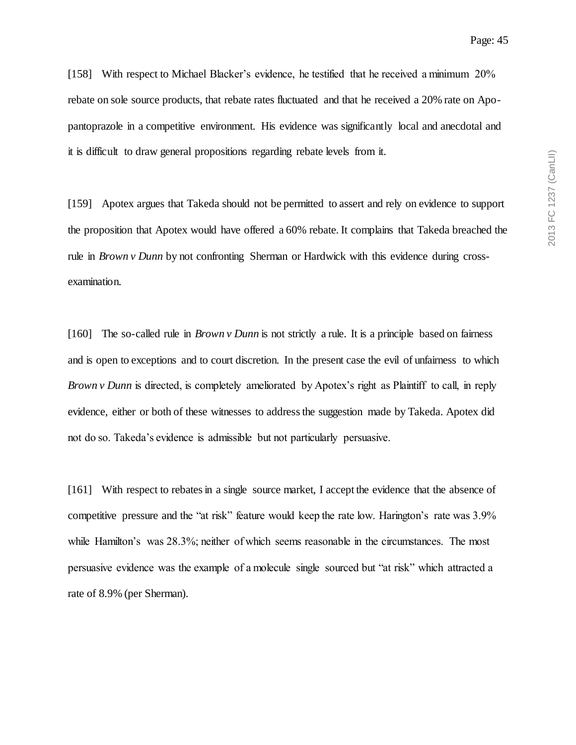[158] With respect to Michael Blacker's evidence, he testified that he received a minimum 20% rebate on sole source products, that rebate rates fluctuated and that he received a 20% rate on Apo-pantoprazole in a competitive environment. His evidence was significantly local and anecdotal and it is difficult to draw general propositions regarding rebate levels from it.

[159] Apotex argues that Takeda should not be permitted to assert and rely on evidence to support the proposition that Apotex would have offered a 60% rebate. It complains that Takeda breached the rule in *Brown v Dunn* by not confronting Sherman or Hardwick with this evidence during cross-examination.

[160] The so-called rule in *Brown v Dunn* is not strictly a rule. It is a principle based on fairness and is open to exceptions and to court discretion. In the present case the evil of unfairness to which *Brown v Dunn* is directed, is completely ameliorated by Apotex's right as Plaintiff to call, in reply evidence, either or both of these witnesses to address the suggestion made by Takeda. Apotex did not do so. Takeda's evidence is admissible but not particularly persuasive.

[161] With respect to rebates in a single source market, I accept the evidence that the absence of competitive pressure and the "at risk" feature would keep the rate low. Harington's rate was 3.9% while Hamilton's was 28.3%; neither of which seems reasonable in the circumstances. The most persuasive evidence was the example of a molecule single sourced but "at risk" which attracted a rate of 8.9% (per Sherman).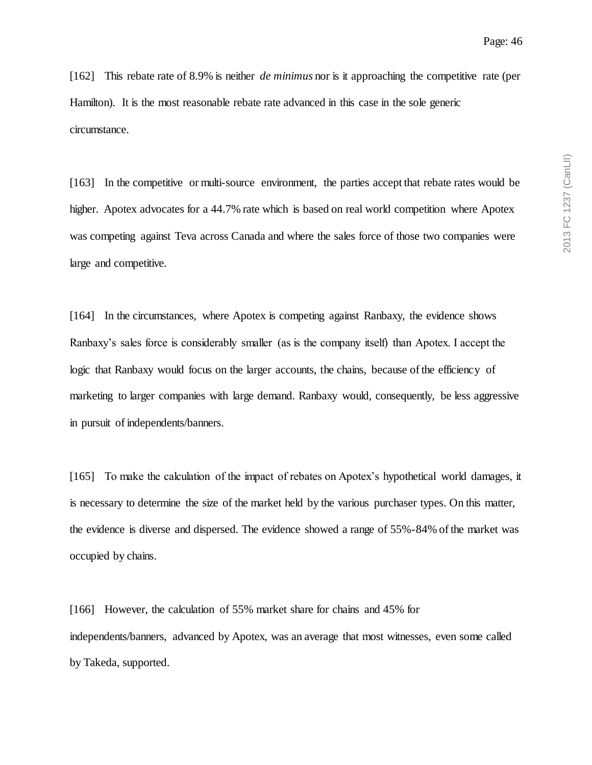[162] This rebate rate of 8.9% is neither *de minimus* nor is it approaching the competitive rate (per Hamilton). It is the most reasonable rebate rate advanced in this case in the sole generic circumstance.

[163] In the competitive or multi-source environment, the parties accept that rebate rates would be higher. Apotex advocates for a 44.7% rate which is based on real world competition where Apotex was competing against Teva across Canada and where the sales force of those two companies were large and competitive.

[164] In the circumstances, where Apotex is competing against Ranbaxy, the evidence shows Ranbaxy's sales force is considerably smaller (as is the company itself) than Apotex. I accept the logic that Ranbaxy would focus on the larger accounts, the chains, because of the efficiency of marketing to larger companies with large demand. Ranbaxy would, consequently, be less aggressive in pursuit of independents/banners.

[165] To make the calculation of the impact of rebates on Apotex's hypothetical world damages, it is necessary to determine the size of the market held by the various purchaser types. On this matter, the evidence is diverse and dispersed. The evidence showed a range of 55%-84% of the market was occupied by chains.

[166] However, the calculation of 55% market share for chains and 45% for independents/banners, advanced by Apotex, was an average that most witnesses, even some called by Takeda, supported.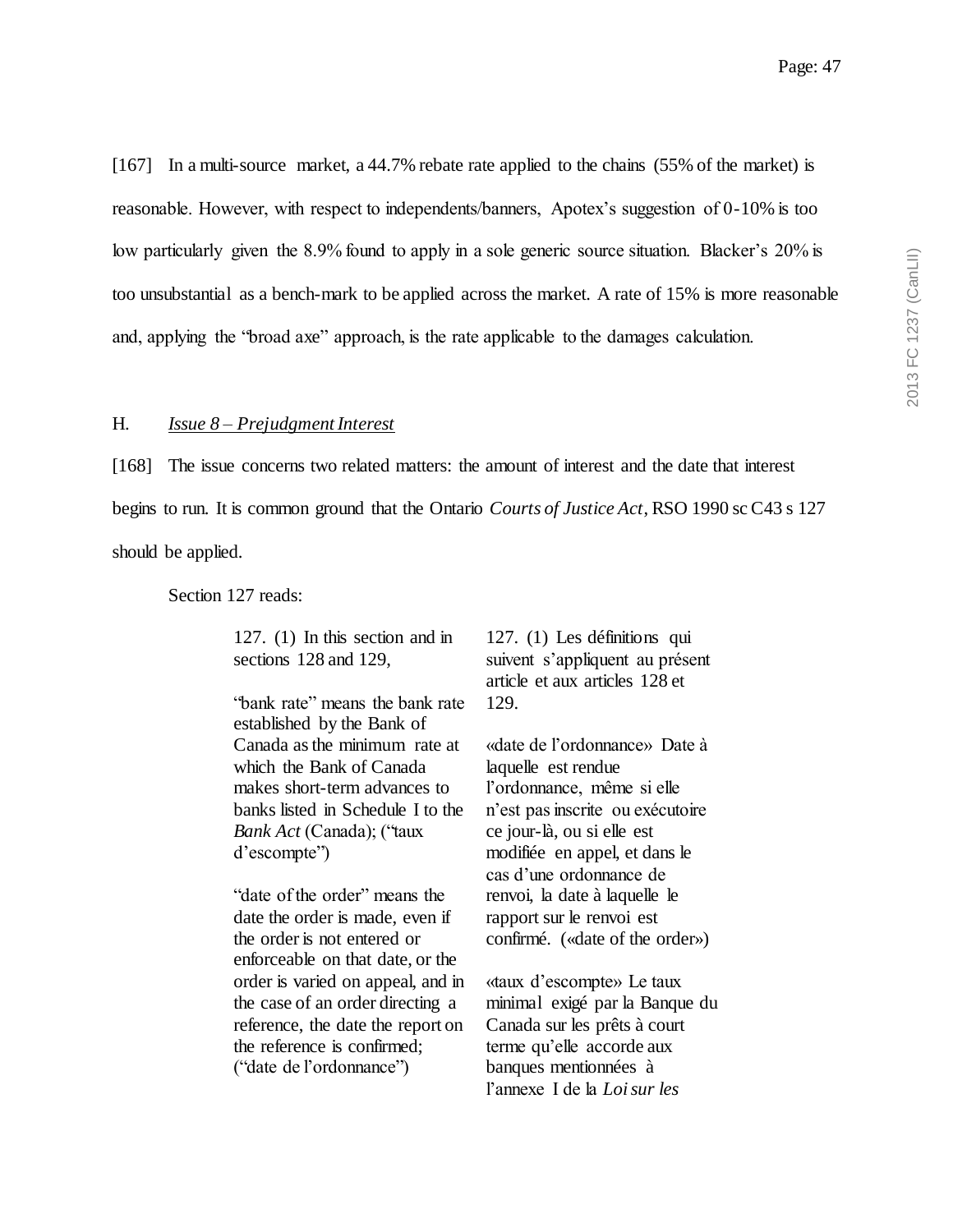[167] In a multi-source market, a 44.7% rebate rate applied to the chains (55% of the market) is reasonable. However, with respect to independents/banners, Apotex's suggestion of 0-10% is too low particularly given the 8.9% found to apply in a sole generic source situation. Blacker's 20% is too unsubstantial as a bench-mark to be applied across the market. A rate of 15% is more reasonable and, applying the "broad axe" approach, is the rate applicable to the damages calculation.

## H. *Issue 8 – Prejudgment Interest*

[168] The issue concerns two related matters: the amount of interest and the date that interest begins to run. It is common ground that the Ontario *Courts of Justice Act*, RSO 1990 sc C43 s 127 should be applied.

Section 127 reads:

| | |
|---|---|
| 127. (1) In this section and in sections 128 and 129,<br><br>"bank rate" means the bank rate established by the Bank of Canada as the minimum rate at which the Bank of Canada makes short-term advances to banks listed in Schedule I to the *Bank Act* (Canada); ("taux d'escompte")<br><br>"date of the order" means the date the order is made, even if the order is not entered or enforceable on that date, or the order is varied on appeal, and in the case of an order directing a reference, the date the report on the reference is confirmed; ("date de l'ordonnance") | 127. (1) Les définitions qui suivent s'appliquent au présent article et aux articles 128 et 129.<br><br>«date de l'ordonnance» Date à laquelle est rendue l'ordonnance, même si elle n'est pas inscrite ou exécutoire ce jour-là, ou si elle est modifiée en appel, et dans le cas d'une ordonnance de renvoi, la date à laquelle le rapport sur le renvoi est confirmé. («date of the order»)<br><br>«taux d'escompte» Le taux minimal exigé par la Banque du Canada sur les prêts à court terme qu'elle accorde aux banques mentionnées à l'annexe I de la *Loi sur les* |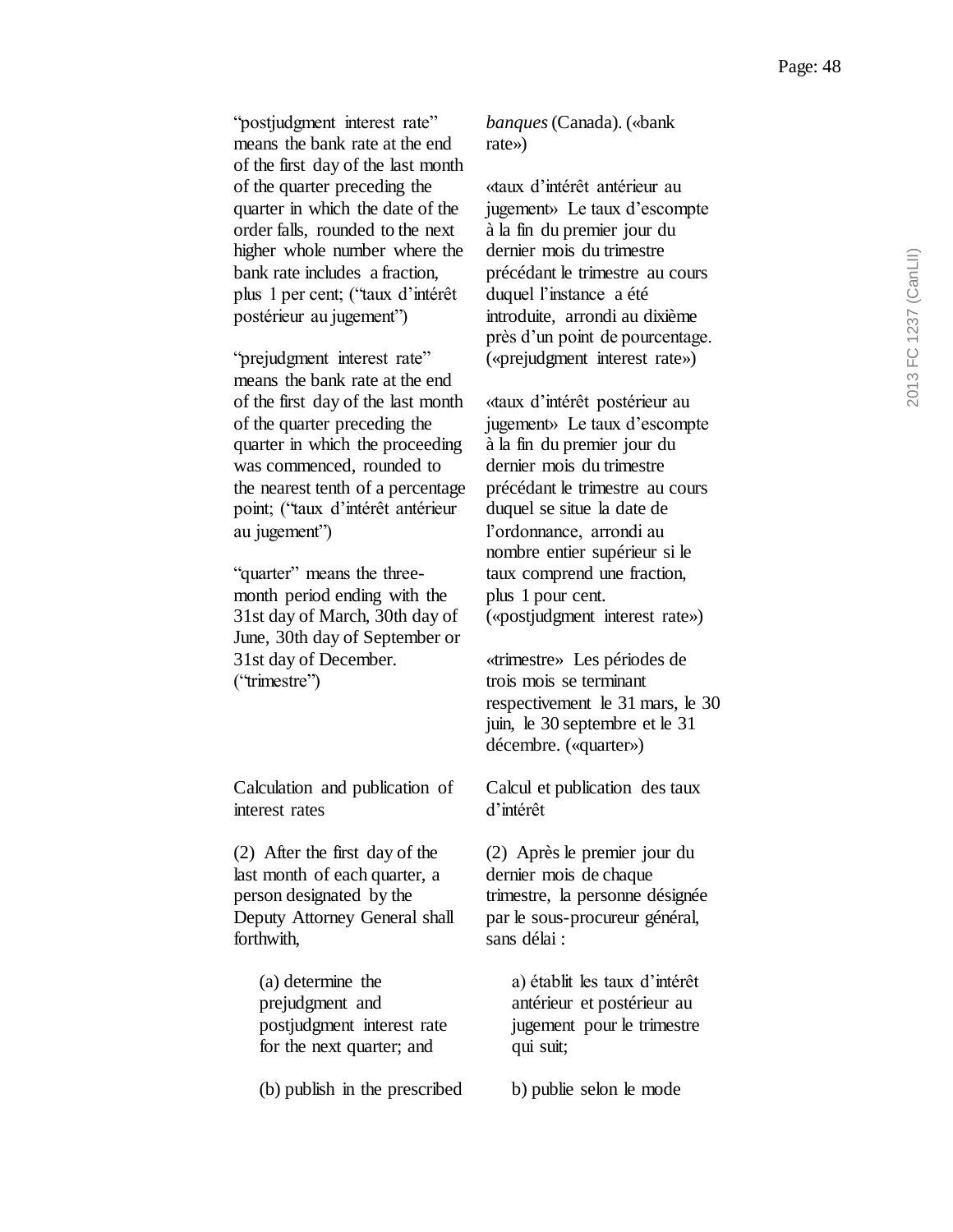"postjudgment interest rate" means the bank rate at the end of the first day of the last month of the quarter preceding the quarter in which the date of the order falls, rounded to the next higher whole number where the bank rate includes a fraction, plus 1 per cent; ("taux d'intérêt postérieur au jugement")

"prejudgment interest rate" means the bank rate at the end of the first day of the last month of the quarter preceding the quarter in which the proceeding was commenced, rounded to the nearest tenth of a percentage point; ("taux d'intérêt antérieur au jugement")

"quarter" means the three-month period ending with the 31st day of March, 30th day of June, 30th day of September or 31st day of December. ("trimestre")

*banques* (Canada). («bank rate»)

«taux d'intérêt antérieur au jugement» Le taux d'escompte à la fin du premier jour du dernier mois du trimestre précédant le trimestre au cours duquel l'instance a été introduite, arrondi au dixième près d'un point de pourcentage. («prejudgment interest rate»)

«taux d'intérêt postérieur au jugement» Le taux d'escompte à la fin du premier jour du dernier mois du trimestre précédant le trimestre au cours duquel se situe la date de l'ordonnance, arrondi au nombre entier supérieur si le taux comprend une fraction, plus 1 pour cent. («postjudgment interest rate»)

«trimestre» Les périodes de trois mois se terminant respectivement le 31 mars, le 30 juin, le 30 septembre et le 31 décembre. («quarter»)

Calculation and publication of interest rates

(2) After the first day of the last month of each quarter, a person designated by the Deputy Attorney General shall forthwith,

> (a) determine the prejudgment and postjudgment interest rate for the next quarter; and
>
> (b) publish in the prescribed

Calcul et publication des taux d'intérêt

(2) Après le premier jour du dernier mois de chaque trimestre, la personne désignée par le sous-procureur général, sans délai :

> a) établit les taux d'intérêt antérieur et postérieur au jugement pour le trimestre qui suit;
>
> b) publie selon le mode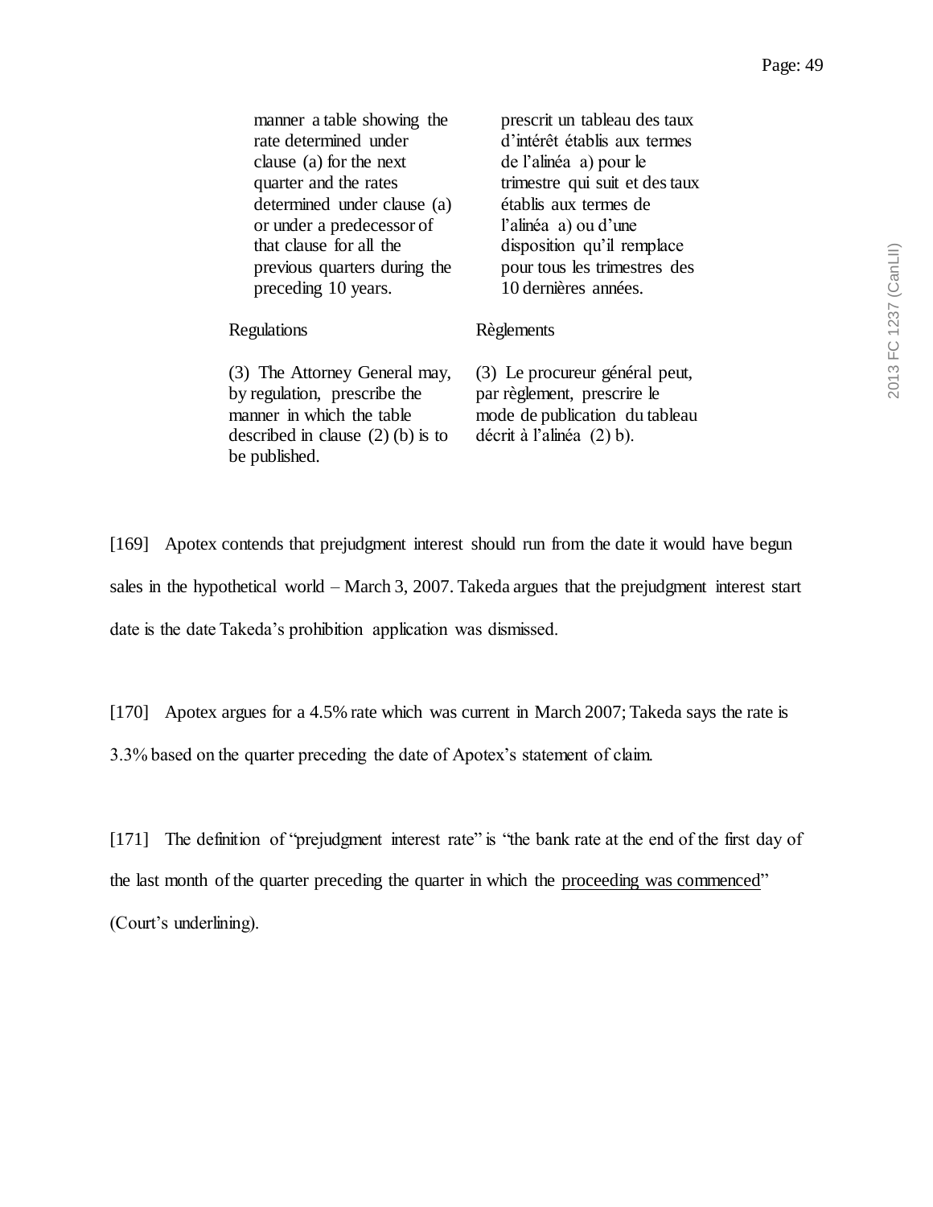| | |
|---|---|
| manner a table showing the rate determined under clause (a) for the next quarter and the rates determined under clause (a) or under a predecessor of that clause for all the previous quarters during the preceding 10 years. | prescrit un tableau des taux d'intérêt établis aux termes de l'alinéa a) pour le trimestre qui suit et des taux établis aux termes de l'alinéa a) ou d'une disposition qu'il remplace pour tous les trimestres des 10 dernières années. |
| Regulations | Règlements |
| (3) The Attorney General may, by regulation, prescribe the manner in which the table described in clause (2) (b) is to be published. | (3) Le procureur général peut, par règlement, prescrire le mode de publication du tableau décrit à l'alinéa (2) b). |

[169] Apotex contends that prejudgment interest should run from the date it would have begun sales in the hypothetical world – March 3, 2007. Takeda argues that the prejudgment interest start date is the date Takeda's prohibition application was dismissed.

[170] Apotex argues for a 4.5% rate which was current in March 2007; Takeda says the rate is 3.3% based on the quarter preceding the date of Apotex's statement of claim.

[171] The definition of "prejudgment interest rate" is "the bank rate at the end of the first day of the last month of the quarter preceding the quarter in which the <u>proceeding was commenced</u>" (Court's underlining).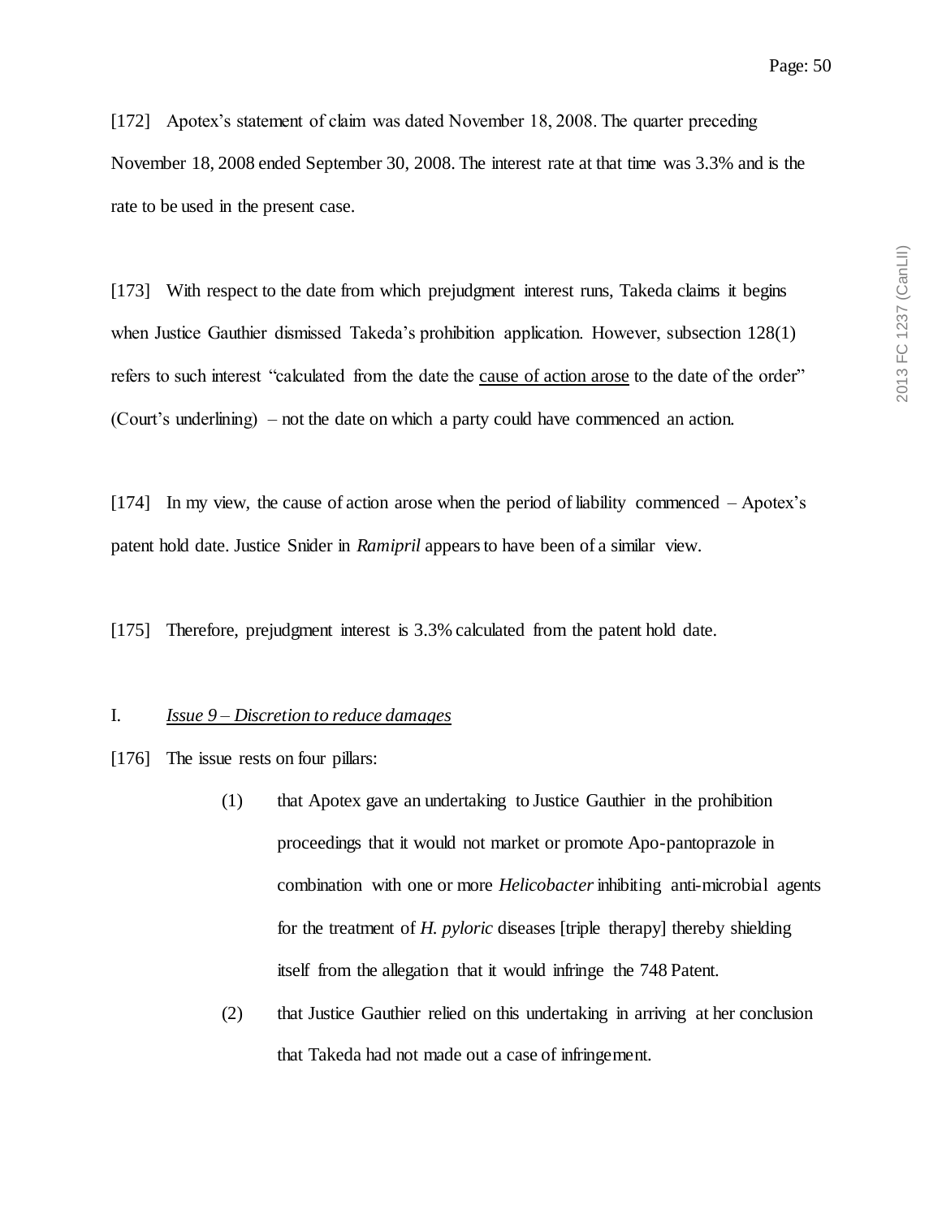[172] Apotex's statement of claim was dated November 18, 2008. The quarter preceding November 18, 2008 ended September 30, 2008. The interest rate at that time was 3.3% and is the rate to be used in the present case.

[173] With respect to the date from which prejudgment interest runs, Takeda claims it begins when Justice Gauthier dismissed Takeda's prohibition application. However, subsection 128(1) refers to such interest "calculated from the date the <u>cause of action arose</u> to the date of the order" (Court's underlining) – not the date on which a party could have commenced an action.

[174] In my view, the cause of action arose when the period of liability commenced – Apotex's patent hold date. Justice Snider in *Ramipril* appears to have been of a similar view.

[175] Therefore, prejudgment interest is 3.3% calculated from the patent hold date.

## I. *Issue 9 – Discretion to reduce damages*

[176] The issue rests on four pillars:

(1) that Apotex gave an undertaking to Justice Gauthier in the prohibition proceedings that it would not market or promote Apo-pantoprazole in combination with one or more *Helicobacter* inhibiting anti-microbial agents for the treatment of *H. pyloric* diseases [triple therapy] thereby shielding itself from the allegation that it would infringe the 748 Patent.

(2) that Justice Gauthier relied on this undertaking in arriving at her conclusion that Takeda had not made out a case of infringement.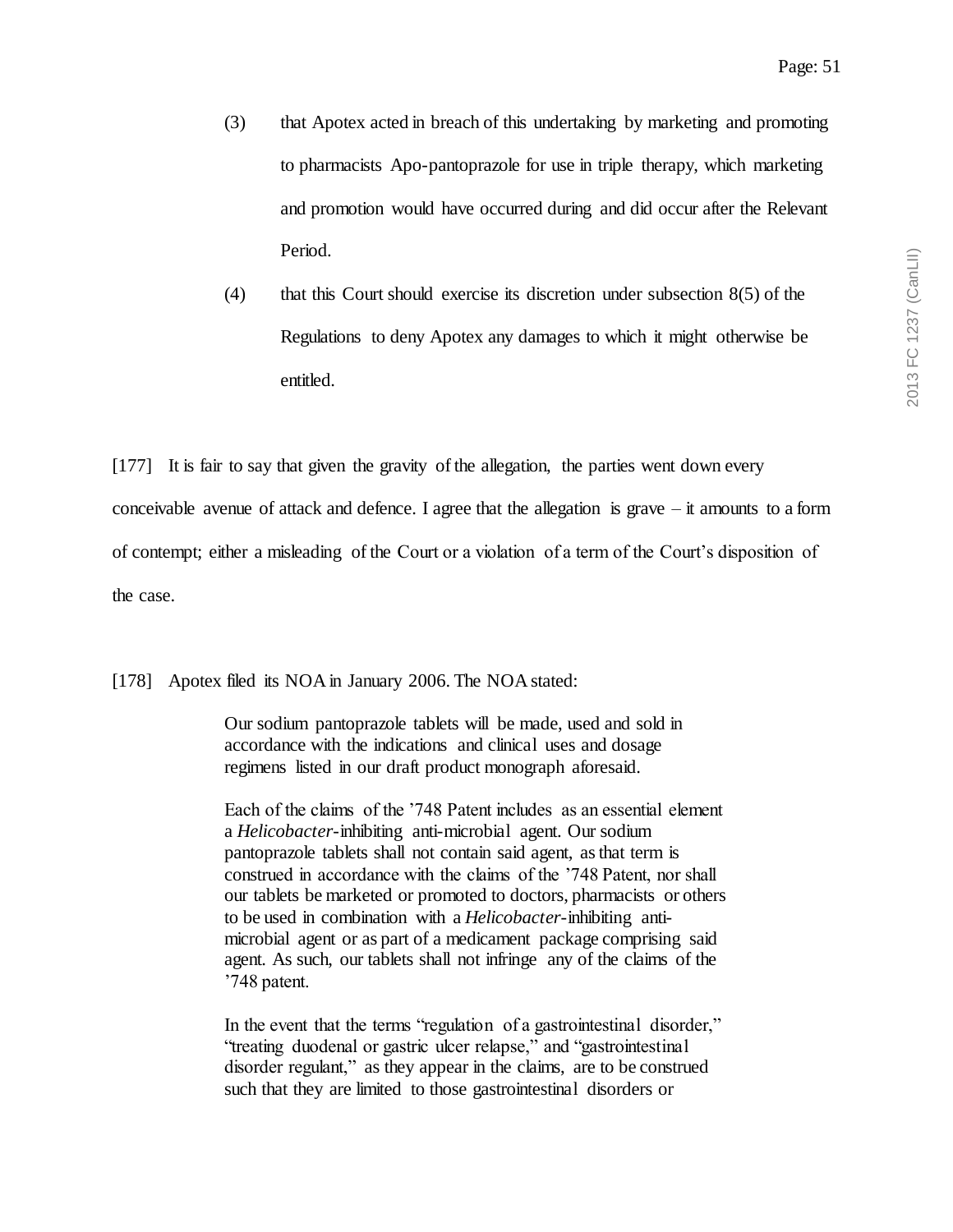(3) that Apotex acted in breach of this undertaking by marketing and promoting to pharmacists Apo-pantoprazole for use in triple therapy, which marketing and promotion would have occurred during and did occur after the Relevant Period.

(4) that this Court should exercise its discretion under subsection 8(5) of the Regulations to deny Apotex any damages to which it might otherwise be entitled.

[177] It is fair to say that given the gravity of the allegation, the parties went down every conceivable avenue of attack and defence. I agree that the allegation is grave – it amounts to a form of contempt; either a misleading of the Court or a violation of a term of the Court's disposition of the case.

[178] Apotex filed its NOA in January 2006. The NOA stated:

> Our sodium pantoprazole tablets will be made, used and sold in accordance with the indications and clinical uses and dosage regimens listed in our draft product monograph aforesaid.
>
> Each of the claims of the '748 Patent includes as an essential element a *Helicobacter*-inhibiting anti-microbial agent. Our sodium pantoprazole tablets shall not contain said agent, as that term is construed in accordance with the claims of the '748 Patent, nor shall our tablets be marketed or promoted to doctors, pharmacists or others to be used in combination with a *Helicobacter*-inhibiting anti-microbial agent or as part of a medicament package comprising said agent. As such, our tablets shall not infringe any of the claims of the '748 patent.
>
> In the event that the terms "regulation of a gastrointestinal disorder," "treating duodenal or gastric ulcer relapse," and "gastrointestinal disorder regulant," as they appear in the claims, are to be construed such that they are limited to those gastrointestinal disorders or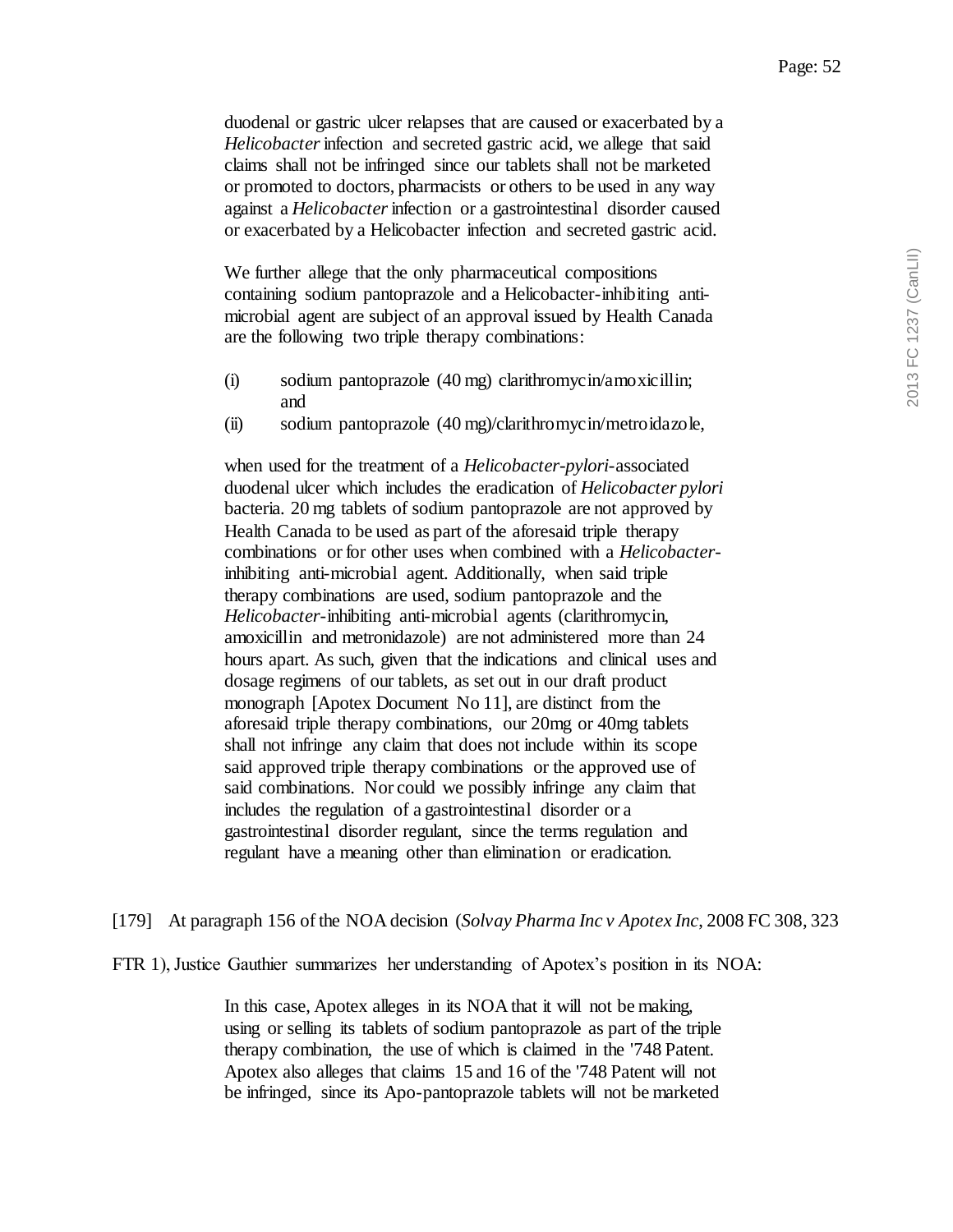> duodenal or gastric ulcer relapses that are caused or exacerbated by a *Helicobacter* infection and secreted gastric acid, we allege that said claims shall not be infringed since our tablets shall not be marketed or promoted to doctors, pharmacists or others to be used in any way against a *Helicobacter* infection or a gastrointestinal disorder caused or exacerbated by a Helicobacter infection and secreted gastric acid.
>
> We further allege that the only pharmaceutical compositions containing sodium pantoprazole and a Helicobacter-inhibiting anti-microbial agent are subject of an approval issued by Health Canada are the following two triple therapy combinations:
>
> (i) sodium pantoprazole (40 mg) clarithromycin/amoxicillin; and
>
> (ii) sodium pantoprazole (40 mg)/clarithromycin/metroidazole,
>
> when used for the treatment of a *Helicobacter-pylori*-associated duodenal ulcer which includes the eradication of *Helicobacter pylori* bacteria. 20 mg tablets of sodium pantoprazole are not approved by Health Canada to be used as part of the aforesaid triple therapy combinations or for other uses when combined with a *Helicobacter*-inhibiting anti-microbial agent. Additionally, when said triple therapy combinations are used, sodium pantoprazole and the *Helicobacter*-inhibiting anti-microbial agents (clarithromycin, amoxicillin and metronidazole) are not administered more than 24 hours apart. As such, given that the indications and clinical uses and dosage regimens of our tablets, as set out in our draft product monograph [Apotex Document No 11], are distinct from the aforesaid triple therapy combinations, our 20mg or 40mg tablets shall not infringe any claim that does not include within its scope said approved triple therapy combinations or the approved use of said combinations. Nor could we possibly infringe any claim that includes the regulation of a gastrointestinal disorder or a gastrointestinal disorder regulant, since the terms regulation and regulant have a meaning other than elimination or eradication.

[179] At paragraph 156 of the NOA decision (*Solvay Pharma Inc v Apotex Inc*, 2008 FC 308, 323 FTR 1), Justice Gauthier summarizes her understanding of Apotex's position in its NOA:

> In this case, Apotex alleges in its NOA that it will not be making, using or selling its tablets of sodium pantoprazole as part of the triple therapy combination, the use of which is claimed in the '748 Patent. Apotex also alleges that claims 15 and 16 of the '748 Patent will not be infringed, since its Apo-pantoprazole tablets will not be marketed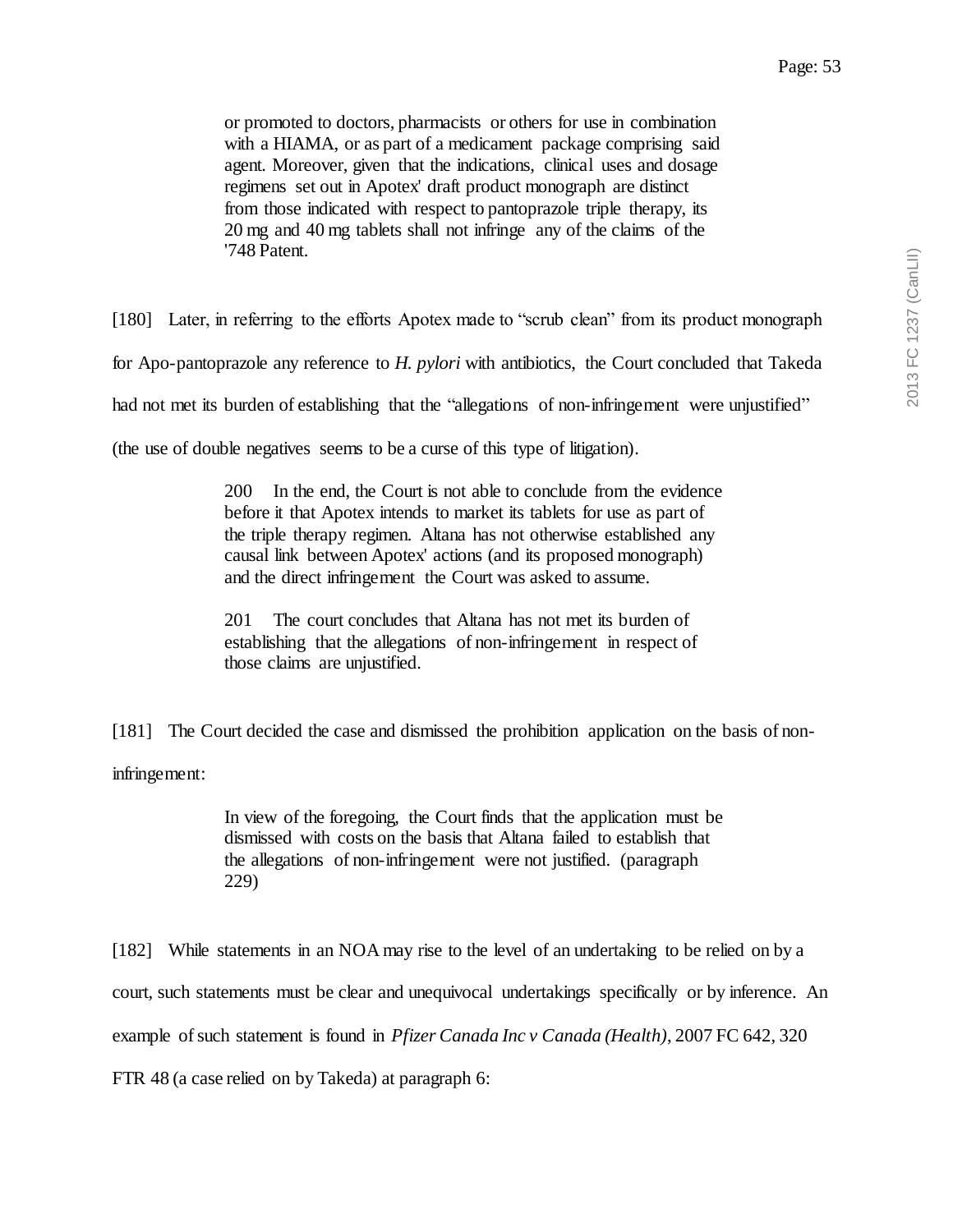> or promoted to doctors, pharmacists or others for use in combination with a HIAMA, or as part of a medicament package comprising said agent. Moreover, given that the indications, clinical uses and dosage regimens set out in Apotex' draft product monograph are distinct from those indicated with respect to pantoprazole triple therapy, its 20 mg and 40 mg tablets shall not infringe any of the claims of the '748 Patent.

[180] Later, in referring to the efforts Apotex made to "scrub clean" from its product monograph for Apo-pantoprazole any reference to *H. pylori* with antibiotics, the Court concluded that Takeda had not met its burden of establishing that the "allegations of non-infringement were unjustified" (the use of double negatives seems to be a curse of this type of litigation).

> 200 In the end, the Court is not able to conclude from the evidence before it that Apotex intends to market its tablets for use as part of the triple therapy regimen. Altana has not otherwise established any causal link between Apotex' actions (and its proposed monograph) and the direct infringement the Court was asked to assume.
>
> 201 The court concludes that Altana has not met its burden of establishing that the allegations of non-infringement in respect of those claims are unjustified.

[181] The Court decided the case and dismissed the prohibition application on the basis of non-infringement:

> In view of the foregoing, the Court finds that the application must be dismissed with costs on the basis that Altana failed to establish that the allegations of non-infringement were not justified. (paragraph 229)

[182] While statements in an NOA may rise to the level of an undertaking to be relied on by a court, such statements must be clear and unequivocal undertakings specifically or by inference. An example of such statement is found in *Pfizer Canada Inc v Canada (Health)*, 2007 FC 642, 320 FTR 48 (a case relied on by Takeda) at paragraph 6: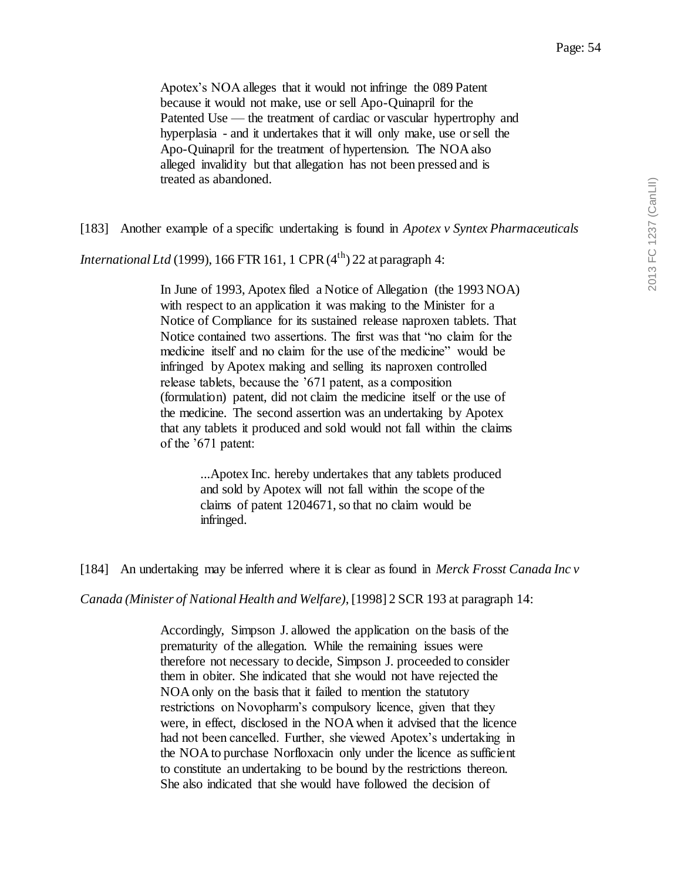> Apotex's NOA alleges that it would not infringe the 089 Patent because it would not make, use or sell Apo-Quinapril for the Patented Use — the treatment of cardiac or vascular hypertrophy and hyperplasia - and it undertakes that it will only make, use or sell the Apo-Quinapril for the treatment of hypertension. The NOA also alleged invalidity but that allegation has not been pressed and is treated as abandoned.

[183] Another example of a specific undertaking is found in *Apotex v Syntex Pharmaceuticals International Ltd* (1999), 166 FTR 161, 1 CPR (4th) 22 at paragraph 4:

> In June of 1993, Apotex filed a Notice of Allegation (the 1993 NOA) with respect to an application it was making to the Minister for a Notice of Compliance for its sustained release naproxen tablets. That Notice contained two assertions. The first was that "no claim for the medicine itself and no claim for the use of the medicine" would be infringed by Apotex making and selling its naproxen controlled release tablets, because the '671 patent, as a composition (formulation) patent, did not claim the medicine itself or the use of the medicine. The second assertion was an undertaking by Apotex that any tablets it produced and sold would not fall within the claims of the '671 patent:
>
> > ...Apotex Inc. hereby undertakes that any tablets produced and sold by Apotex will not fall within the scope of the claims of patent 1204671, so that no claim would be infringed.

[184] An undertaking may be inferred where it is clear as found in *Merck Frosst Canada Inc v Canada (Minister of National Health and Welfare)*, [1998] 2 SCR 193 at paragraph 14:

> Accordingly, Simpson J. allowed the application on the basis of the prematurity of the allegation. While the remaining issues were therefore not necessary to decide, Simpson J. proceeded to consider them in obiter. She indicated that she would not have rejected the NOA only on the basis that it failed to mention the statutory restrictions on Novopharm's compulsory licence, given that they were, in effect, disclosed in the NOA when it advised that the licence had not been cancelled. Further, she viewed Apotex's undertaking in the NOA to purchase Norfloxacin only under the licence as sufficient to constitute an undertaking to be bound by the restrictions thereon. She also indicated that she would have followed the decision of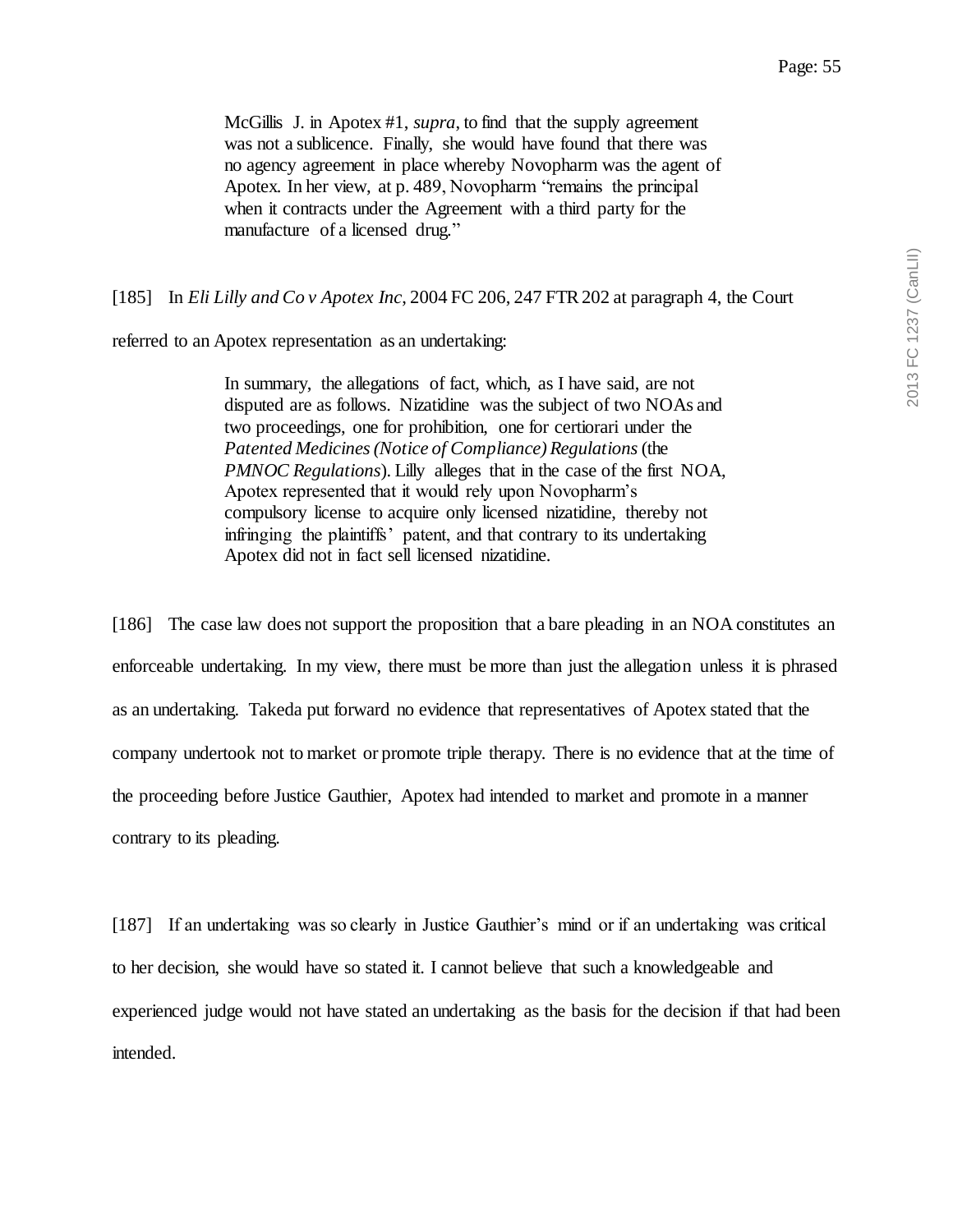> McGillis J. in Apotex #1, *supra*, to find that the supply agreement was not a sublicence. Finally, she would have found that there was no agency agreement in place whereby Novopharm was the agent of Apotex. In her view, at p. 489, Novopharm "remains the principal when it contracts under the Agreement with a third party for the manufacture of a licensed drug."

[185] In *Eli Lilly and Co v Apotex Inc*, 2004 FC 206, 247 FTR 202 at paragraph 4, the Court referred to an Apotex representation as an undertaking:

> In summary, the allegations of fact, which, as I have said, are not disputed are as follows. Nizatidine was the subject of two NOAs and two proceedings, one for prohibition, one for certiorari under the *Patented Medicines (Notice of Compliance) Regulations* (the *PMNOC Regulations*). Lilly alleges that in the case of the first NOA, Apotex represented that it would rely upon Novopharm's compulsory license to acquire only licensed nizatidine, thereby not infringing the plaintiffs' patent, and that contrary to its undertaking Apotex did not in fact sell licensed nizatidine.

[186] The case law does not support the proposition that a bare pleading in an NOA constitutes an enforceable undertaking. In my view, there must be more than just the allegation unless it is phrased as an undertaking. Takeda put forward no evidence that representatives of Apotex stated that the company undertook not to market or promote triple therapy. There is no evidence that at the time of the proceeding before Justice Gauthier, Apotex had intended to market and promote in a manner contrary to its pleading.

[187] If an undertaking was so clearly in Justice Gauthier's mind or if an undertaking was critical to her decision, she would have so stated it. I cannot believe that such a knowledgeable and experienced judge would not have stated an undertaking as the basis for the decision if that had been intended.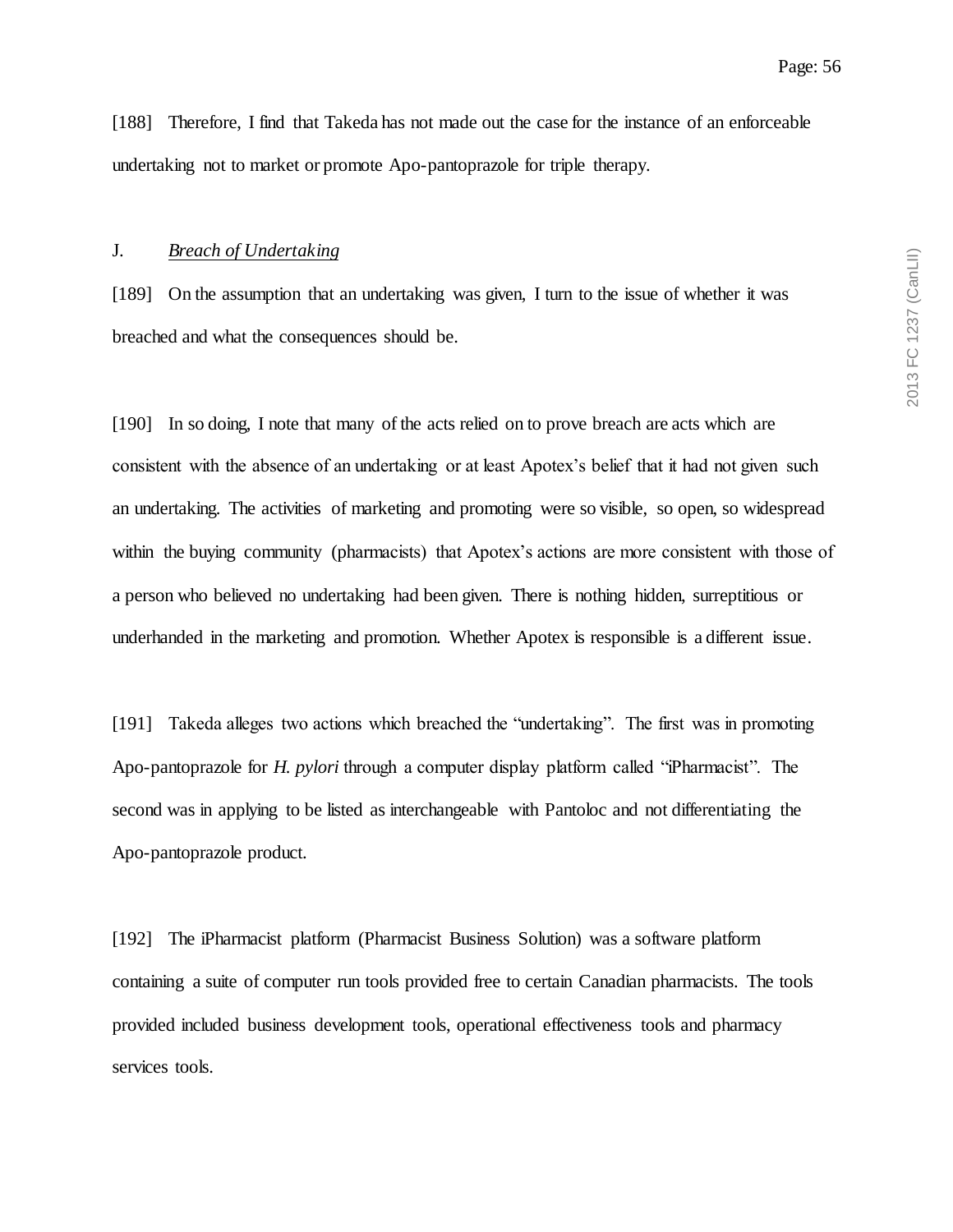[188] Therefore, I find that Takeda has not made out the case for the instance of an enforceable undertaking not to market or promote Apo-pantoprazole for triple therapy.

J. *Breach of Undertaking*

[189] On the assumption that an undertaking was given, I turn to the issue of whether it was breached and what the consequences should be.

[190] In so doing, I note that many of the acts relied on to prove breach are acts which are consistent with the absence of an undertaking or at least Apotex's belief that it had not given such an undertaking. The activities of marketing and promoting were so visible, so open, so widespread within the buying community (pharmacists) that Apotex's actions are more consistent with those of a person who believed no undertaking had been given. There is nothing hidden, surreptitious or underhanded in the marketing and promotion. Whether Apotex is responsible is a different issue.

[191] Takeda alleges two actions which breached the "undertaking". The first was in promoting Apo-pantoprazole for *H. pylori* through a computer display platform called "iPharmacist". The second was in applying to be listed as interchangeable with Pantoloc and not differentiating the Apo-pantoprazole product.

[192] The iPharmacist platform (Pharmacist Business Solution) was a software platform containing a suite of computer run tools provided free to certain Canadian pharmacists. The tools provided included business development tools, operational effectiveness tools and pharmacy services tools.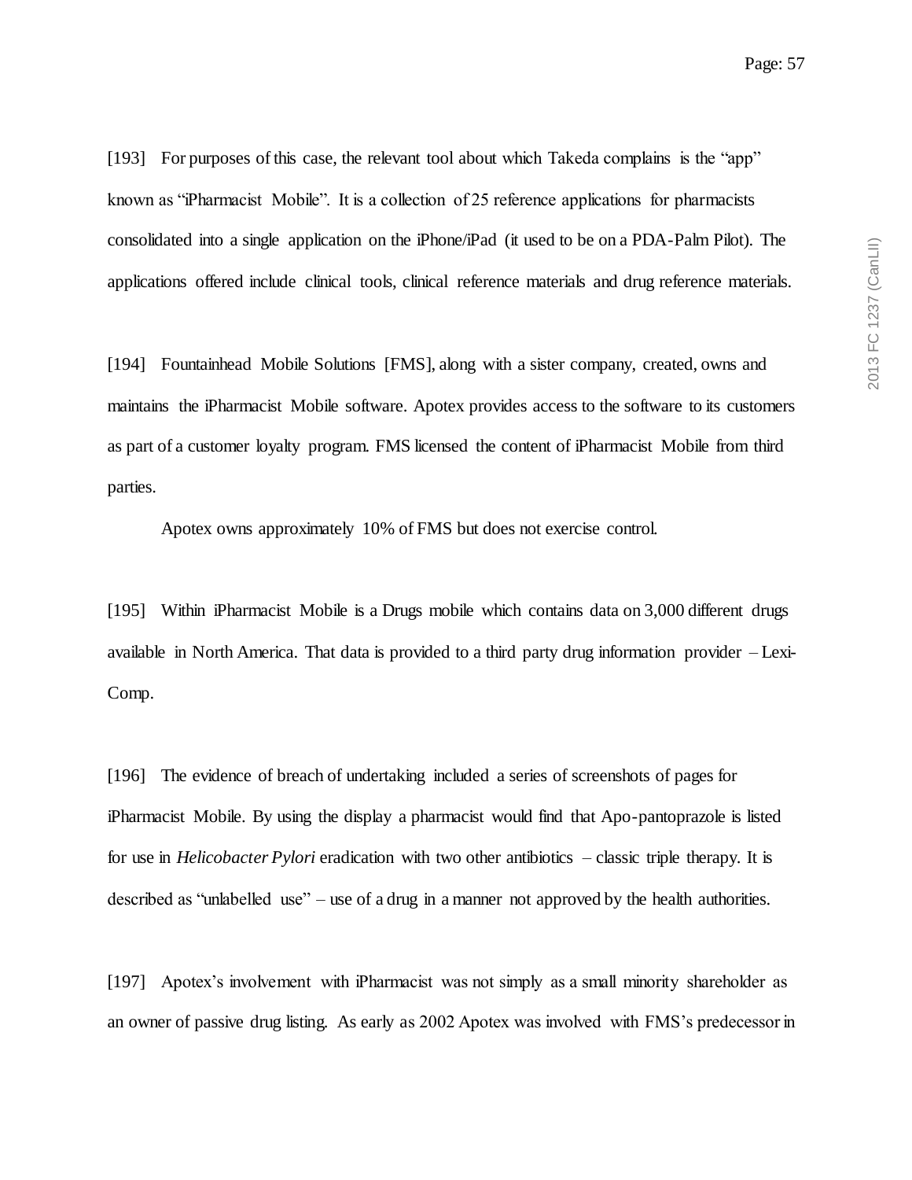[193] For purposes of this case, the relevant tool about which Takeda complains is the "app" known as "iPharmacist Mobile". It is a collection of 25 reference applications for pharmacists consolidated into a single application on the iPhone/iPad (it used to be on a PDA-Palm Pilot). The applications offered include clinical tools, clinical reference materials and drug reference materials.

[194] Fountainhead Mobile Solutions [FMS], along with a sister company, created, owns and maintains the iPharmacist Mobile software. Apotex provides access to the software to its customers as part of a customer loyalty program. FMS licensed the content of iPharmacist Mobile from third parties.

Apotex owns approximately 10% of FMS but does not exercise control.

[195] Within iPharmacist Mobile is a Drugs mobile which contains data on 3,000 different drugs available in North America. That data is provided to a third party drug information provider – Lexi-Comp.

[196] The evidence of breach of undertaking included a series of screenshots of pages for iPharmacist Mobile. By using the display a pharmacist would find that Apo-pantoprazole is listed for use in *Helicobacter Pylori* eradication with two other antibiotics – classic triple therapy. It is described as "unlabelled use" – use of a drug in a manner not approved by the health authorities.

[197] Apotex's involvement with iPharmacist was not simply as a small minority shareholder as an owner of passive drug listing. As early as 2002 Apotex was involved with FMS's predecessor in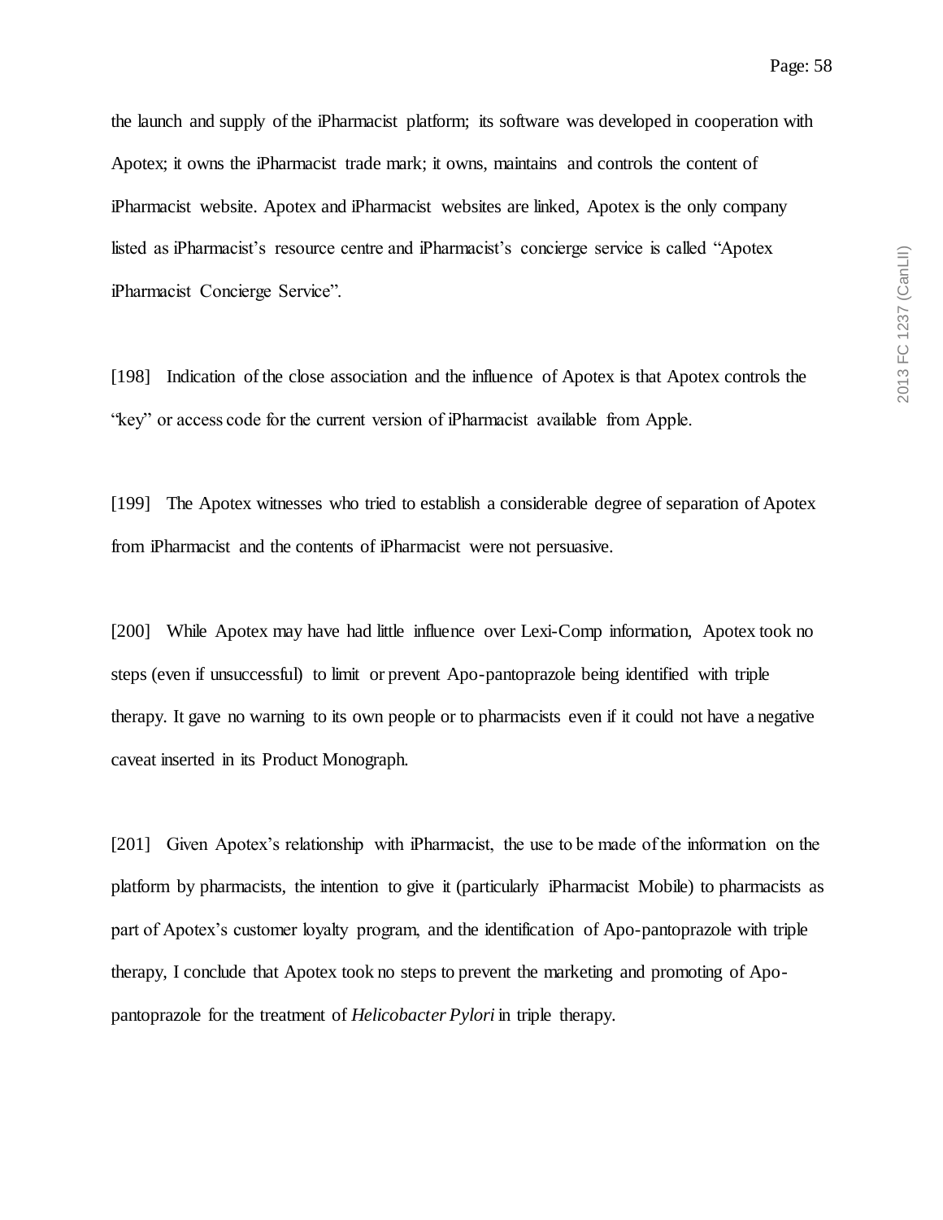the launch and supply of the iPharmacist platform; its software was developed in cooperation with Apotex; it owns the iPharmacist trade mark; it owns, maintains and controls the content of iPharmacist website. Apotex and iPharmacist websites are linked, Apotex is the only company listed as iPharmacist's resource centre and iPharmacist's concierge service is called "Apotex iPharmacist Concierge Service".

[198] Indication of the close association and the influence of Apotex is that Apotex controls the "key" or access code for the current version of iPharmacist available from Apple.

[199] The Apotex witnesses who tried to establish a considerable degree of separation of Apotex from iPharmacist and the contents of iPharmacist were not persuasive.

[200] While Apotex may have had little influence over Lexi-Comp information, Apotex took no steps (even if unsuccessful) to limit or prevent Apo-pantoprazole being identified with triple therapy. It gave no warning to its own people or to pharmacists even if it could not have a negative caveat inserted in its Product Monograph.

[201] Given Apotex's relationship with iPharmacist, the use to be made of the information on the platform by pharmacists, the intention to give it (particularly iPharmacist Mobile) to pharmacists as part of Apotex's customer loyalty program, and the identification of Apo-pantoprazole with triple therapy, I conclude that Apotex took no steps to prevent the marketing and promoting of Apo-pantoprazole for the treatment of *Helicobacter Pylori* in triple therapy.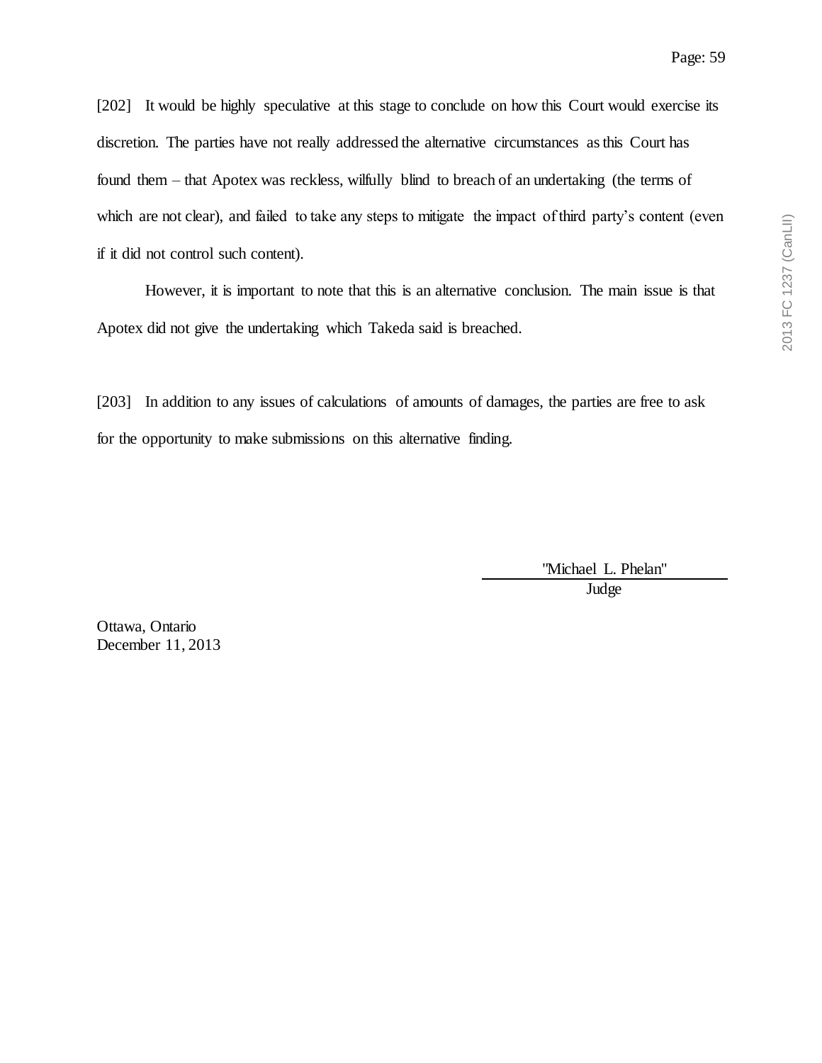[202] It would be highly speculative at this stage to conclude on how this Court would exercise its discretion. The parties have not really addressed the alternative circumstances as this Court has found them – that Apotex was reckless, wilfully blind to breach of an undertaking (the terms of which are not clear), and failed to take any steps to mitigate the impact of third party's content (even if it did not control such content).

However, it is important to note that this is an alternative conclusion. The main issue is that Apotex did not give the undertaking which Takeda said is breached.

[203] In addition to any issues of calculations of amounts of damages, the parties are free to ask for the opportunity to make submissions on this alternative finding.

"Michael L. Phelan"
Judge

Ottawa, Ontario
December 11, 2013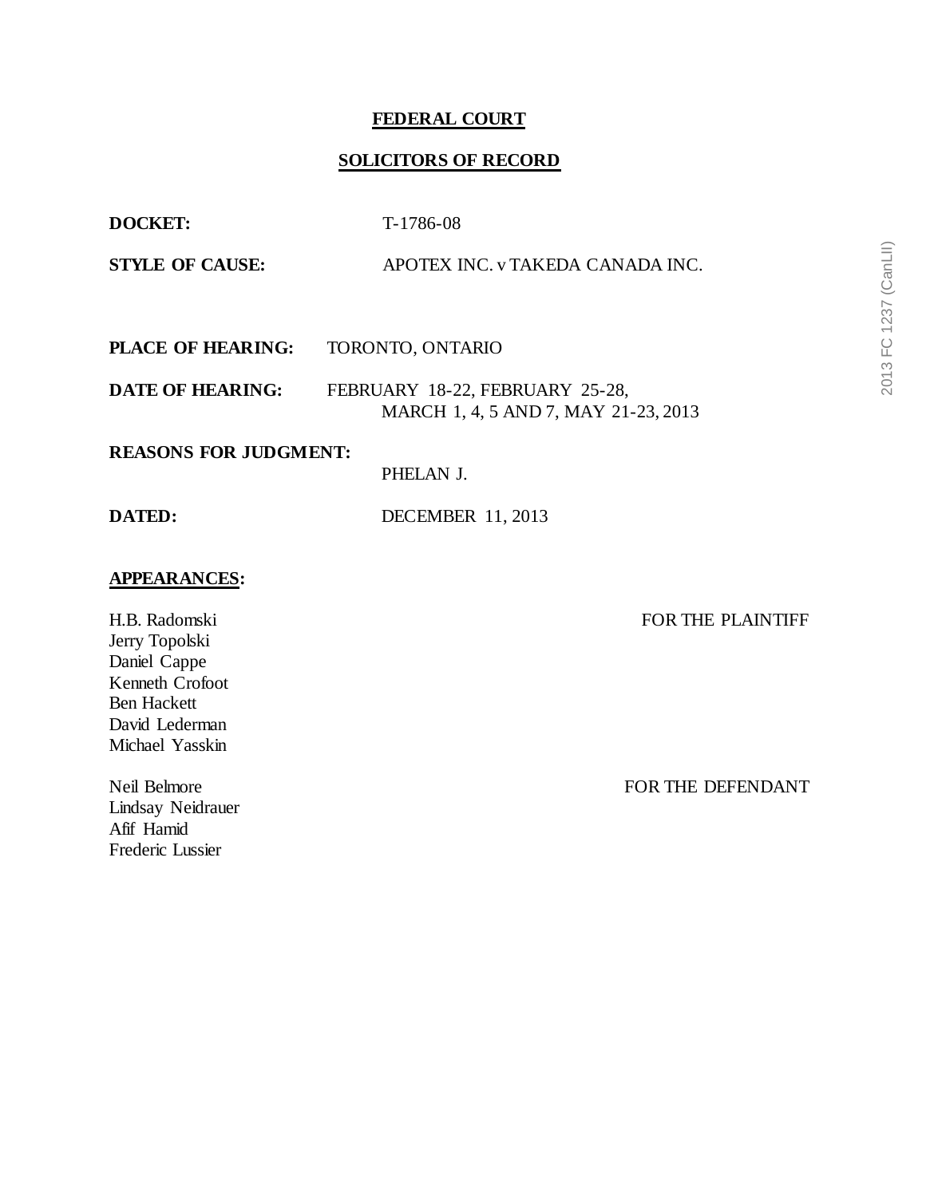**FEDERAL COURT**

**SOLICITORS OF RECORD**

| | |
|---|---|
| **DOCKET:** | T-1786-08 |
| **STYLE OF CAUSE:** | APOTEX INC. v TAKEDA CANADA INC. |
| **PLACE OF HEARING:** | TORONTO, ONTARIO |
| **DATE OF HEARING:** | FEBRUARY 18-22, FEBRUARY 25-28, MARCH 1, 4, 5 AND 7, MAY 21-23, 2013 |
| **REASONS FOR JUDGMENT:** | PHELAN J. |
| **DATED:** | DECEMBER 11, 2013 |

**APPEARANCES:**

| | |
|---|---|
| H.B. Radomski<br>Jerry Topolski<br>Daniel Cappe<br>Kenneth Crofoot<br>Ben Hackett<br>David Lederman<br>Michael Yasskin | FOR THE PLAINTIFF |
| Neil Belmore<br>Lindsay Neidrauer<br>Afif Hamid<br>Frederic Lussier | FOR THE DEFENDANT |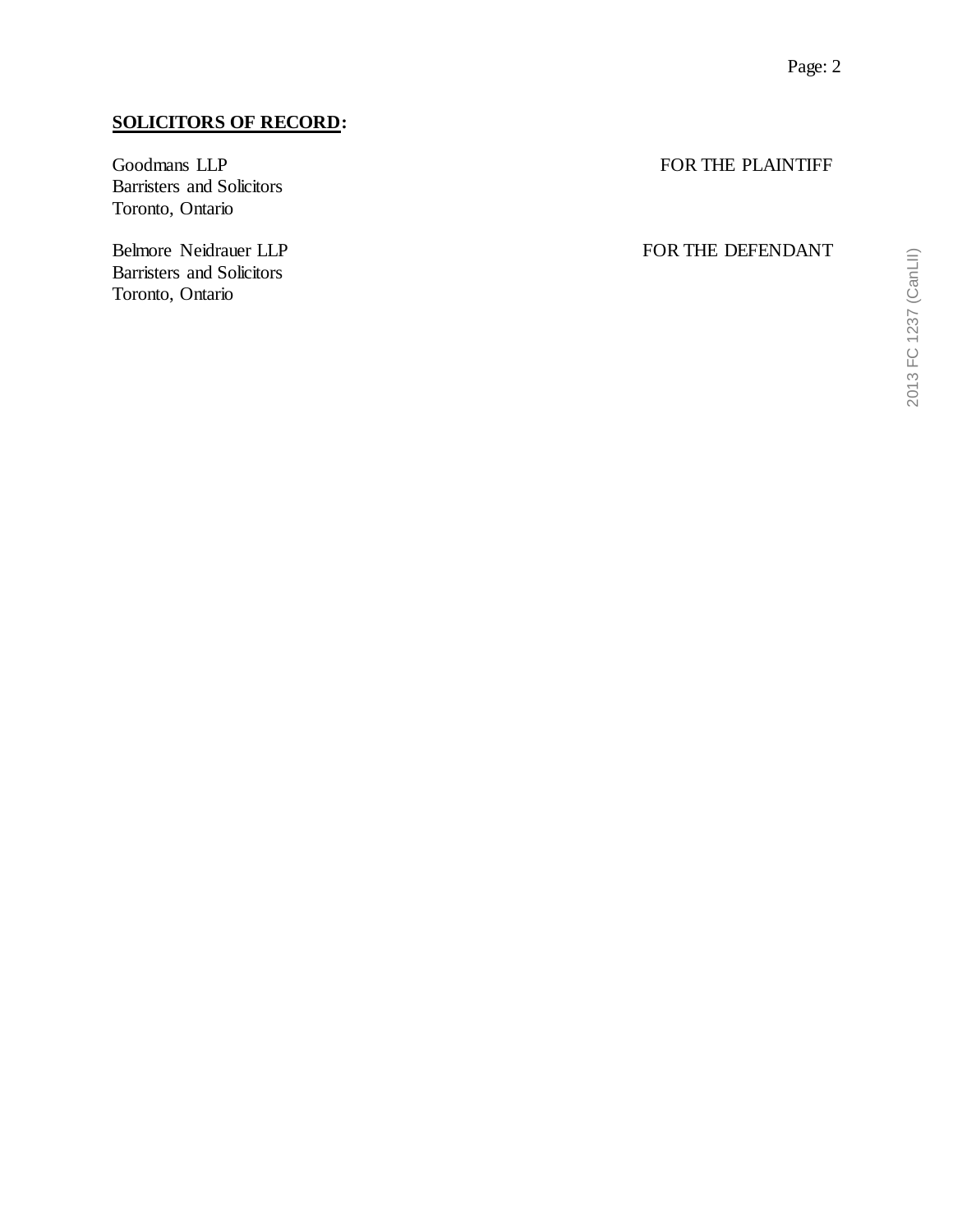**SOLICITORS OF RECORD:**

| | |
|---|---|
| Goodmans LLP<br>Barristers and Solicitors<br>Toronto, Ontario | FOR THE PLAINTIFF |
| Belmore Neidrauer LLP<br>Barristers and Solicitors<br>Toronto, Ontario | FOR THE DEFENDANT |